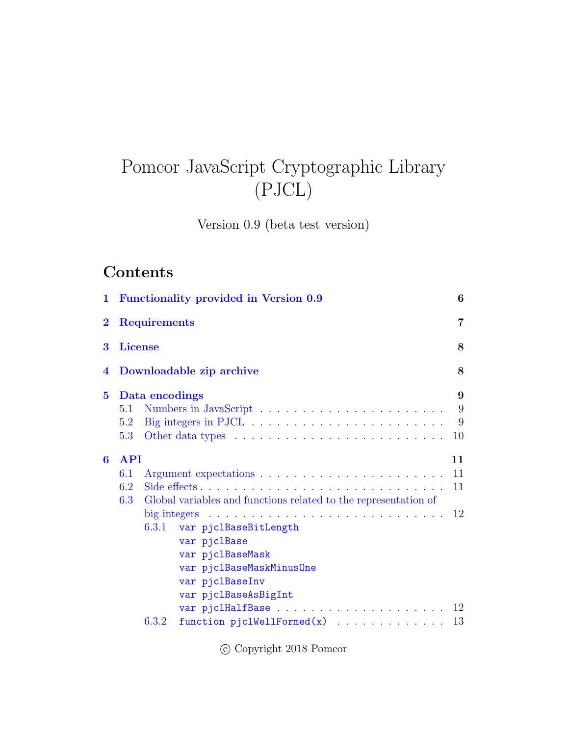# Pomcor JavaScript Cryptographic Library (PJCL)

Version 0.9 (beta test version)

## Contents

- **1 Functionality provided in Version 0.9** — 6
- **2 Requirements** — 7
- **3 License** — 8
- **4 Downloadable zip archive** — 8
- **5 Data encodings** — 9
  - 5.1 Numbers in JavaScript — 9
  - 5.2 Big integers in PJCL — 9
  - 5.3 Other data types — 10
- **6 API** — 11
  - 6.1 Argument expectations — 11
  - 6.2 Side effects — 11
  - 6.3 Global variables and functions related to the representation of big integers — 12
    - 6.3.1 `var pjclBaseBitLength` `var pjclBase` `var pjclBaseMask` `var pjclBaseMaskMinusOne` `var pjclBaseInv` `var pjclBaseAsBigInt` `var pjclHalfBase` — 12
    - 6.3.2 `function pjclWellFormed(x)` — 13

© Copyright 2018 Pomcor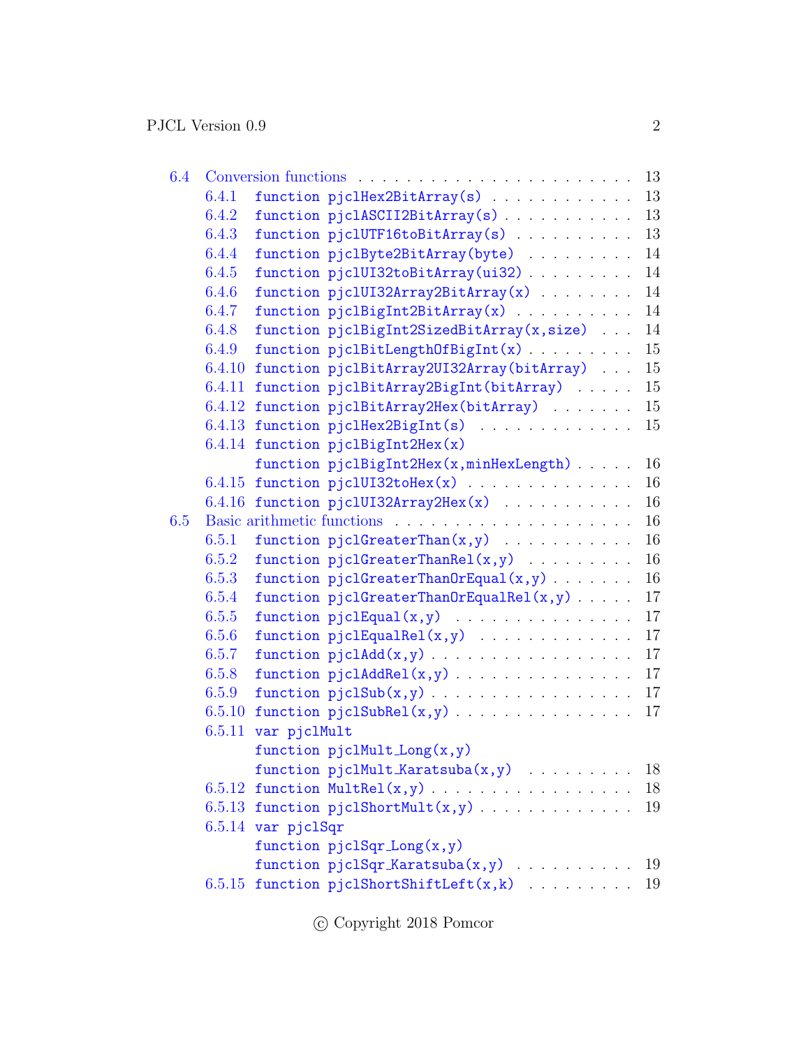- 6.4 Conversion functions . . . 13
  - 6.4.1 `function pjclHex2BitArray(s)` . . . 13
  - 6.4.2 `function pjclASCII2BitArray(s)` . . . 13
  - 6.4.3 `function pjclUTF16toBitArray(s)` . . . 13
  - 6.4.4 `function pjclByte2BitArray(byte)` . . . 14
  - 6.4.5 `function pjclUI32toBitArray(ui32)` . . . 14
  - 6.4.6 `function pjclUI32Array2BitArray(x)` . . . 14
  - 6.4.7 `function pjclBigInt2BitArray(x)` . . . 14
  - 6.4.8 `function pjclBigInt2SizedBitArray(x,size)` . . . 14
  - 6.4.9 `function pjclBitLengthOfBigInt(x)` . . . 15
  - 6.4.10 `function pjclBitArray2UI32Array(bitArray)` . . . 15
  - 6.4.11 `function pjclBitArray2BigInt(bitArray)` . . . 15
  - 6.4.12 `function pjclBitArray2Hex(bitArray)` . . . 15
  - 6.4.13 `function pjclHex2BigInt(s)` . . . 15
  - 6.4.14 `function pjclBigInt2Hex(x)` `function pjclBigInt2Hex(x,minHexLength)` . . . 16
  - 6.4.15 `function pjclUI32toHex(x)` . . . 16
  - 6.4.16 `function pjclUI32Array2Hex(x)` . . . 16
- 6.5 Basic arithmetic functions . . . 16
  - 6.5.1 `function pjclGreaterThan(x,y)` . . . 16
  - 6.5.2 `function pjclGreaterThanRel(x,y)` . . . 16
  - 6.5.3 `function pjclGreaterThanOrEqual(x,y)` . . . 16
  - 6.5.4 `function pjclGreaterThanOrEqualRel(x,y)` . . . 17
  - 6.5.5 `function pjclEqual(x,y)` . . . 17
  - 6.5.6 `function pjclEqualRel(x,y)` . . . 17
  - 6.5.7 `function pjclAdd(x,y)` . . . 17
  - 6.5.8 `function pjclAddRel(x,y)` . . . 17
  - 6.5.9 `function pjclSub(x,y)` . . . 17
  - 6.5.10 `function pjclSubRel(x,y)` . . . 17
  - 6.5.11 `var pjclMult` `function pjclMult_Long(x,y)` `function pjclMult_Karatsuba(x,y)` . . . 18
  - 6.5.12 `function MultRel(x,y)` . . . 18
  - 6.5.13 `function pjclShortMult(x,y)` . . . 19
  - 6.5.14 `var pjclSqr` `function pjclSqr_Long(x,y)` `function pjclSqr_Karatsuba(x,y)` . . . 19
  - 6.5.15 `function pjclShortShiftLeft(x,k)` . . . 19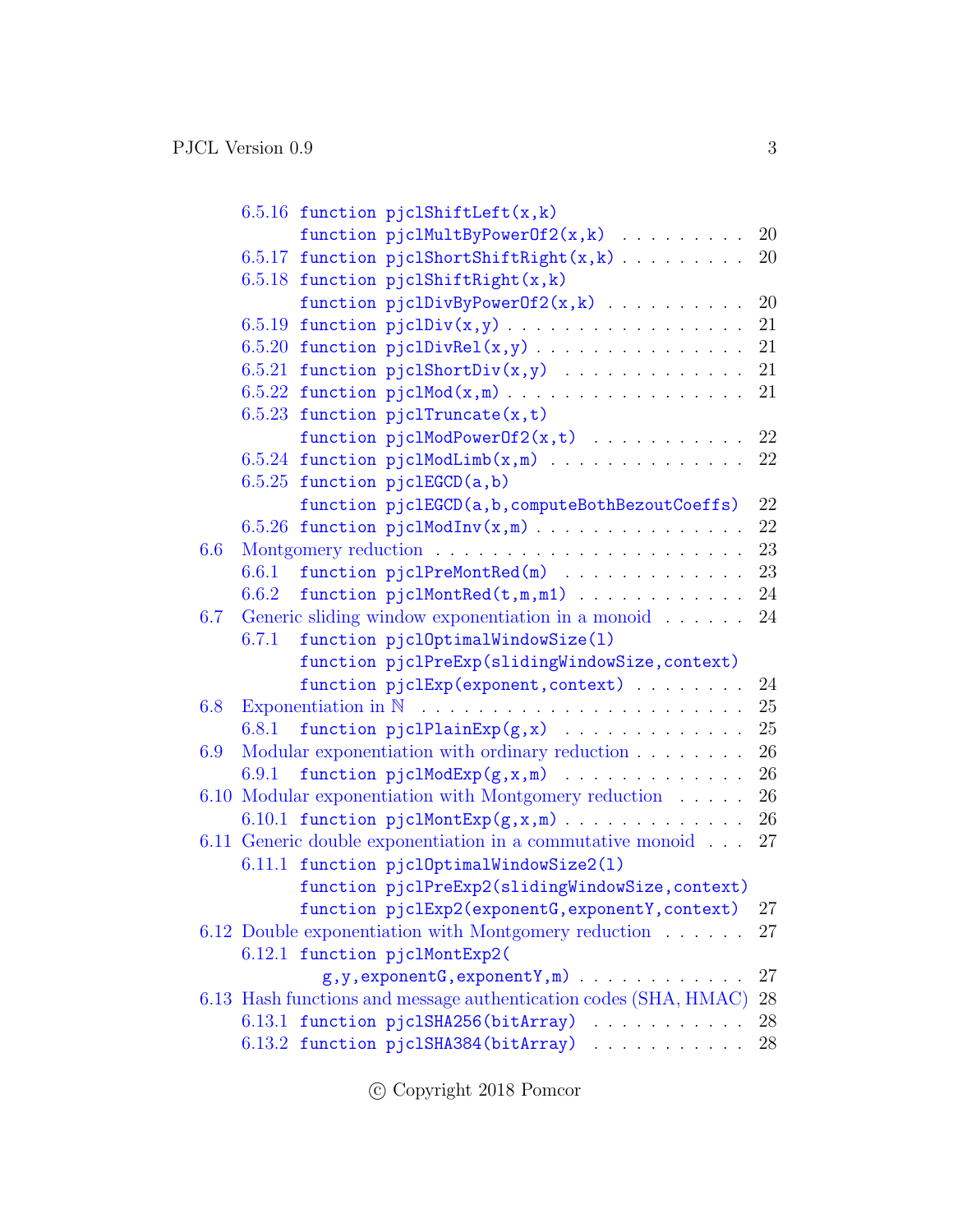- 6.5.16 `function pjclShiftLeft(x,k)`
  `function pjclMultByPowerOf2(x,k)` . . . . . . . . . 20
- 6.5.17 `function pjclShortShiftRight(x,k)` . . . . . . . . . 20
- 6.5.18 `function pjclShiftRight(x,k)`
  `function pjclDivByPowerOf2(x,k)` . . . . . . . . . . 20
- 6.5.19 `function pjclDiv(x,y)` . . . . . . . . . . . . . . . . 21
- 6.5.20 `function pjclDivRel(x,y)` . . . . . . . . . . . . . . 21
- 6.5.21 `function pjclShortDiv(x,y)` . . . . . . . . . . . . . 21
- 6.5.22 `function pjclMod(x,m)` . . . . . . . . . . . . . . . . 21
- 6.5.23 `function pjclTruncate(x,t)`
  `function pjclModPowerOf2(x,t)` . . . . . . . . . . . 22
- 6.5.24 `function pjclModLimb(x,m)` . . . . . . . . . . . . . 22
- 6.5.25 `function pjclEGCD(a,b)`
  `function pjclEGCD(a,b,computeBothBezoutCoeffs)` 22
- 6.5.26 `function pjclModInv(x,m)` . . . . . . . . . . . . . . 22

6.6 Montgomery reduction . . . . . . . . . . . . . . . . . . . . . . 23
- 6.6.1 `function pjclPreMontRed(m)` . . . . . . . . . . . . . 23
- 6.6.2 `function pjclMontRed(t,m,m1)` . . . . . . . . . . . . 24

6.7 Generic sliding window exponentiation in a monoid . . . . . . 24
- 6.7.1 `function pjclOptimalWindowSize(l)`
  `function pjclPreExp(slidingWindowSize,context)`
  `function pjclExp(exponent,context)` . . . . . . . . 24

6.8 Exponentiation in $\mathbb{N}$ . . . . . . . . . . . . . . . . . . . . . . 25
- 6.8.1 `function pjclPlainExp(g,x)` . . . . . . . . . . . . . 25

6.9 Modular exponentiation with ordinary reduction . . . . . . . . 26
- 6.9.1 `function pjclModExp(g,x,m)` . . . . . . . . . . . . . 26

6.10 Modular exponentiation with Montgomery reduction . . . . . 26
- 6.10.1 `function pjclMontExp(g,x,m)` . . . . . . . . . . . . . 26

6.11 Generic double exponentiation in a commutative monoid . . . 27
- 6.11.1 `function pjclOptimalWindowSize2(l)`
  `function pjclPreExp2(slidingWindowSize,context)`
  `function pjclExp2(exponentG,exponentY,context)` 27

6.12 Double exponentiation with Montgomery reduction . . . . . . 27
- 6.12.1 `function pjclMontExp2(`
  `g,y,exponentG,exponentY,m)` . . . . . . . . . . . . 27

6.13 Hash functions and message authentication codes (SHA, HMAC) 28
- 6.13.1 `function pjclSHA256(bitArray)` . . . . . . . . . . . 28
- 6.13.2 `function pjclSHA384(bitArray)` . . . . . . . . . . . 28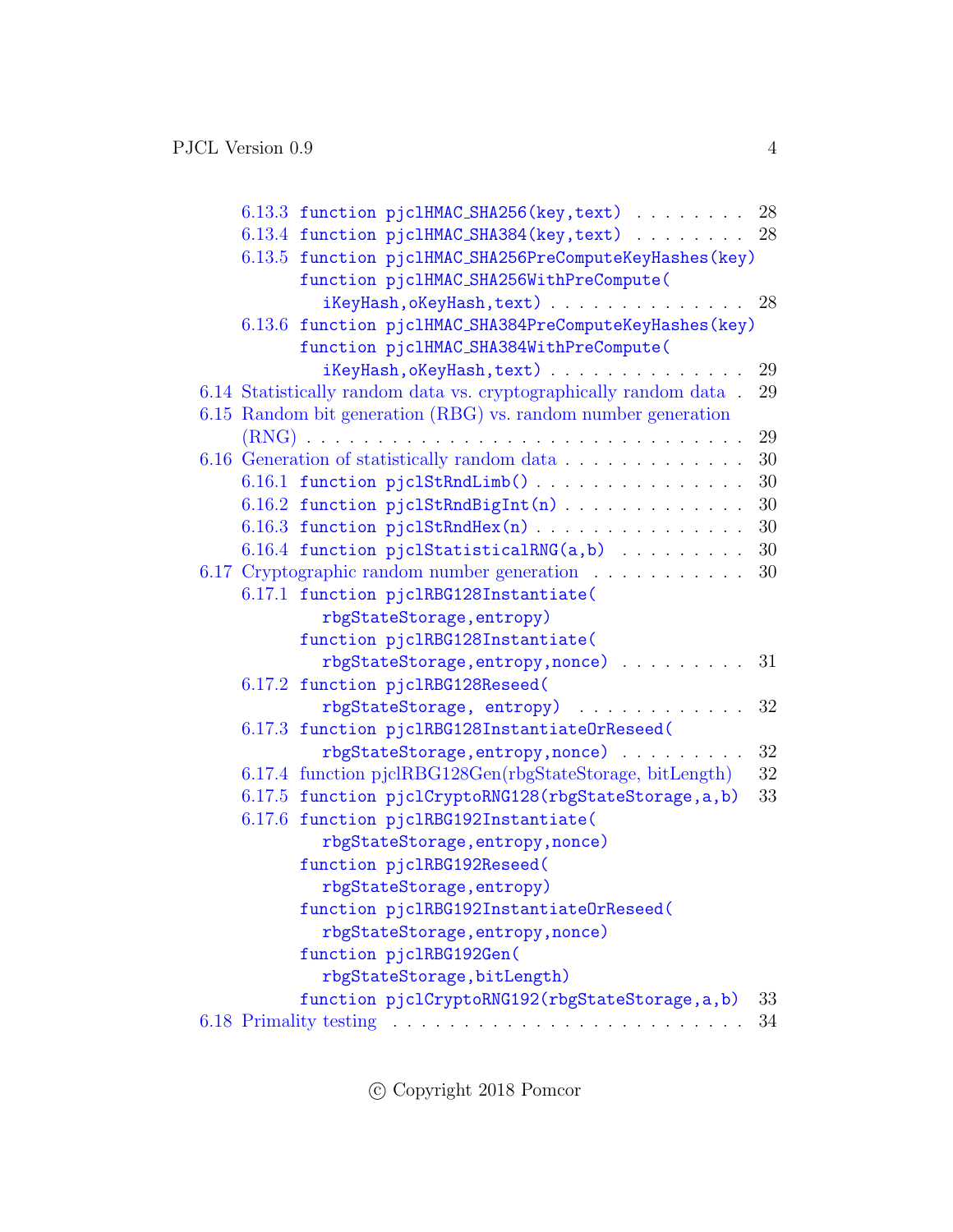- 6.13.3 `function pjclHMAC_SHA256(key,text)` . . . . . . . . 28
- 6.13.4 `function pjclHMAC_SHA384(key,text)` . . . . . . . . 28
- 6.13.5 `function pjclHMAC_SHA256PreComputeKeyHashes(key)` `function pjclHMAC_SHA256WithPreCompute(iKeyHash,oKeyHash,text)` . . . . . . . . . . . . . 28
- 6.13.6 `function pjclHMAC_SHA384PreComputeKeyHashes(key)` `function pjclHMAC_SHA384WithPreCompute(iKeyHash,oKeyHash,text)` . . . . . . . . . . . . . 29

6.14 Statistically random data vs. cryptographically random data . 29

6.15 Random bit generation (RBG) vs. random number generation (RNG) . . . . . . . . . . . . . . . . . . . . . . . . . . . . . 29

6.16 Generation of statistically random data . . . . . . . . . . . . . 30

- 6.16.1 `function pjclStRndLimb()` . . . . . . . . . . . . . . 30
- 6.16.2 `function pjclStRndBigInt(n)` . . . . . . . . . . . . . 30
- 6.16.3 `function pjclStRndHex(n)` . . . . . . . . . . . . . . 30
- 6.16.4 `function pjclStatisticalRNG(a,b)` . . . . . . . . . 30

6.17 Cryptographic random number generation . . . . . . . . . . . 30

- 6.17.1 `function pjclRBG128Instantiate(rbgStateStorage,entropy)` `function pjclRBG128Instantiate(rbgStateStorage,entropy,nonce)` . . . . . . . . . 31
- 6.17.2 `function pjclRBG128Reseed(rbgStateStorage, entropy)` . . . . . . . . . . . . 32
- 6.17.3 `function pjclRBG128InstantiateOrReseed(rbgStateStorage,entropy,nonce)` . . . . . . . . . 32
- 6.17.4 function pjclRBG128Gen(rbgStateStorage, bitLength) 32
- 6.17.5 `function pjclCryptoRNG128(rbgStateStorage,a,b)` 33
- 6.17.6 `function pjclRBG192Instantiate(rbgStateStorage,entropy,nonce)` `function pjclRBG192Reseed(rbgStateStorage,entropy)` `function pjclRBG192InstantiateOrReseed(rbgStateStorage,entropy,nonce)` `function pjclRBG192Gen(rbgStateStorage,bitLength)` `function pjclCryptoRNG192(rbgStateStorage,a,b)` 33

6.18 Primality testing . . . . . . . . . . . . . . . . . . . . . . . . 34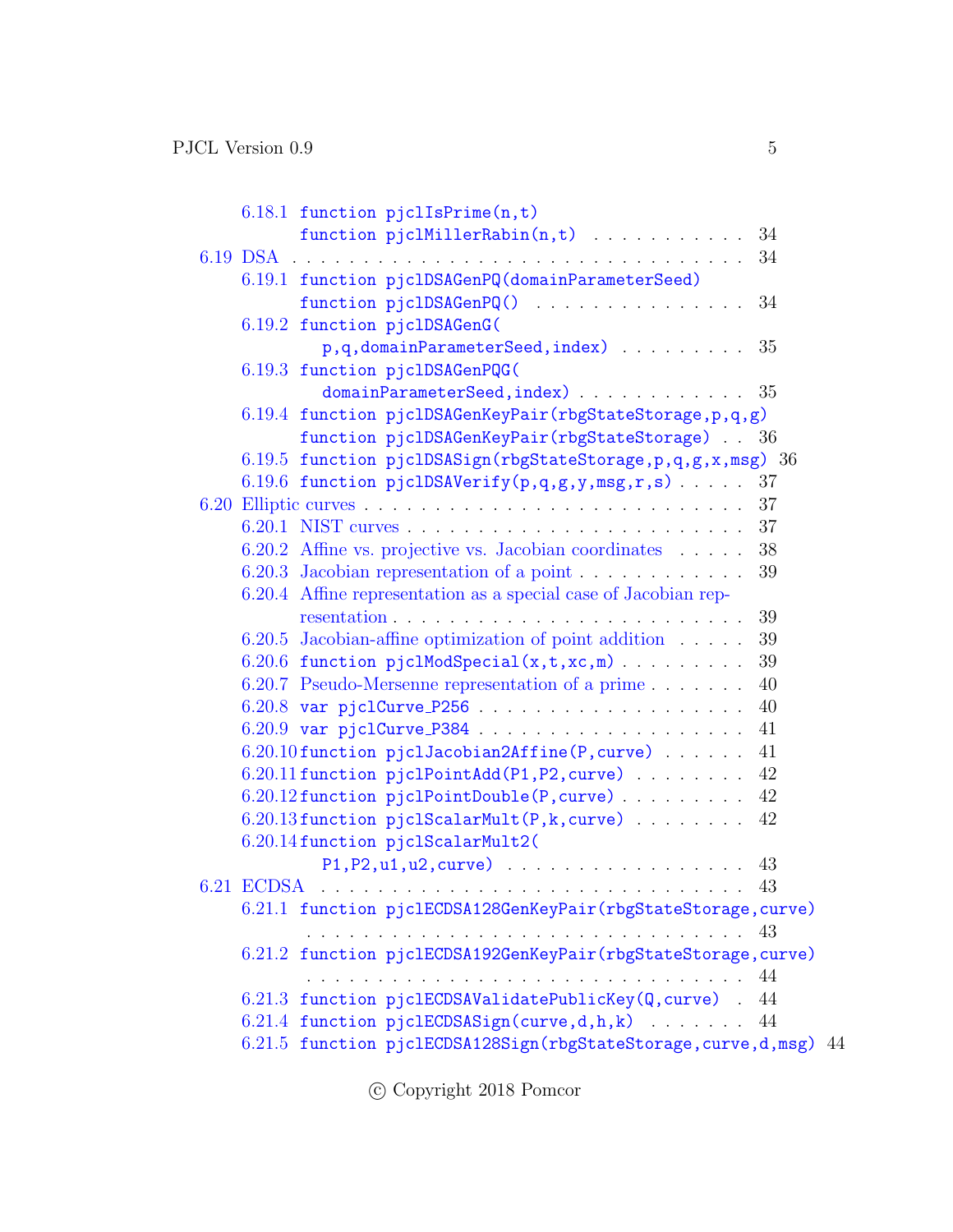6.18.1 function pjclIsPrime(n,t)
function pjclMillerRabin(n,t) . . . . . . . . . . . 34

6.19 DSA . . . . . . . . . . . . . . . . . . . . . . . . . . . . . . 34

6.19.1 function pjclDSAGenPQ(domainParameterSeed)
function pjclDSAGenPQ() . . . . . . . . . . . . . . 34

6.19.2 function pjclDSAGenG(
p,q,domainParameterSeed,index) . . . . . . . . . 35

6.19.3 function pjclDSAGenPQG(
domainParameterSeed,index) . . . . . . . . . . . . 35

6.19.4 function pjclDSAGenKeyPair(rbgStateStorage,p,q,g)
function pjclDSAGenKeyPair(rbgStateStorage) . . 36

6.19.5 function pjclDSASign(rbgStateStorage,p,q,g,x,msg) 36

6.19.6 function pjclDSAVerify(p,q,g,y,msg,r,s) . . . . . 37

6.20 Elliptic curves . . . . . . . . . . . . . . . . . . . . . . . . 37

6.20.1 NIST curves . . . . . . . . . . . . . . . . . . . . . . . . 37

6.20.2 Affine vs. projective vs. Jacobian coordinates . . . . . 38

6.20.3 Jacobian representation of a point . . . . . . . . . . . . 39

6.20.4 Affine representation as a special case of Jacobian representation . . . . . . . . . . . . . . . . . . . . . . . . . 39

6.20.5 Jacobian-affine optimization of point addition . . . . . 39

6.20.6 function pjclModSpecial(x,t,xc,m) . . . . . . . . . 39

6.20.7 Pseudo-Mersenne representation of a prime . . . . . . . 40

6.20.8 var pjclCurve_P256 . . . . . . . . . . . . . . . . . . . 40

6.20.9 var pjclCurve_P384 . . . . . . . . . . . . . . . . . . . 41

6.20.10 function pjclJacobian2Affine(P,curve) . . . . . . 41

6.20.11 function pjclPointAdd(P1,P2,curve) . . . . . . . . 42

6.20.12 function pjclPointDouble(P,curve) . . . . . . . . . 42

6.20.13 function pjclScalarMult(P,k,curve) . . . . . . . . 42

6.20.14 function pjclScalarMult2(
P1,P2,u1,u2,curve) . . . . . . . . . . . . . . . . . 43

6.21 ECDSA . . . . . . . . . . . . . . . . . . . . . . . . . . . . . 43

6.21.1 function pjclECDSA128GenKeyPair(rbgStateStorage,curve)
. . . . . . . . . . . . . . . . . . . . . . . . . . . . . . . 43

6.21.2 function pjclECDSA192GenKeyPair(rbgStateStorage,curve)
. . . . . . . . . . . . . . . . . . . . . . . . . . . . . . . 44

6.21.3 function pjclECDSAValidatePublicKey(Q,curve) . 44

6.21.4 function pjclECDSASign(curve,d,h,k) . . . . . . . 44

6.21.5 function pjclECDSA128Sign(rbgStateStorage,curve,d,msg) 44

© Copyright 2018 Pomcor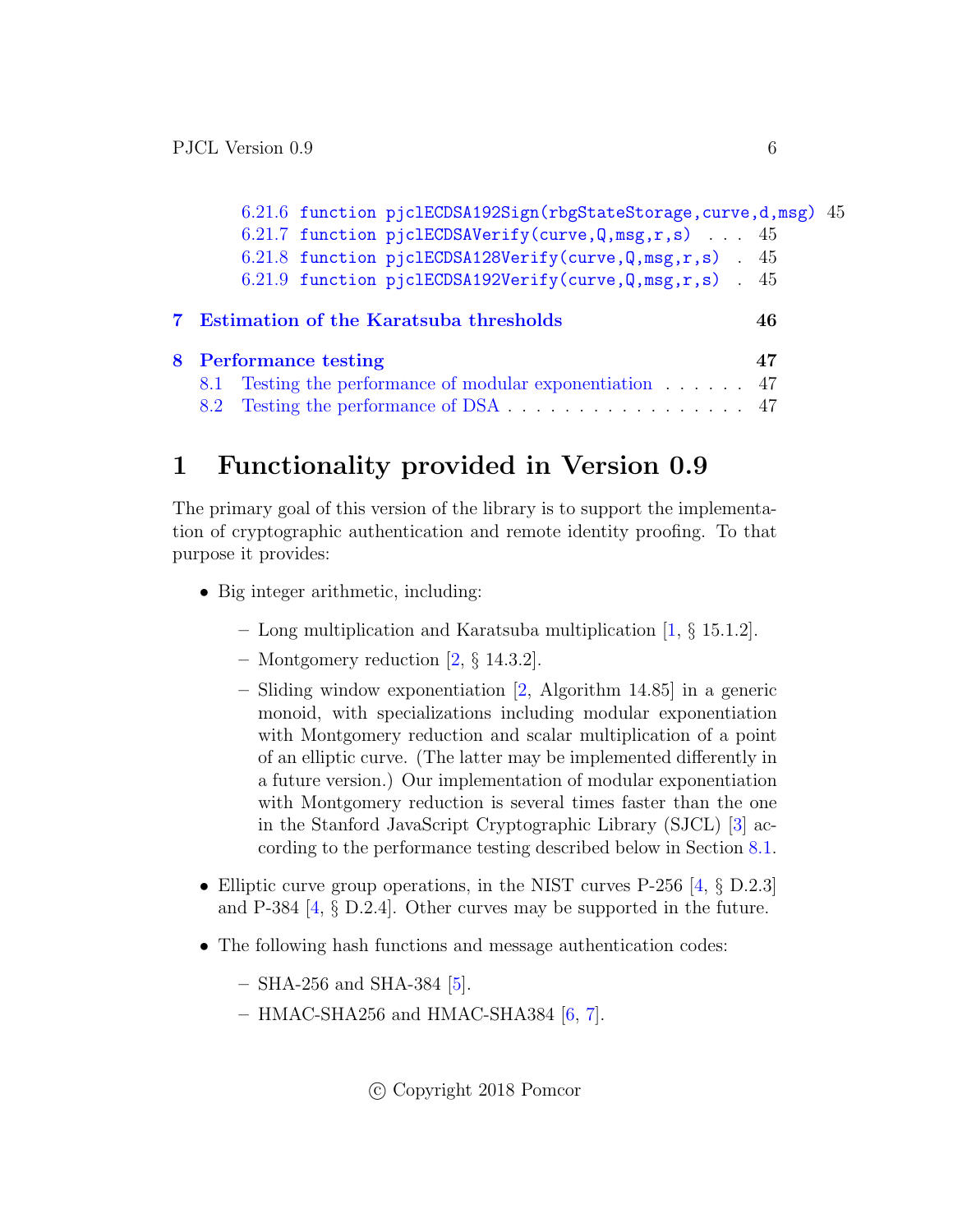6.21.6 `function pjclECDSA192Sign(rbgStateStorage,curve,d,msg)` 45
6.21.7 `function pjclECDSAVerify(curve,Q,msg,r,s)` . . . 45
6.21.8 `function pjclECDSA128Verify(curve,Q,msg,r,s)` . 45
6.21.9 `function pjclECDSA192Verify(curve,Q,msg,r,s)` . 45

**7 Estimation of the Karatsuba thresholds** **46**

**8 Performance testing** **47**
8.1 Testing the performance of modular exponentiation . . . . . . 47
8.2 Testing the performance of DSA . . . . . . . . . . . . . . . . . 47

# 1 Functionality provided in Version 0.9

The primary goal of this version of the library is to support the implementation of cryptographic authentication and remote identity proofing. To that purpose it provides:

- Big integer arithmetic, including:
  - Long multiplication and Karatsuba multiplication [1, § 15.1.2].
  - Montgomery reduction [2, § 14.3.2].
  - Sliding window exponentiation [2, Algorithm 14.85] in a generic monoid, with specializations including modular exponentiation with Montgomery reduction and scalar multiplication of a point of an elliptic curve. (The latter may be implemented differently in a future version.) Our implementation of modular exponentiation with Montgomery reduction is several times faster than the one in the Stanford JavaScript Cryptographic Library (SJCL) [3] according to the performance testing described below in Section 8.1.
- Elliptic curve group operations, in the NIST curves P-256 [4, § D.2.3] and P-384 [4, § D.2.4]. Other curves may be supported in the future.
- The following hash functions and message authentication codes:
  - SHA-256 and SHA-384 [5].
  - HMAC-SHA256 and HMAC-SHA384 [6, 7].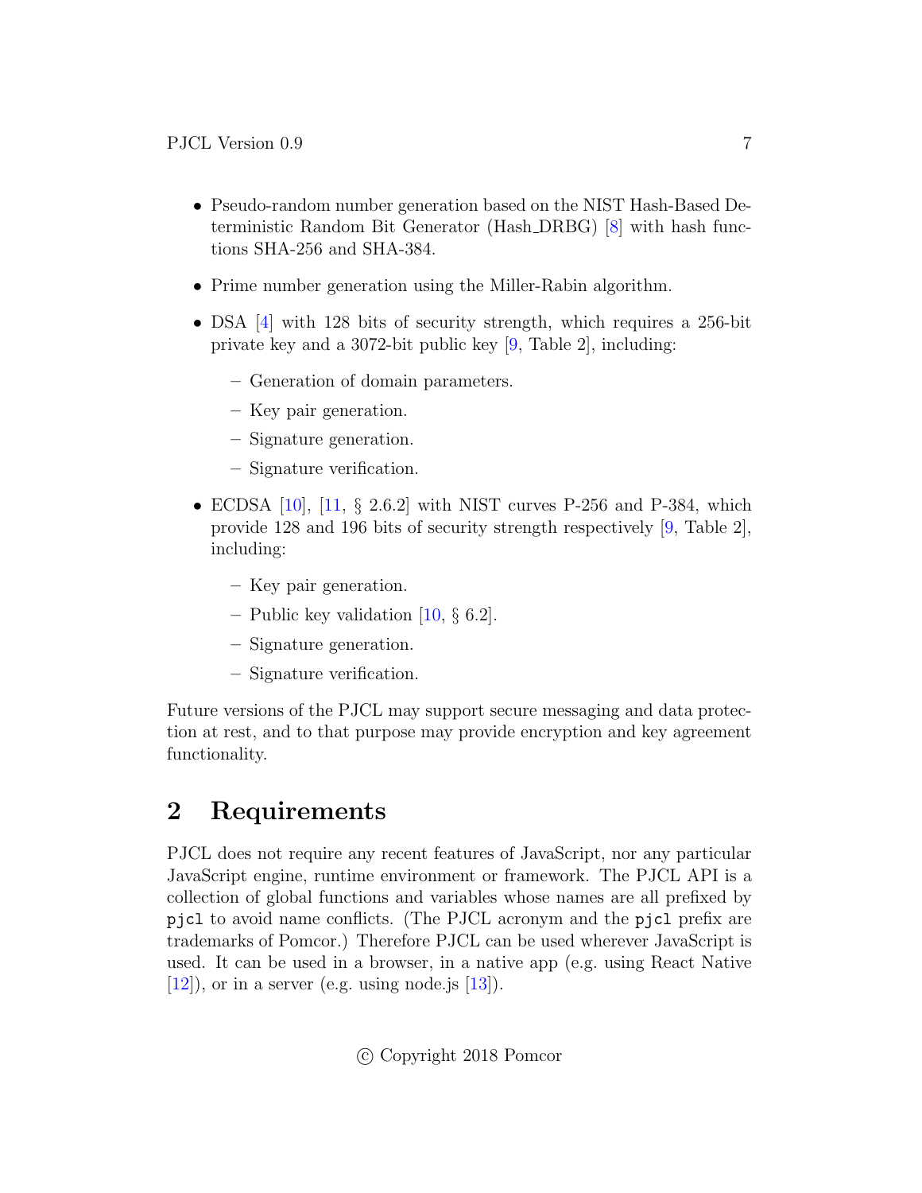- Pseudo-random number generation based on the NIST Hash-Based Deterministic Random Bit Generator (Hash_DRBG) [8] with hash functions SHA-256 and SHA-384.
- Prime number generation using the Miller-Rabin algorithm.
- DSA [4] with 128 bits of security strength, which requires a 256-bit private key and a 3072-bit public key [9, Table 2], including:
  - Generation of domain parameters.
  - Key pair generation.
  - Signature generation.
  - Signature verification.
- ECDSA [10], [11, § 2.6.2] with NIST curves P-256 and P-384, which provide 128 and 196 bits of security strength respectively [9, Table 2], including:
  - Key pair generation.
  - Public key validation [10, § 6.2].
  - Signature generation.
  - Signature verification.

Future versions of the PJCL may support secure messaging and data protection at rest, and to that purpose may provide encryption and key agreement functionality.

# 2 Requirements

PJCL does not require any recent features of JavaScript, nor any particular JavaScript engine, runtime environment or framework. The PJCL API is a collection of global functions and variables whose names are all prefixed by `pjcl` to avoid name conflicts. (The PJCL acronym and the `pjcl` prefix are trademarks of Pomcor.) Therefore PJCL can be used wherever JavaScript is used. It can be used in a browser, in a native app (e.g. using React Native [12]), or in a server (e.g. using node.js [13]).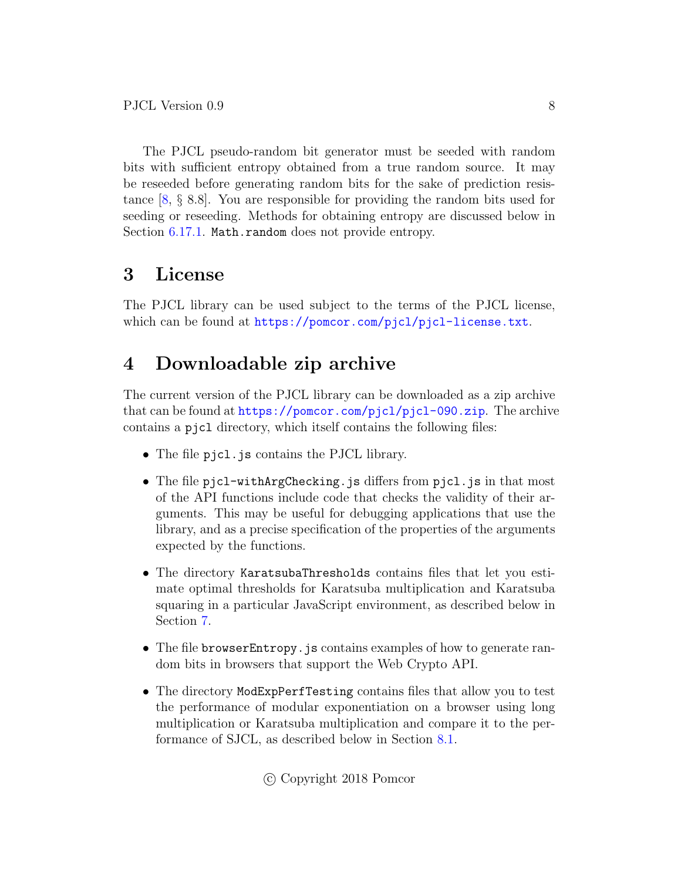The PJCL pseudo-random bit generator must be seeded with random bits with sufficient entropy obtained from a true random source. It may be reseeded before generating random bits for the sake of prediction resistance [8, § 8.8]. You are responsible for providing the random bits used for seeding or reseeding. Methods for obtaining entropy are discussed below in Section 6.17.1. `Math.random` does not provide entropy.

## 3 License

The PJCL library can be used subject to the terms of the PJCL license, which can be found at https://pomcor.com/pjcl/pjcl-license.txt.

## 4 Downloadable zip archive

The current version of the PJCL library can be downloaded as a zip archive that can be found at https://pomcor.com/pjcl/pjcl-090.zip. The archive contains a `pjcl` directory, which itself contains the following files:

- The file `pjcl.js` contains the PJCL library.
- The file `pjcl-withArgChecking.js` differs from `pjcl.js` in that most of the API functions include code that checks the validity of their arguments. This may be useful for debugging applications that use the library, and as a precise specification of the properties of the arguments expected by the functions.
- The directory `KaratsubaThresholds` contains files that let you estimate optimal thresholds for Karatsuba multiplication and Karatsuba squaring in a particular JavaScript environment, as described below in Section 7.
- The file `browserEntropy.js` contains examples of how to generate random bits in browsers that support the Web Crypto API.
- The directory `ModExpPerfTesting` contains files that allow you to test the performance of modular exponentiation on a browser using long multiplication or Karatsuba multiplication and compare it to the performance of SJCL, as described below in Section 8.1.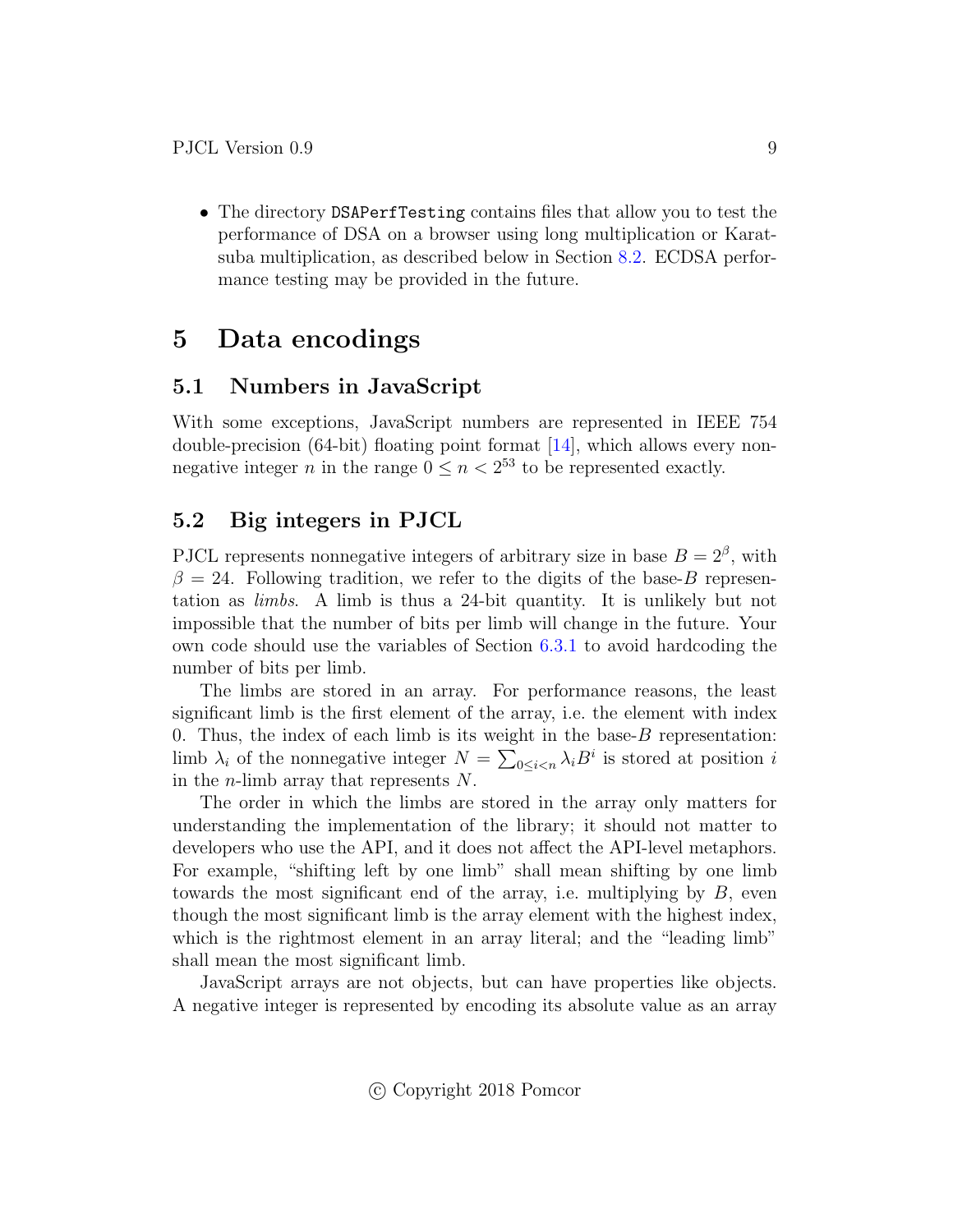- The directory `DSAPerfTesting` contains files that allow you to test the performance of DSA on a browser using long multiplication or Karatsuba multiplication, as described below in Section 8.2. ECDSA performance testing may be provided in the future.

# 5 Data encodings

## 5.1 Numbers in JavaScript

With some exceptions, JavaScript numbers are represented in IEEE 754 double-precision (64-bit) floating point format [14], which allows every nonnegative integer $n$ in the range $0 \leq n < 2^{53}$ to be represented exactly.

## 5.2 Big integers in PJCL

PJCL represents nonnegative integers of arbitrary size in base $B = 2^\beta$, with $\beta = 24$. Following tradition, we refer to the digits of the base-$B$ representation as *limbs*. A limb is thus a 24-bit quantity. It is unlikely but not impossible that the number of bits per limb will change in the future. Your own code should use the variables of Section 6.3.1 to avoid hardcoding the number of bits per limb.

The limbs are stored in an array. For performance reasons, the least significant limb is the first element of the array, i.e. the element with index 0. Thus, the index of each limb is its weight in the base-$B$ representation: limb $\lambda_i$ of the nonnegative integer $N = \sum_{0 \leq i < n} \lambda_i B^i$ is stored at position $i$ in the $n$-limb array that represents $N$.

The order in which the limbs are stored in the array only matters for understanding the implementation of the library; it should not matter to developers who use the API, and it does not affect the API-level metaphors. For example, "shifting left by one limb" shall mean shifting by one limb towards the most significant end of the array, i.e. multiplying by $B$, even though the most significant limb is the array element with the highest index, which is the rightmost element in an array literal; and the "leading limb" shall mean the most significant limb.

JavaScript arrays are not objects, but can have properties like objects. A negative integer is represented by encoding its absolute value as an array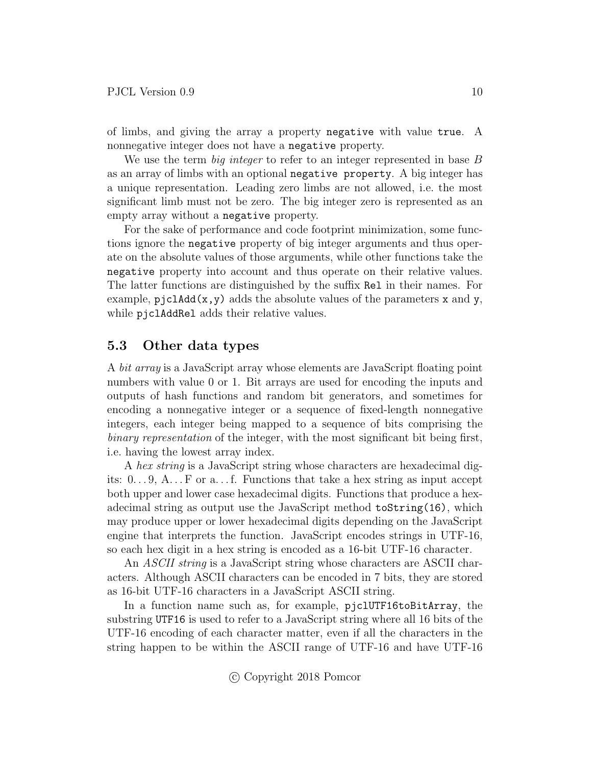of limbs, and giving the array a property `negative` with value `true`. A nonnegative integer does not have a `negative` property.

We use the term *big integer* to refer to an integer represented in base $B$ as an array of limbs with an optional `negative property`. A big integer has a unique representation. Leading zero limbs are not allowed, i.e. the most significant limb must not be zero. The big integer zero is represented as an empty array without a `negative` property.

For the sake of performance and code footprint minimization, some functions ignore the `negative` property of big integer arguments and thus operate on the absolute values of those arguments, while other functions take the `negative` property into account and thus operate on their relative values. The latter functions are distinguished by the suffix `Rel` in their names. For example, `pjclAdd(x,y)` adds the absolute values of the parameters `x` and `y`, while `pjclAddRel` adds their relative values.

## 5.3 Other data types

A *bit array* is a JavaScript array whose elements are JavaScript floating point numbers with value 0 or 1. Bit arrays are used for encoding the inputs and outputs of hash functions and random bit generators, and sometimes for encoding a nonnegative integer or a sequence of fixed-length nonnegative integers, each integer being mapped to a sequence of bits comprising the *binary representation* of the integer, with the most significant bit being first, i.e. having the lowest array index.

A *hex string* is a JavaScript string whose characters are hexadecimal digits: 0...9, A...F or a...f. Functions that take a hex string as input accept both upper and lower case hexadecimal digits. Functions that produce a hexadecimal string as output use the JavaScript method `toString(16)`, which may produce upper or lower hexadecimal digits depending on the JavaScript engine that interprets the function. JavaScript encodes strings in UTF-16, so each hex digit in a hex string is encoded as a 16-bit UTF-16 character.

An *ASCII string* is a JavaScript string whose characters are ASCII characters. Although ASCII characters can be encoded in 7 bits, they are stored as 16-bit UTF-16 characters in a JavaScript ASCII string.

In a function name such as, for example, `pjclUTF16toBitArray`, the substring `UTF16` is used to refer to a JavaScript string where all 16 bits of the UTF-16 encoding of each character matter, even if all the characters in the string happen to be within the ASCII range of UTF-16 and have UTF-16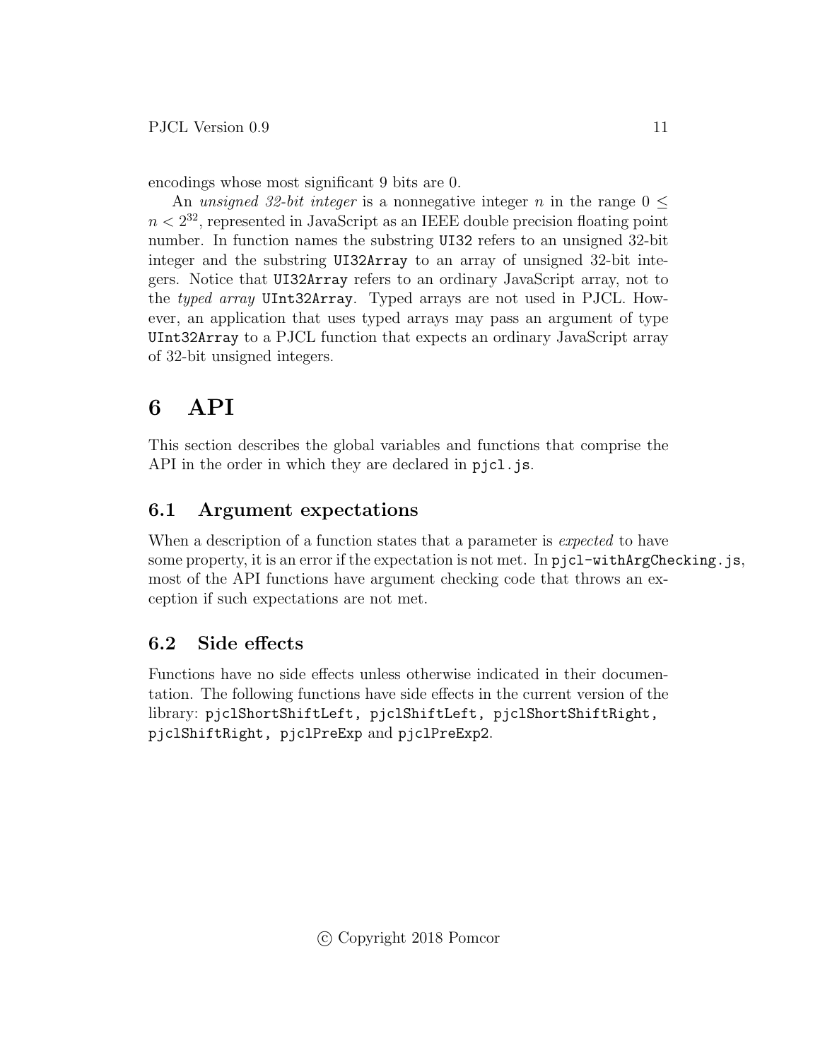encodings whose most significant 9 bits are 0.

An *unsigned 32-bit integer* is a nonnegative integer $n$ in the range $0 \leq n < 2^{32}$, represented in JavaScript as an IEEE double precision floating point number. In function names the substring `UI32` refers to an unsigned 32-bit integer and the substring `UI32Array` to an array of unsigned 32-bit integers. Notice that `UI32Array` refers to an ordinary JavaScript array, not to the *typed array* `UInt32Array`. Typed arrays are not used in PJCL. However, an application that uses typed arrays may pass an argument of type `UInt32Array` to a PJCL function that expects an ordinary JavaScript array of 32-bit unsigned integers.

# 6 API

This section describes the global variables and functions that comprise the API in the order in which they are declared in `pjcl.js`.

## 6.1 Argument expectations

When a description of a function states that a parameter is *expected* to have some property, it is an error if the expectation is not met. In `pjcl-withArgChecking.js`, most of the API functions have argument checking code that throws an exception if such expectations are not met.

## 6.2 Side effects

Functions have no side effects unless otherwise indicated in their documentation. The following functions have side effects in the current version of the library: `pjclShortShiftLeft, pjclShiftLeft, pjclShortShiftRight, pjclShiftRight, pjclPreExp` and `pjclPreExp2`.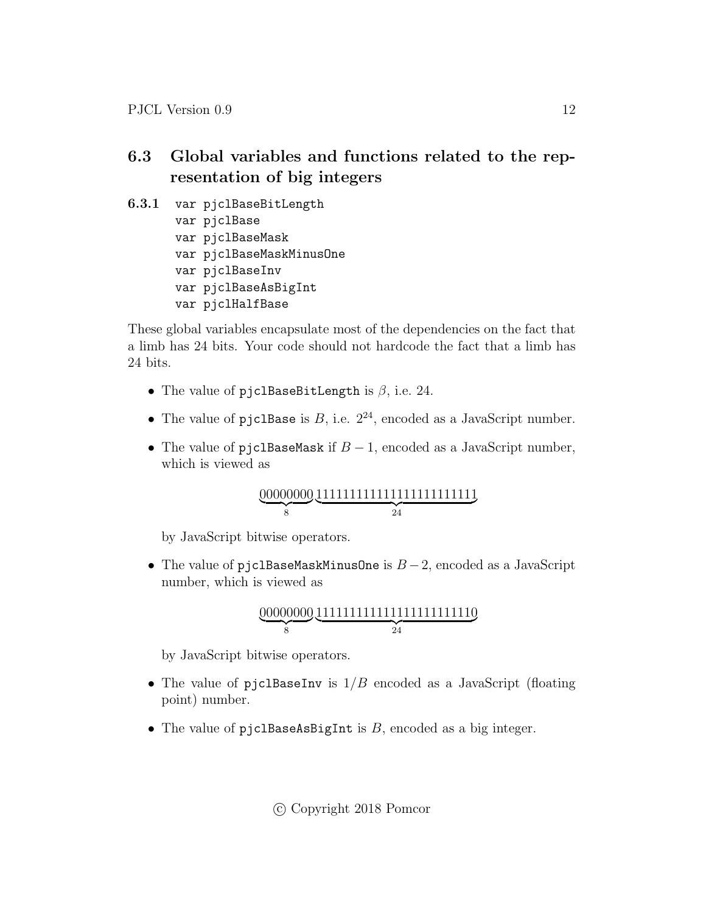## 6.3 Global variables and functions related to the representation of big integers

**6.3.1**

```
var pjclBaseBitLength
var pjclBase
var pjclBaseMask
var pjclBaseMaskMinusOne
var pjclBaseInv
var pjclBaseAsBigInt
var pjclHalfBase
```

These global variables encapsulate most of the dependencies on the fact that a limb has 24 bits. Your code should not hardcode the fact that a limb has 24 bits.

- The value of `pjclBaseBitLength` is $\beta$, i.e. 24.
- The value of `pjclBase` is $B$, i.e. $2^{24}$, encoded as a JavaScript number.
- The value of `pjclBaseMask` if $B-1$, encoded as a JavaScript number, which is viewed as

  $$\underbrace{00000000}_{8}\underbrace{111111111111111111111111}_{24}$$

  by JavaScript bitwise operators.
- The value of `pjclBaseMaskMinusOne` is $B-2$, encoded as a JavaScript number, which is viewed as

  $$\underbrace{00000000}_{8}\underbrace{111111111111111111111110}_{24}$$

  by JavaScript bitwise operators.
- The value of `pjclBaseInv` is $1/B$ encoded as a JavaScript (floating point) number.
- The value of `pjclBaseAsBigInt` is $B$, encoded as a big integer.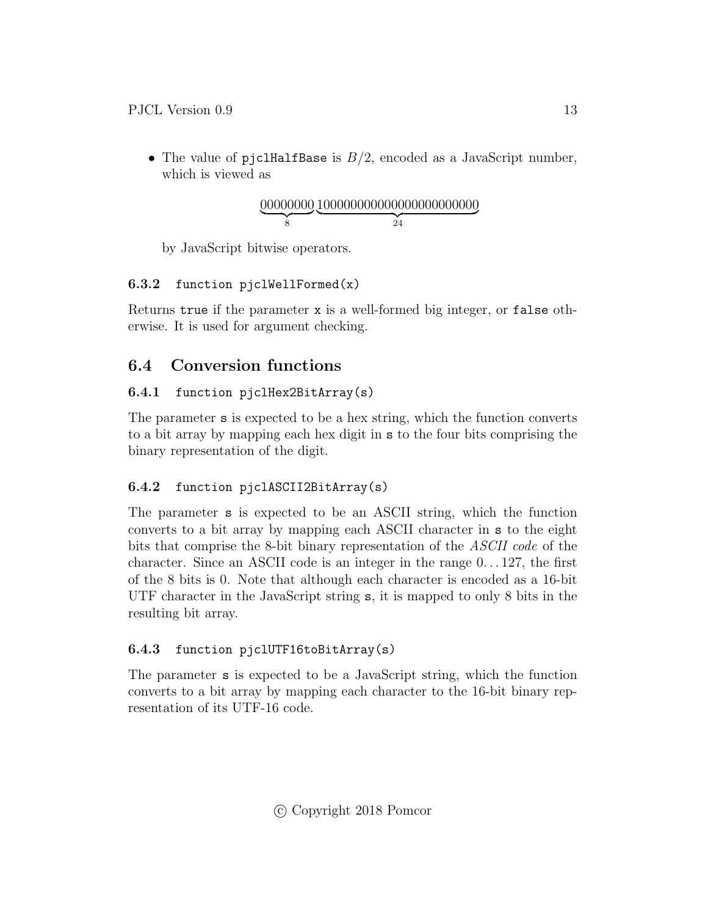- The value of `pjclHalfBase` is $B/2$, encoded as a JavaScript number, which is viewed as

$$\underbrace{00000000}_{8}\underbrace{100000000000000000000000}_{24}$$

by JavaScript bitwise operators.

### 6.3.2 `function pjclWellFormed(x)`

Returns `true` if the parameter `x` is a well-formed big integer, or `false` otherwise. It is used for argument checking.

## 6.4 Conversion functions

### 6.4.1 `function pjclHex2BitArray(s)`

The parameter `s` is expected to be a hex string, which the function converts to a bit array by mapping each hex digit in `s` to the four bits comprising the binary representation of the digit.

### 6.4.2 `function pjclASCII2BitArray(s)`

The parameter `s` is expected to be an ASCII string, which the function converts to a bit array by mapping each ASCII character in `s` to the eight bits that comprise the 8-bit binary representation of the *ASCII code* of the character. Since an ASCII code is an integer in the range 0...127, the first of the 8 bits is 0. Note that although each character is encoded as a 16-bit UTF character in the JavaScript string `s`, it is mapped to only 8 bits in the resulting bit array.

### 6.4.3 `function pjclUTF16toBitArray(s)`

The parameter `s` is expected to be a JavaScript string, which the function converts to a bit array by mapping each character to the 16-bit binary representation of its UTF-16 code.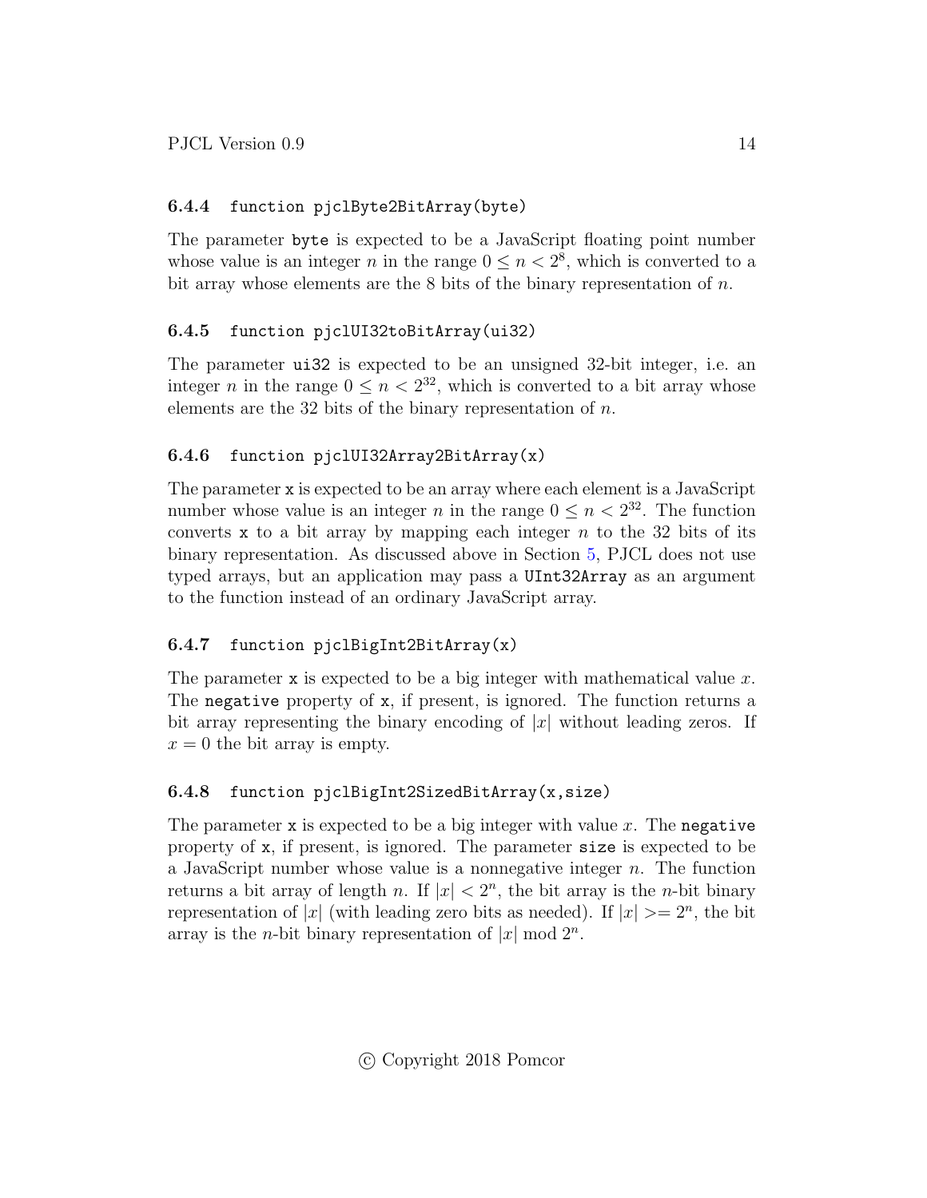#### 6.4.4 `function pjclByte2BitArray(byte)`

The parameter `byte` is expected to be a JavaScript floating point number whose value is an integer $n$ in the range $0 \leq n < 2^8$, which is converted to a bit array whose elements are the 8 bits of the binary representation of $n$.

#### 6.4.5 `function pjclUI32toBitArray(ui32)`

The parameter `ui32` is expected to be an unsigned 32-bit integer, i.e. an integer $n$ in the range $0 \leq n < 2^{32}$, which is converted to a bit array whose elements are the 32 bits of the binary representation of $n$.

#### 6.4.6 `function pjclUI32Array2BitArray(x)`

The parameter `x` is expected to be an array where each element is a JavaScript number whose value is an integer $n$ in the range $0 \leq n < 2^{32}$. The function converts `x` to a bit array by mapping each integer $n$ to the 32 bits of its binary representation. As discussed above in Section 5, PJCL does not use typed arrays, but an application may pass a `UInt32Array` as an argument to the function instead of an ordinary JavaScript array.

#### 6.4.7 `function pjclBigInt2BitArray(x)`

The parameter `x` is expected to be a big integer with mathematical value $x$. The `negative` property of `x`, if present, is ignored. The function returns a bit array representing the binary encoding of $|x|$ without leading zeros. If $x = 0$ the bit array is empty.

#### 6.4.8 `function pjclBigInt2SizedBitArray(x,size)`

The parameter `x` is expected to be a big integer with value $x$. The `negative` property of `x`, if present, is ignored. The parameter `size` is expected to be a JavaScript number whose value is a nonnegative integer $n$. The function returns a bit array of length $n$. If $|x| < 2^n$, the bit array is the $n$-bit binary representation of $|x|$ (with leading zero bits as needed). If $|x| >= 2^n$, the bit array is the $n$-bit binary representation of $|x| \bmod 2^n$.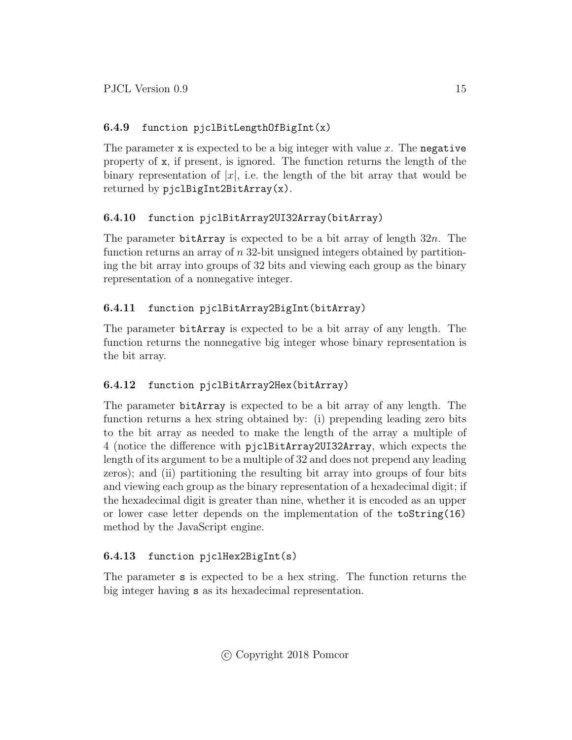#### 6.4.9 `function pjclBitLengthOfBigInt(x)`

The parameter `x` is expected to be a big integer with value $x$. The `negative` property of `x`, if present, is ignored. The function returns the length of the binary representation of $|x|$, i.e. the length of the bit array that would be returned by `pjclBigInt2BitArray(x)`.

#### 6.4.10 `function pjclBitArray2UI32Array(bitArray)`

The parameter `bitArray` is expected to be a bit array of length $32n$. The function returns an array of $n$ 32-bit unsigned integers obtained by partitioning the bit array into groups of 32 bits and viewing each group as the binary representation of a nonnegative integer.

#### 6.4.11 `function pjclBitArray2BigInt(bitArray)`

The parameter `bitArray` is expected to be a bit array of any length. The function returns the nonnegative big integer whose binary representation is the bit array.

#### 6.4.12 `function pjclBitArray2Hex(bitArray)`

The parameter `bitArray` is expected to be a bit array of any length. The function returns a hex string obtained by: (i) prepending leading zero bits to the bit array as needed to make the length of the array a multiple of 4 (notice the difference with `pjclBitArray2UI32Array`, which expects the length of its argument to be a multiple of 32 and does not prepend any leading zeros); and (ii) partitioning the resulting bit array into groups of four bits and viewing each group as the binary representation of a hexadecimal digit; if the hexadecimal digit is greater than nine, whether it is encoded as an upper or lower case letter depends on the implementation of the `toString(16)` method by the JavaScript engine.

#### 6.4.13 `function pjclHex2BigInt(s)`

The parameter `s` is expected to be a hex string. The function returns the big integer having `s` as its hexadecimal representation.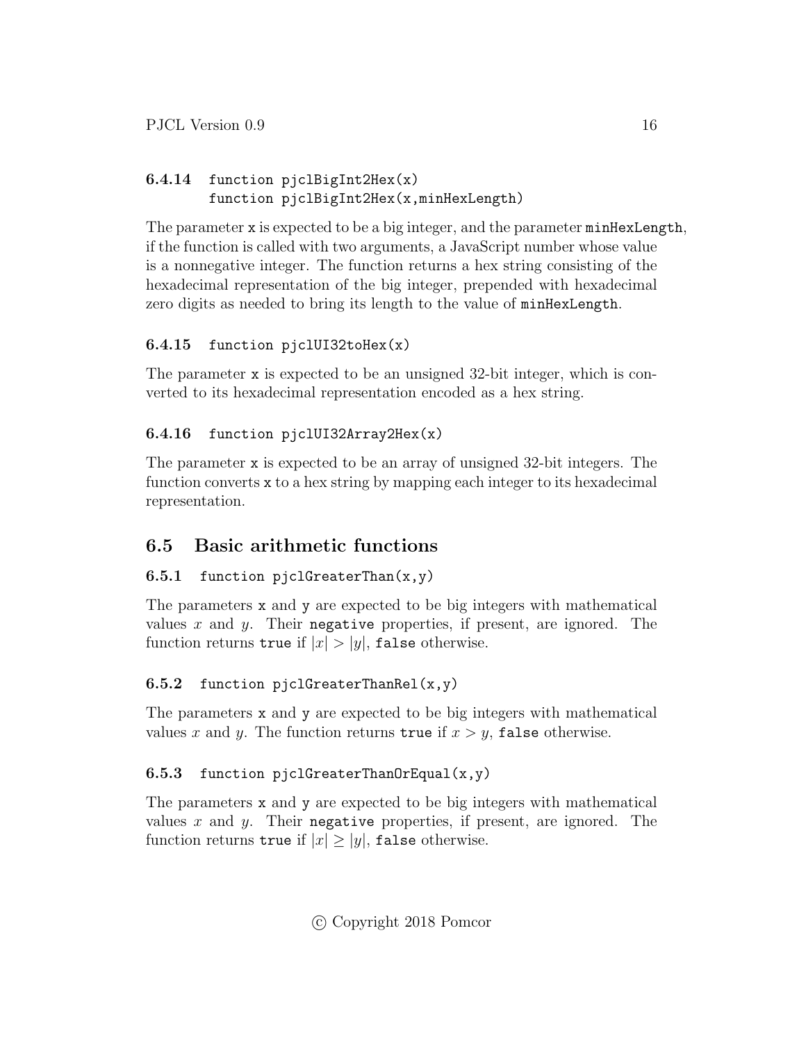#### 6.4.14 `function pjclBigInt2Hex(x)` `function pjclBigInt2Hex(x,minHexLength)`

The parameter `x` is expected to be a big integer, and the parameter `minHexLength`, if the function is called with two arguments, a JavaScript number whose value is a nonnegative integer. The function returns a hex string consisting of the hexadecimal representation of the big integer, prepended with hexadecimal zero digits as needed to bring its length to the value of `minHexLength`.

#### 6.4.15 `function pjclUI32toHex(x)`

The parameter `x` is expected to be an unsigned 32-bit integer, which is converted to its hexadecimal representation encoded as a hex string.

#### 6.4.16 `function pjclUI32Array2Hex(x)`

The parameter `x` is expected to be an array of unsigned 32-bit integers. The function converts `x` to a hex string by mapping each integer to its hexadecimal representation.

### 6.5 Basic arithmetic functions

#### 6.5.1 `function pjclGreaterThan(x,y)`

The parameters `x` and `y` are expected to be big integers with mathematical values $x$ and $y$. Their `negative` properties, if present, are ignored. The function returns `true` if $|x| > |y|$, `false` otherwise.

#### 6.5.2 `function pjclGreaterThanRel(x,y)`

The parameters `x` and `y` are expected to be big integers with mathematical values $x$ and $y$. The function returns `true` if $x > y$, `false` otherwise.

#### 6.5.3 `function pjclGreaterThanOrEqual(x,y)`

The parameters `x` and `y` are expected to be big integers with mathematical values $x$ and $y$. Their `negative` properties, if present, are ignored. The function returns `true` if $|x| \geq |y|$, `false` otherwise.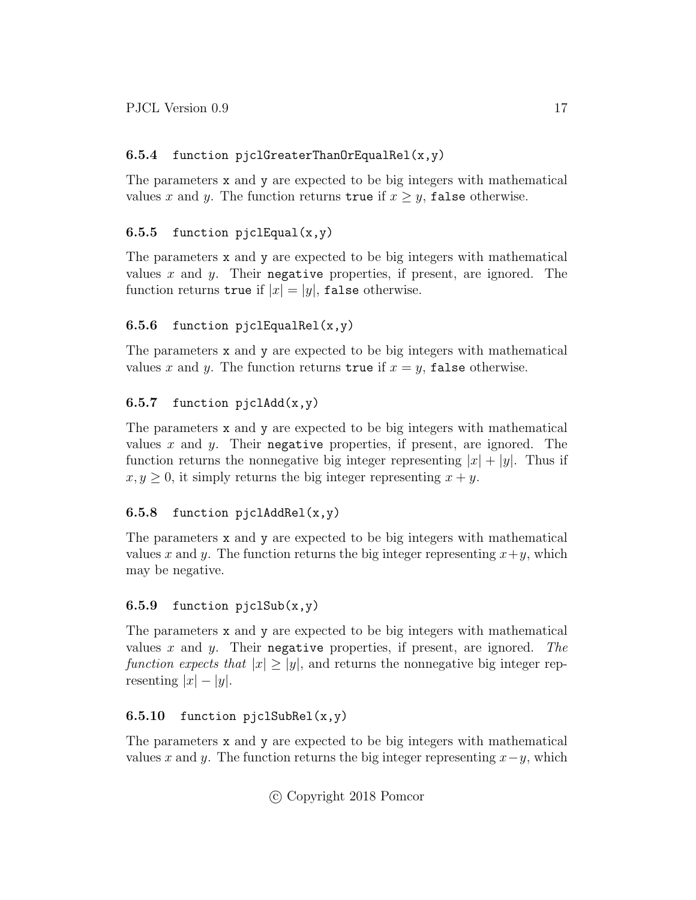### 6.5.4 `function pjclGreaterThanOrEqualRel(x,y)`

The parameters `x` and `y` are expected to be big integers with mathematical values $x$ and $y$. The function returns `true` if $x \geq y$, `false` otherwise.

### 6.5.5 `function pjclEqual(x,y)`

The parameters `x` and `y` are expected to be big integers with mathematical values $x$ and $y$. Their `negative` properties, if present, are ignored. The function returns `true` if $|x| = |y|$, `false` otherwise.

### 6.5.6 `function pjclEqualRel(x,y)`

The parameters `x` and `y` are expected to be big integers with mathematical values $x$ and $y$. The function returns `true` if $x = y$, `false` otherwise.

### 6.5.7 `function pjclAdd(x,y)`

The parameters `x` and `y` are expected to be big integers with mathematical values $x$ and $y$. Their `negative` properties, if present, are ignored. The function returns the nonnegative big integer representing $|x| + |y|$. Thus if $x, y \geq 0$, it simply returns the big integer representing $x + y$.

### 6.5.8 `function pjclAddRel(x,y)`

The parameters `x` and `y` are expected to be big integers with mathematical values $x$ and $y$. The function returns the big integer representing $x+y$, which may be negative.

### 6.5.9 `function pjclSub(x,y)`

The parameters `x` and `y` are expected to be big integers with mathematical values $x$ and $y$. Their `negative` properties, if present, are ignored. *The function expects that* $|x| \geq |y|$, and returns the nonnegative big integer representing $|x| - |y|$.

### 6.5.10 `function pjclSubRel(x,y)`

The parameters `x` and `y` are expected to be big integers with mathematical values $x$ and $y$. The function returns the big integer representing $x-y$, which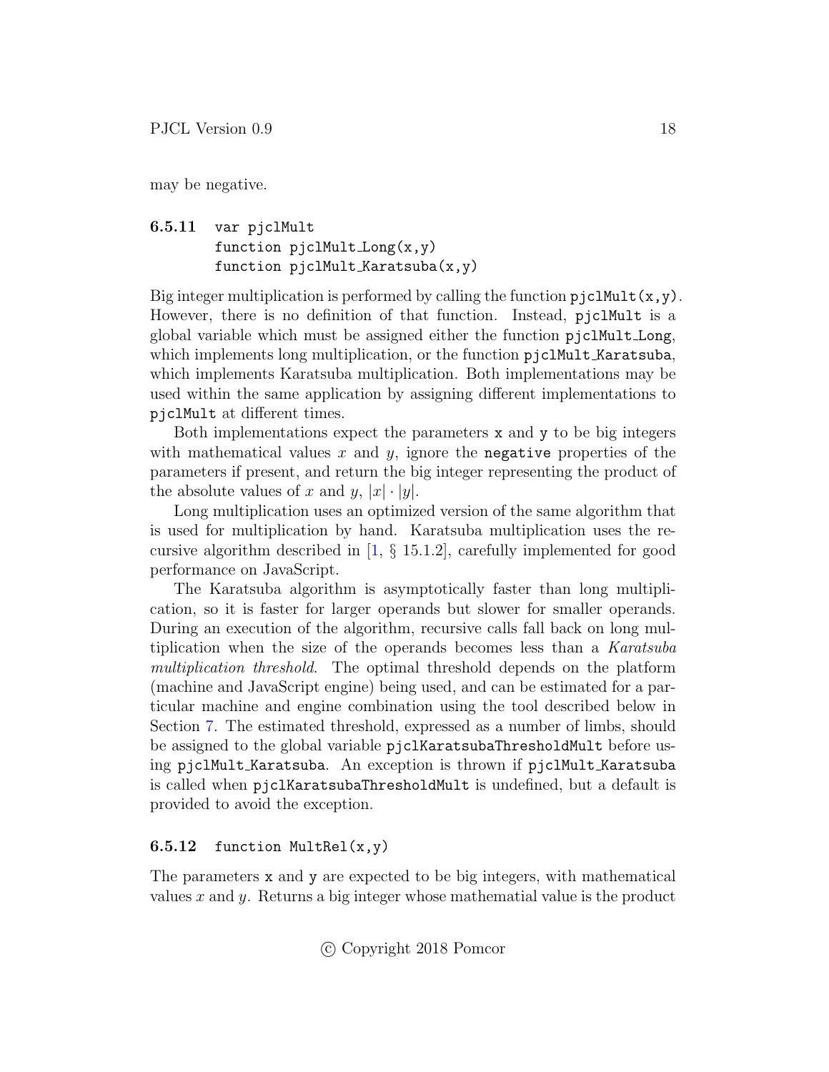may be negative.

#### 6.5.11 `var pjclMult` `function pjclMult_Long(x,y)` `function pjclMult_Karatsuba(x,y)`

Big integer multiplication is performed by calling the function `pjclMult(x,y)`. However, there is no definition of that function. Instead, `pjclMult` is a global variable which must be assigned either the function `pjclMult_Long`, which implements long multiplication, or the function `pjclMult_Karatsuba`, which implements Karatsuba multiplication. Both implementations may be used within the same application by assigning different implementations to `pjclMult` at different times.

Both implementations expect the parameters `x` and `y` to be big integers with mathematical values $x$ and $y$, ignore the `negative` properties of the parameters if present, and return the big integer representing the product of the absolute values of $x$ and $y$, $|x| \cdot |y|$.

Long multiplication uses an optimized version of the same algorithm that is used for multiplication by hand. Karatsuba multiplication uses the recursive algorithm described in [1, § 15.1.2], carefully implemented for good performance on JavaScript.

The Karatsuba algorithm is asymptotically faster than long multiplication, so it is faster for larger operands but slower for smaller operands. During an execution of the algorithm, recursive calls fall back on long multiplication when the size of the operands becomes less than a *Karatsuba multiplication threshold*. The optimal threshold depends on the platform (machine and JavaScript engine) being used, and can be estimated for a particular machine and engine combination using the tool described below in Section 7. The estimated threshold, expressed as a number of limbs, should be assigned to the global variable `pjclKaratsubaThresholdMult` before using `pjclMult_Karatsuba`. An exception is thrown if `pjclMult_Karatsuba` is called when `pjclKaratsubaThresholdMult` is undefined, but a default is provided to avoid the exception.

#### 6.5.12 `function MultRel(x,y)`

The parameters `x` and `y` are expected to be big integers, with mathematical values $x$ and $y$. Returns a big integer whose mathematial value is the product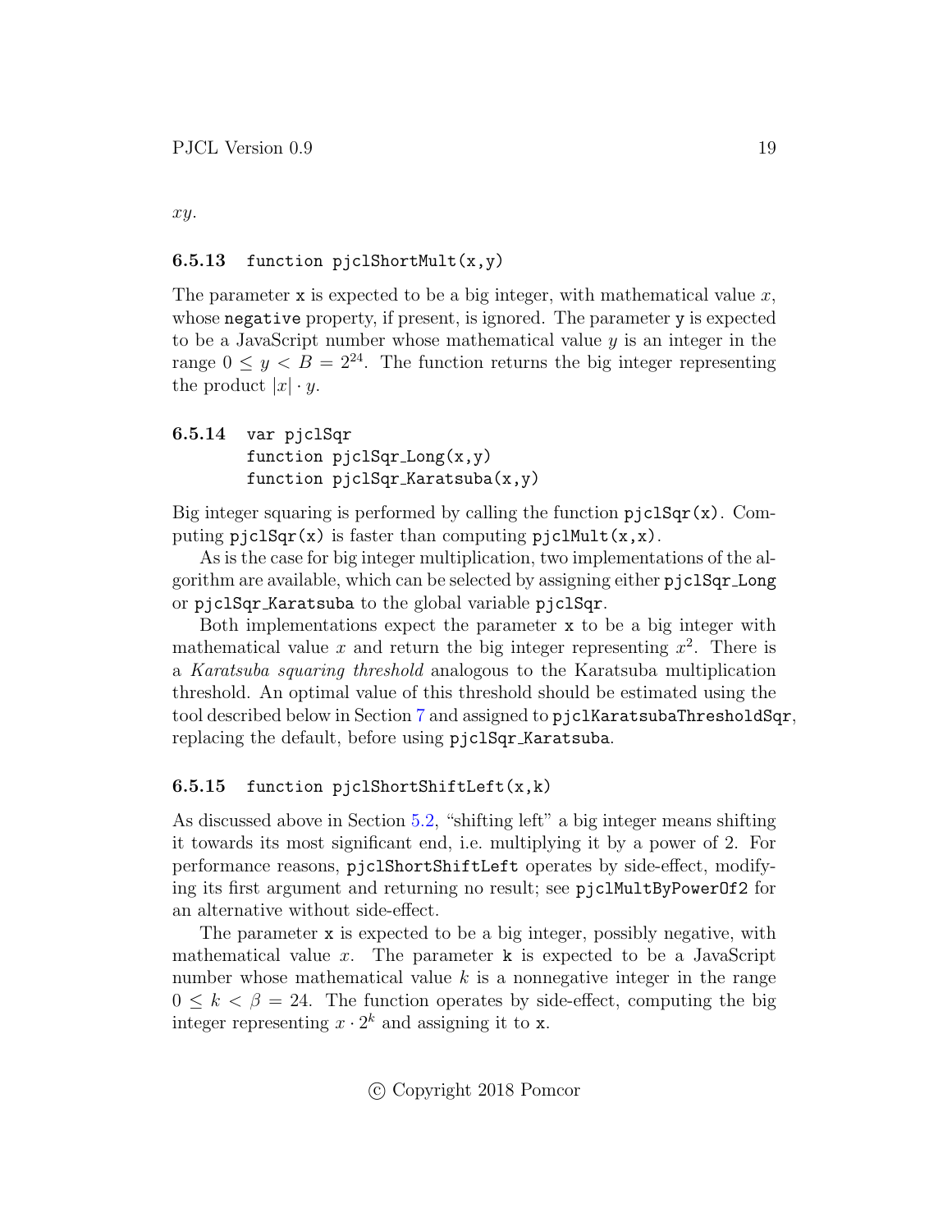$xy$.

#### 6.5.13 `function pjclShortMult(x,y)`

The parameter `x` is expected to be a big integer, with mathematical value $x$, whose `negative` property, if present, is ignored. The parameter `y` is expected to be a JavaScript number whose mathematical value $y$ is an integer in the range $0 \leq y < B = 2^{24}$. The function returns the big integer representing the product $|x| \cdot y$.

#### 6.5.14 `var pjclSqr`
#### `function pjclSqr_Long(x,y)`
#### `function pjclSqr_Karatsuba(x,y)`

Big integer squaring is performed by calling the function `pjclSqr(x)`. Computing `pjclSqr(x)` is faster than computing `pjclMult(x,x)`.

As is the case for big integer multiplication, two implementations of the algorithm are available, which can be selected by assigning either `pjclSqr_Long` or `pjclSqr_Karatsuba` to the global variable `pjclSqr`.

Both implementations expect the parameter `x` to be a big integer with mathematical value $x$ and return the big integer representing $x^2$. There is a *Karatsuba squaring threshold* analogous to the Karatsuba multiplication threshold. An optimal value of this threshold should be estimated using the tool described below in Section 7 and assigned to `pjclKaratsubaThresholdSqr`, replacing the default, before using `pjclSqr_Karatsuba`.

#### 6.5.15 `function pjclShortShiftLeft(x,k)`

As discussed above in Section 5.2, "shifting left" a big integer means shifting it towards its most significant end, i.e. multiplying it by a power of 2. For performance reasons, `pjclShortShiftLeft` operates by side-effect, modifying its first argument and returning no result; see `pjclMultByPowerOf2` for an alternative without side-effect.

The parameter `x` is expected to be a big integer, possibly negative, with mathematical value $x$. The parameter `k` is expected to be a JavaScript number whose mathematical value $k$ is a nonnegative integer in the range $0 \leq k < \beta = 24$. The function operates by side-effect, computing the big integer representing $x \cdot 2^k$ and assigning it to `x`.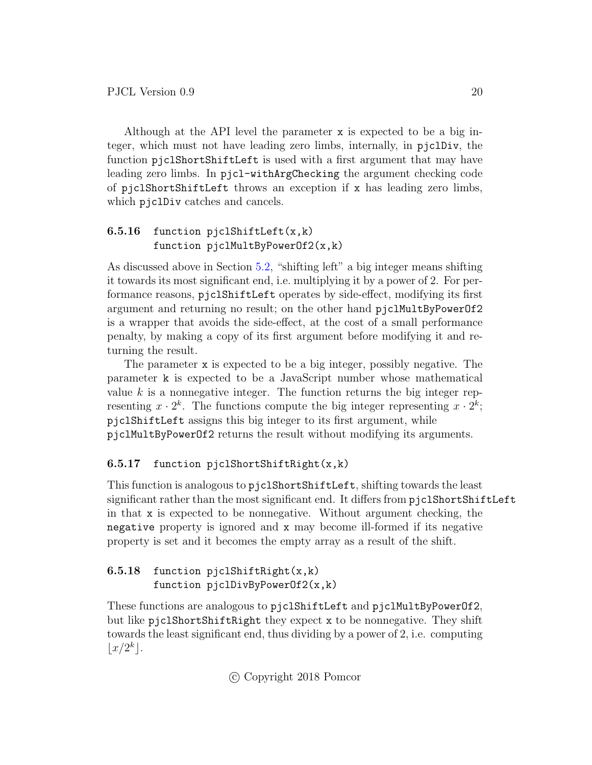Although at the API level the parameter x is expected to be a big integer, which must not have leading zero limbs, internally, in pjclDiv, the function pjclShortShiftLeft is used with a first argument that may have leading zero limbs. In pjcl-withArgChecking the argument checking code of pjclShortShiftLeft throws an exception if x has leading zero limbs, which pjclDiv catches and cancels.

#### 6.5.16 function pjclShiftLeft(x,k) function pjclMultByPowerOf2(x,k)

As discussed above in Section 5.2, "shifting left" a big integer means shifting it towards its most significant end, i.e. multiplying it by a power of 2. For performance reasons, pjclShiftLeft operates by side-effect, modifying its first argument and returning no result; on the other hand pjclMultByPowerOf2 is a wrapper that avoids the side-effect, at the cost of a small performance penalty, by making a copy of its first argument before modifying it and returning the result.

The parameter x is expected to be a big integer, possibly negative. The parameter k is expected to be a JavaScript number whose mathematical value $k$ is a nonnegative integer. The function returns the big integer representing $x \cdot 2^k$. The functions compute the big integer representing $x \cdot 2^k$; pjclShiftLeft assigns this big integer to its first argument, while pjclMultByPowerOf2 returns the result without modifying its arguments.

#### 6.5.17 function pjclShortShiftRight(x,k)

This function is analogous to pjclShortShiftLeft, shifting towards the least significant rather than the most significant end. It differs from pjclShortShiftLeft in that x is expected to be nonnegative. Without argument checking, the negative property is ignored and x may become ill-formed if its negative property is set and it becomes the empty array as a result of the shift.

#### 6.5.18 function pjclShiftRight(x,k) function pjclDivByPowerOf2(x,k)

These functions are analogous to pjclShiftLeft and pjclMultByPowerOf2, but like pjclShortShiftRight they expect x to be nonnegative. They shift towards the least significant end, thus dividing by a power of 2, i.e. computing $\lfloor x/2^k \rfloor$.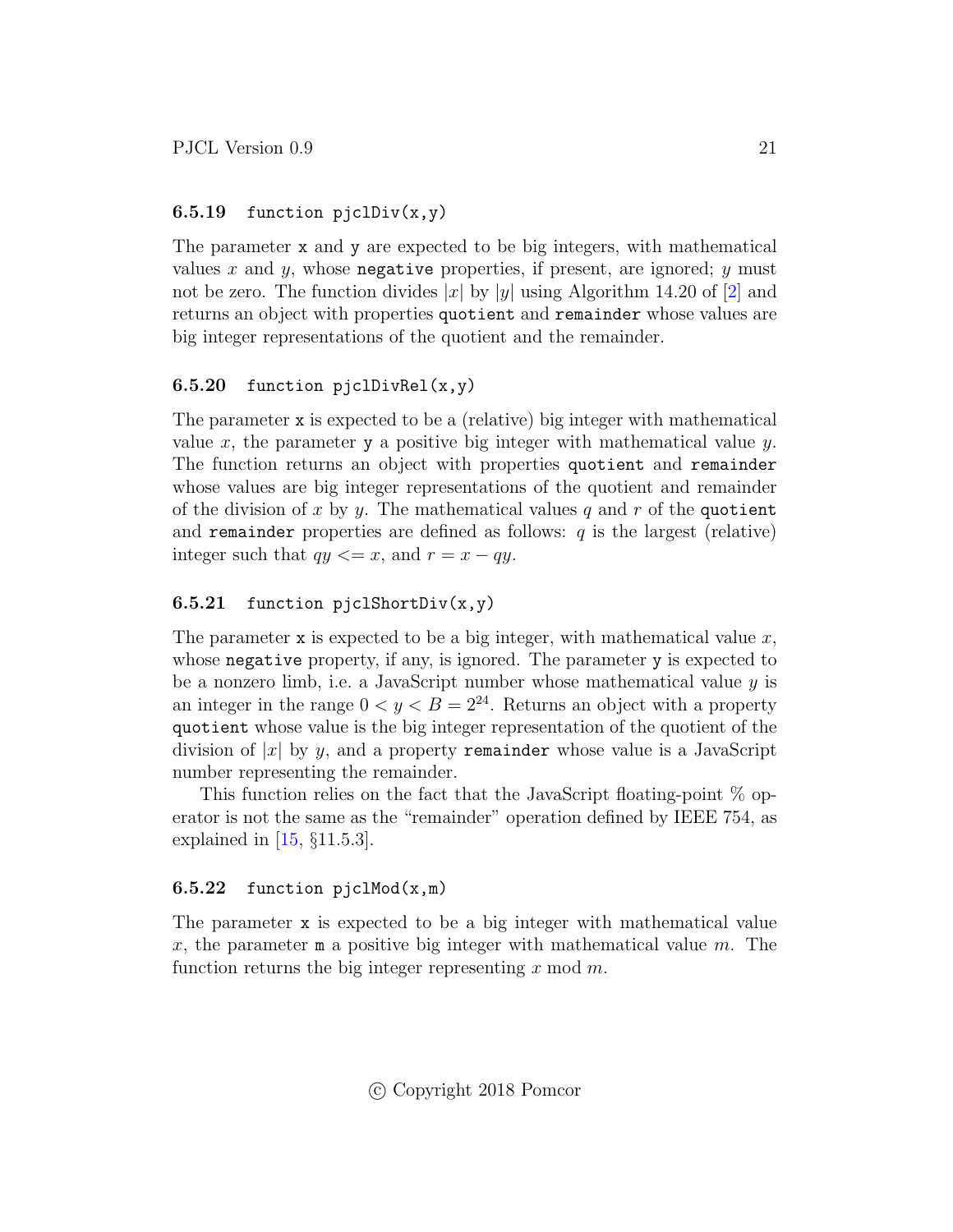#### 6.5.19 `function pjclDiv(x,y)`

The parameter `x` and `y` are expected to be big integers, with mathematical values $x$ and $y$, whose `negative` properties, if present, are ignored; $y$ must not be zero. The function divides $|x|$ by $|y|$ using Algorithm 14.20 of [2] and returns an object with properties `quotient` and `remainder` whose values are big integer representations of the quotient and the remainder.

#### 6.5.20 `function pjclDivRel(x,y)`

The parameter `x` is expected to be a (relative) big integer with mathematical value $x$, the parameter `y` a positive big integer with mathematical value $y$. The function returns an object with properties `quotient` and `remainder` whose values are big integer representations of the quotient and remainder of the division of $x$ by $y$. The mathematical values $q$ and $r$ of the `quotient` and `remainder` properties are defined as follows: $q$ is the largest (relative) integer such that $qy <= x$, and $r = x - qy$.

#### 6.5.21 `function pjclShortDiv(x,y)`

The parameter `x` is expected to be a big integer, with mathematical value $x$, whose `negative` property, if any, is ignored. The parameter `y` is expected to be a nonzero limb, i.e. a JavaScript number whose mathematical value $y$ is an integer in the range $0 < y < B = 2^{24}$. Returns an object with a property `quotient` whose value is the big integer representation of the quotient of the division of $|x|$ by $y$, and a property `remainder` whose value is a JavaScript number representing the remainder.

This function relies on the fact that the JavaScript floating-point % operator is not the same as the "remainder" operation defined by IEEE 754, as explained in [15, §11.5.3].

#### 6.5.22 `function pjclMod(x,m)`

The parameter `x` is expected to be a big integer with mathematical value $x$, the parameter `m` a positive big integer with mathematical value $m$. The function returns the big integer representing $x \bmod m$.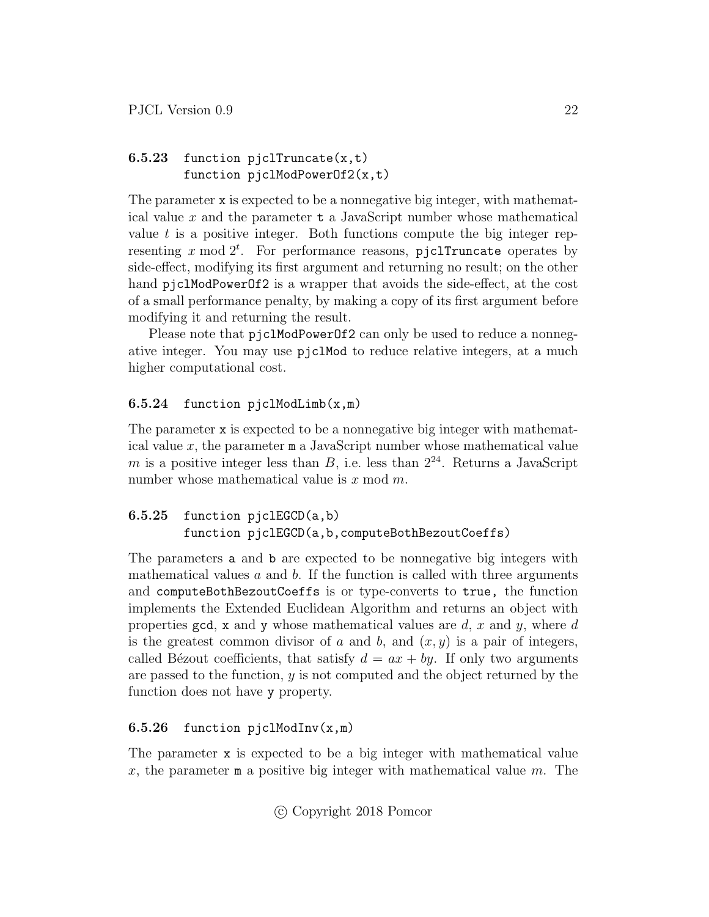#### 6.5.23 `function pjclTruncate(x,t)` `function pjclModPowerOf2(x,t)`

The parameter `x` is expected to be a nonnegative big integer, with mathematical value $x$ and the parameter `t` a JavaScript number whose mathematical value $t$ is a positive integer. Both functions compute the big integer representing $x \bmod 2^t$. For performance reasons, `pjclTruncate` operates by side-effect, modifying its first argument and returning no result; on the other hand `pjclModPowerOf2` is a wrapper that avoids the side-effect, at the cost of a small performance penalty, by making a copy of its first argument before modifying it and returning the result.

Please note that `pjclModPowerOf2` can only be used to reduce a nonnegative integer. You may use `pjclMod` to reduce relative integers, at a much higher computational cost.

#### 6.5.24 `function pjclModLimb(x,m)`

The parameter `x` is expected to be a nonnegative big integer with mathematical value $x$, the parameter `m` a JavaScript number whose mathematical value $m$ is a positive integer less than $B$, i.e. less than $2^{24}$. Returns a JavaScript number whose mathematical value is $x \bmod m$.

#### 6.5.25 `function pjclEGCD(a,b)` `function pjclEGCD(a,b,computeBothBezoutCoeffs)`

The parameters `a` and `b` are expected to be nonnegative big integers with mathematical values $a$ and $b$. If the function is called with three arguments and `computeBothBezoutCoeffs` is or type-converts to `true`, the function implements the Extended Euclidean Algorithm and returns an object with properties `gcd`, `x` and `y` whose mathematical values are $d$, $x$ and $y$, where $d$ is the greatest common divisor of $a$ and $b$, and $(x, y)$ is a pair of integers, called Bézout coefficients, that satisfy $d = ax + by$. If only two arguments are passed to the function, $y$ is not computed and the object returned by the function does not have `y` property.

#### 6.5.26 `function pjclModInv(x,m)`

The parameter `x` is expected to be a big integer with mathematical value $x$, the parameter `m` a positive big integer with mathematical value $m$. The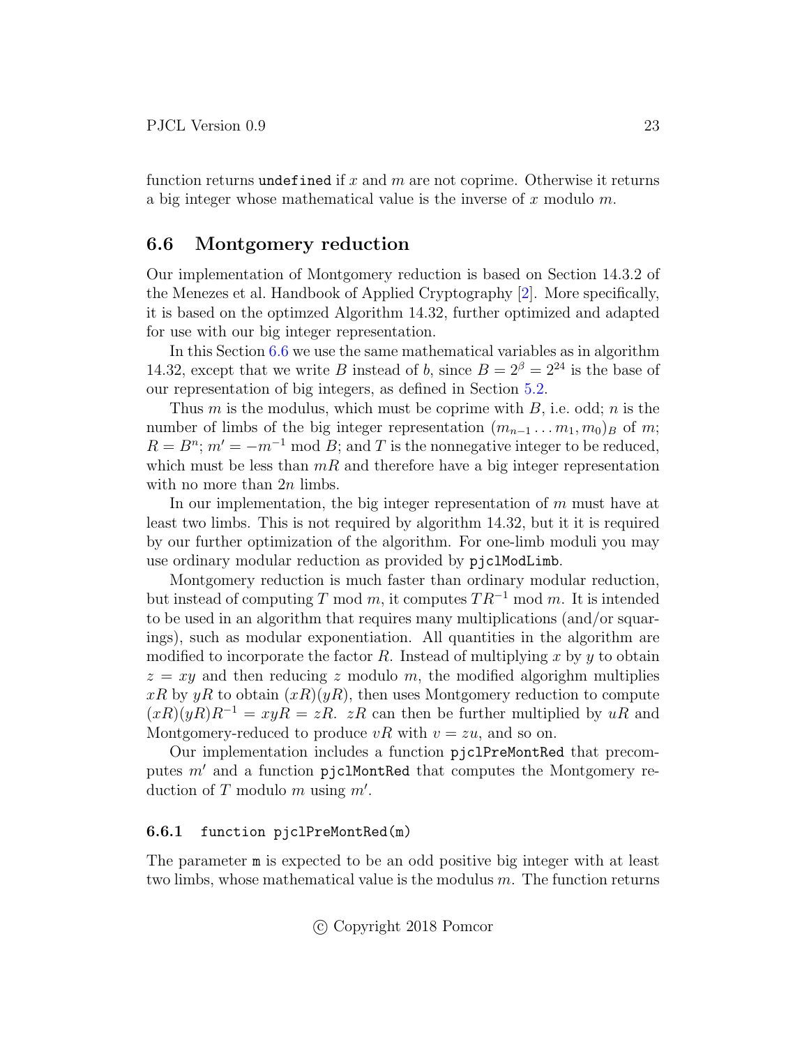function returns `undefined` if $x$ and $m$ are not coprime. Otherwise it returns a big integer whose mathematical value is the inverse of $x$ modulo $m$.

## 6.6 Montgomery reduction

Our implementation of Montgomery reduction is based on Section 14.3.2 of the Menezes et al. Handbook of Applied Cryptography [2]. More specifically, it is based on the optimzed Algorithm 14.32, further optimized and adapted for use with our big integer representation.

In this Section 6.6 we use the same mathematical variables as in algorithm 14.32, except that we write $B$ instead of $b$, since $B = 2^\beta = 2^{24}$ is the base of our representation of big integers, as defined in Section 5.2.

Thus $m$ is the modulus, which must be coprime with $B$, i.e. odd; $n$ is the number of limbs of the big integer representation $(m_{n-1} \ldots m_1, m_0)_B$ of $m$; $R = B^n$; $m' = -m^{-1} \bmod B$; and $T$ is the nonnegative integer to be reduced, which must be less than $mR$ and therefore have a big integer representation with no more than $2n$ limbs.

In our implementation, the big integer representation of $m$ must have at least two limbs. This is not required by algorithm 14.32, but it it is required by our further optimization of the algorithm. For one-limb moduli you may use ordinary modular reduction as provided by `pjclModLimb`.

Montgomery reduction is much faster than ordinary modular reduction, but instead of computing $T \bmod m$, it computes $TR^{-1} \bmod m$. It is intended to be used in an algorithm that requires many multiplications (and/or squarings), such as modular exponentiation. All quantities in the algorithm are modified to incorporate the factor $R$. Instead of multiplying $x$ by $y$ to obtain $z = xy$ and then reducing $z$ modulo $m$, the modified algorighm multiplies $xR$ by $yR$ to obtain $(xR)(yR)$, then uses Montgomery reduction to compute $(xR)(yR)R^{-1} = xyR = zR$. $zR$ can then be further multiplied by $uR$ and Montgomery-reduced to produce $vR$ with $v = zu$, and so on.

Our implementation includes a function `pjclPreMontRed` that precomputes $m'$ and a function `pjclMontRed` that computes the Montgomery reduction of $T$ modulo $m$ using $m'$.

### 6.6.1 `function pjclPreMontRed(m)`

The parameter `m` is expected to be an odd positive big integer with at least two limbs, whose mathematical value is the modulus $m$. The function returns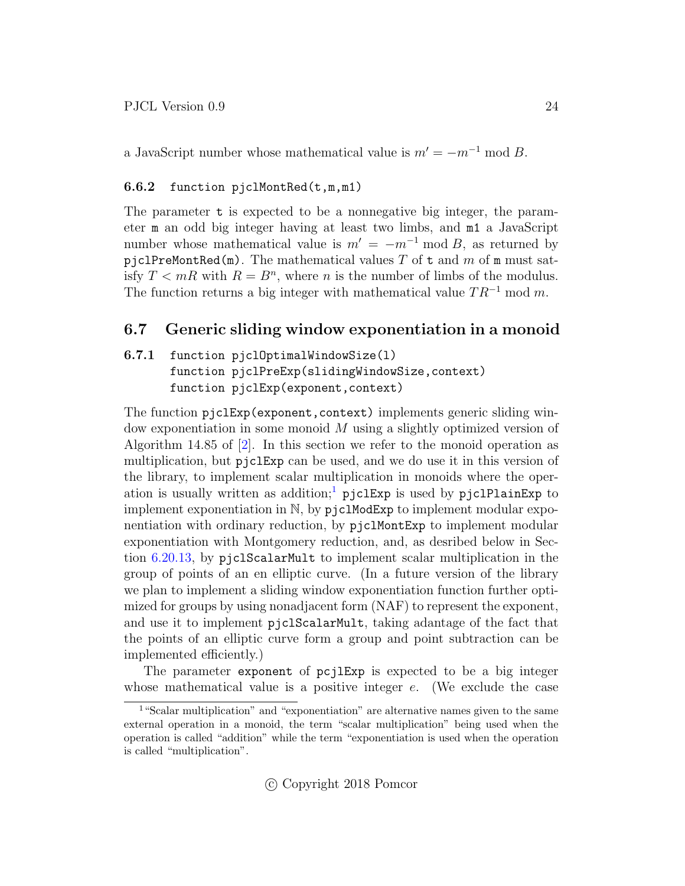a JavaScript number whose mathematical value is $m' = -m^{-1} \bmod B$.

### 6.6.2 `function pjclMontRed(t,m,m1)`

The parameter `t` is expected to be a nonnegative big integer, the parameter `m` an odd big integer having at least two limbs, and `m1` a JavaScript number whose mathematical value is $m' = -m^{-1} \bmod B$, as returned by `pjclPreMontRed(m)`. The mathematical values $T$ of `t` and $m$ of `m` must satisfy $T < mR$ with $R = B^n$, where $n$ is the number of limbs of the modulus. The function returns a big integer with mathematical value $TR^{-1} \bmod m$.

## 6.7 Generic sliding window exponentiation in a monoid

### 6.7.1 `function pjclOptimalWindowSize(l)` `function pjclPreExp(slidingWindowSize,context)` `function pjclExp(exponent,context)`

The function `pjclExp(exponent,context)` implements generic sliding window exponentiation in some monoid $M$ using a slightly optimized version of Algorithm 14.85 of [2]. In this section we refer to the monoid operation as multiplication, but `pjclExp` can be used, and we do use it in this version of the library, to implement scalar multiplication in monoids where the operation is usually written as addition;[1] `pjclExp` is used by `pjclPlainExp` to implement exponentiation in $\mathbb{N}$, by `pjclModExp` to implement modular exponentiation with ordinary reduction, by `pjclMontExp` to implement modular exponentiation with Montgomery reduction, and, as desribed below in Section 6.20.13, by `pjclScalarMult` to implement scalar multiplication in the group of points of an en elliptic curve. (In a future version of the library we plan to implement a sliding window exponentiation function further optimized for groups by using nonadjacent form (NAF) to represent the exponent, and use it to implement `pjclScalarMult`, taking adantage of the fact that the points of an elliptic curve form a group and point subtraction can be implemented efficiently.)

The parameter `exponent` of `pcjlExp` is expected to be a big integer whose mathematical value is a positive integer $e$. (We exclude the case

[1] "Scalar multiplication" and "exponentiation" are alternative names given to the same external operation in a monoid, the term "scalar multiplication" being used when the operation is called "addition" while the term "exponentiation is used when the operation is called "multiplication".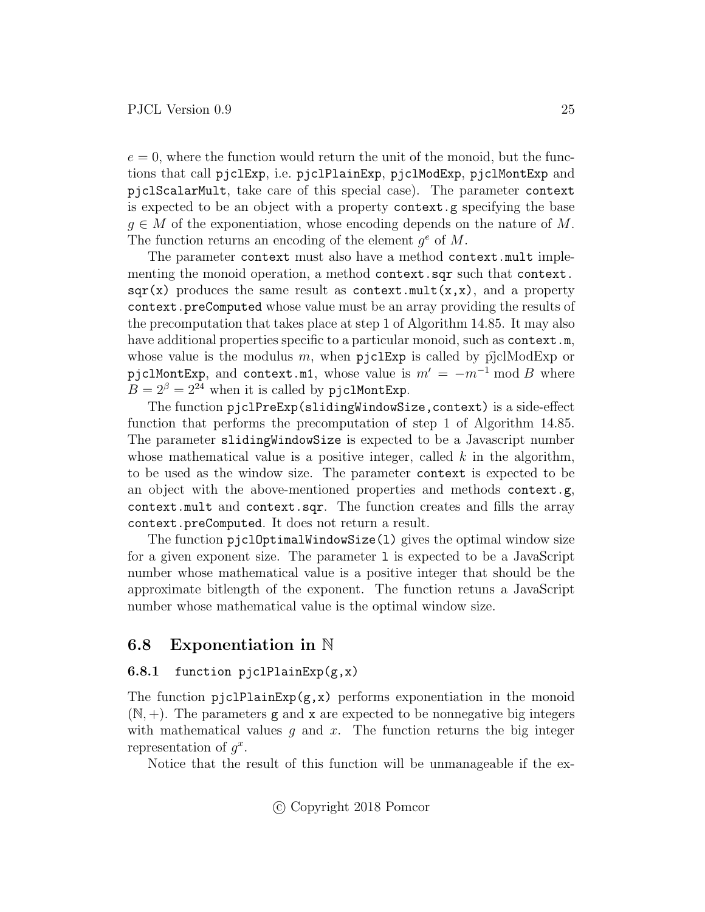$e = 0$, where the function would return the unit of the monoid, but the functions that call `pjclExp`, i.e. `pjclPlainExp`, `pjclModExp`, `pjclMontExp` and `pjclScalarMult`, take care of this special case). The parameter `context` is expected to be an object with a property `context.g` specifying the base $g \in M$ of the exponentiation, whose encoding depends on the nature of $M$. The function returns an encoding of the element $g^e$ of $M$.

The parameter `context` must also have a method `context.mult` implementing the monoid operation, a method `context.sqr` such that `context.sqr(x)` produces the same result as `context.mult(x,x)`, and a property `context.preComputed` whose value must be an array providing the results of the precomputation that takes place at step 1 of Algorithm 14.85. It may also have additional properties specific to a particular monoid, such as `context.m`, whose value is the modulus $m$, when `pjclExp` is called by p̃jclModExp or `pjclMontExp`, and `context.m1`, whose value is $m' = -m^{-1} \bmod B$ where $B = 2^\beta = 2^{24}$ when it is called by `pjclMontExp`.

The function `pjclPreExp(slidingWindowSize,context)` is a side-effect function that performs the precomputation of step 1 of Algorithm 14.85. The parameter `slidingWindowSize` is expected to be a Javascript number whose mathematical value is a positive integer, called $k$ in the algorithm, to be used as the window size. The parameter `context` is expected to be an object with the above-mentioned properties and methods `context.g`, `context.mult` and `context.sqr`. The function creates and fills the array `context.preComputed`. It does not return a result.

The function `pjclOptimalWindowSize(l)` gives the optimal window size for a given exponent size. The parameter `l` is expected to be a JavaScript number whose mathematical value is a positive integer that should be the approximate bitlength of the exponent. The function retuns a JavaScript number whose mathematical value is the optimal window size.

## 6.8 Exponentiation in $\mathbb{N}$

### 6.8.1 `function pjclPlainExp(g,x)`

The function `pjclPlainExp(g,x)` performs exponentiation in the monoid $(\mathbb{N}, +)$. The parameters `g` and `x` are expected to be nonnegative big integers with mathematical values $g$ and $x$. The function returns the big integer representation of $g^x$.

Notice that the result of this function will be unmanageable if the ex-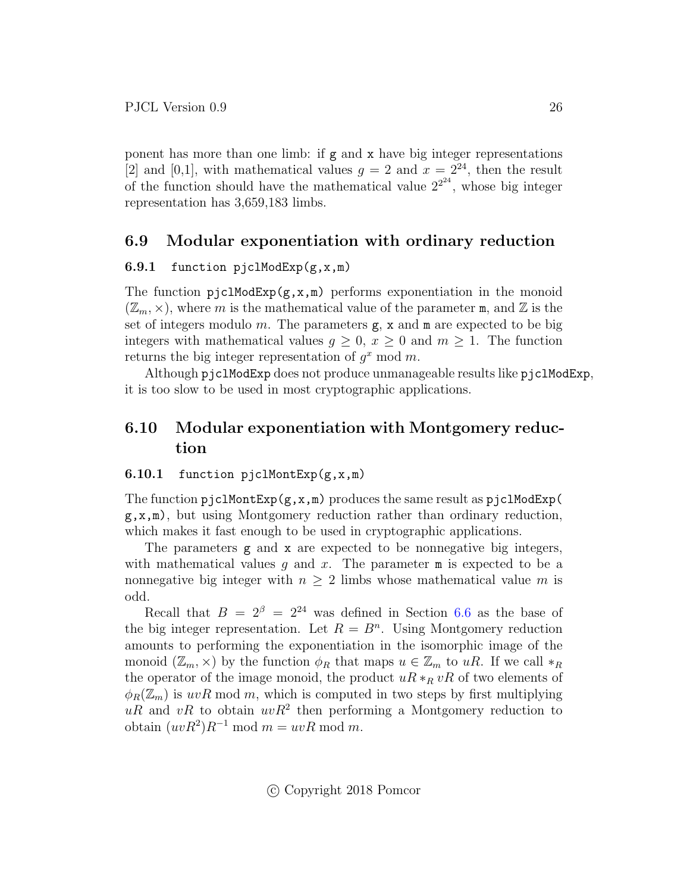ponent has more than one limb: if `g` and `x` have big integer representations [2] and [0,1], with mathematical values $g = 2$ and $x = 2^{24}$, then the result of the function should have the mathematical value $2^{2^{24}}$, whose big integer representation has 3,659,183 limbs.

## 6.9 Modular exponentiation with ordinary reduction

### 6.9.1 function pjclModExp(g,x,m)

The function `pjclModExp(g,x,m)` performs exponentiation in the monoid $(\mathbb{Z}_m, \times)$, where $m$ is the mathematical value of the parameter `m`, and $\mathbb{Z}$ is the set of integers modulo $m$. The parameters `g`, `x` and `m` are expected to be big integers with mathematical values $g \geq 0$, $x \geq 0$ and $m \geq 1$. The function returns the big integer representation of $g^x \bmod m$.

Although `pjclModExp` does not produce unmanageable results like `pjclModExp`, it is too slow to be used in most cryptographic applications.

## 6.10 Modular exponentiation with Montgomery reduction

### 6.10.1 function pjclMontExp(g,x,m)

The function `pjclMontExp(g,x,m)` produces the same result as `pjclModExp(g,x,m)`, but using Montgomery reduction rather than ordinary reduction, which makes it fast enough to be used in cryptographic applications.

The parameters `g` and `x` are expected to be nonnegative big integers, with mathematical values $g$ and $x$. The parameter `m` is expected to be a nonnegative big integer with $n \geq 2$ limbs whose mathematical value $m$ is odd.

Recall that $B = 2^\beta = 2^{24}$ was defined in Section 6.6 as the base of the big integer representation. Let $R = B^n$. Using Montgomery reduction amounts to performing the exponentiation in the isomorphic image of the monoid $(\mathbb{Z}_m, \times)$ by the function $\phi_R$ that maps $u \in \mathbb{Z}_m$ to $uR$. If we call $*_R$ the operator of the image monoid, the product $uR *_R vR$ of two elements of $\phi_R(\mathbb{Z}_m)$ is $uvR \bmod m$, which is computed in two steps by first multiplying $uR$ and $vR$ to obtain $uvR^2$ then performing a Montgomery reduction to obtain $(uvR^2)R^{-1} \bmod m = uvR \bmod m$.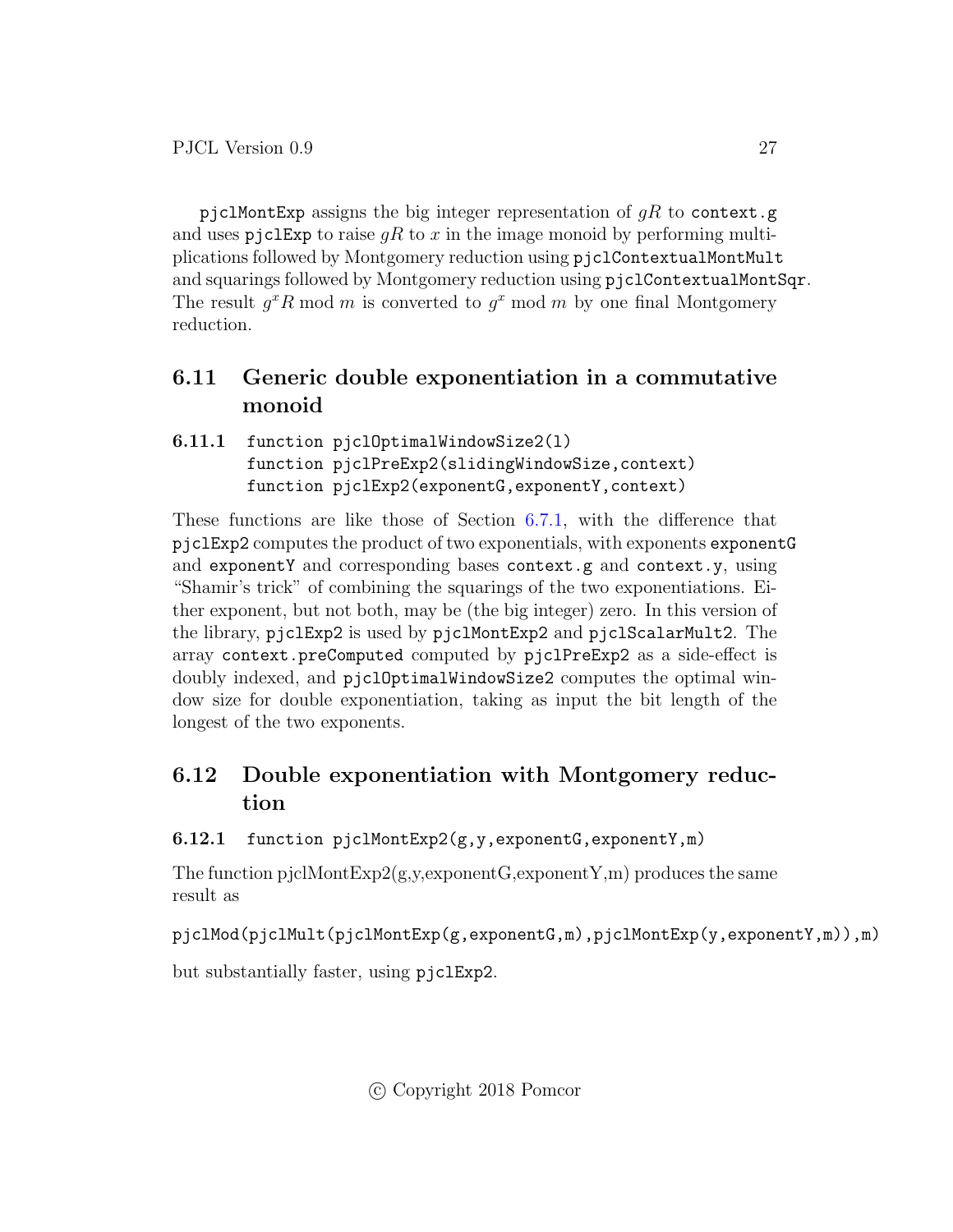`pjclMontExp` assigns the big integer representation of $gR$ to `context.g` and uses `pjclExp` to raise $gR$ to $x$ in the image monoid by performing multiplications followed by Montgomery reduction using `pjclContextualMontMult` and squarings followed by Montgomery reduction using `pjclContextualMontSqr`. The result $g^x R \bmod m$ is converted to $g^x \bmod m$ by one final Montgomery reduction.

## 6.11 Generic double exponentiation in a commutative monoid

### 6.11.1 `function pjclOptimalWindowSize2(l)` `function pjclPreExp2(slidingWindowSize,context)` `function pjclExp2(exponentG,exponentY,context)`

These functions are like those of Section 6.7.1, with the difference that `pjclExp2` computes the product of two exponentials, with exponents `exponentG` and `exponentY` and corresponding bases `context.g` and `context.y`, using "Shamir's trick" of combining the squarings of the two exponentiations. Either exponent, but not both, may be (the big integer) zero. In this version of the library, `pjclExp2` is used by `pjclMontExp2` and `pjclScalarMult2`. The array `context.preComputed` computed by `pjclPreExp2` as a side-effect is doubly indexed, and `pjclOptimalWindowSize2` computes the optimal window size for double exponentiation, taking as input the bit length of the longest of the two exponents.

## 6.12 Double exponentiation with Montgomery reduction

### 6.12.1 `function pjclMontExp2(g,y,exponentG,exponentY,m)`

The function pjclMontExp2(g,y,exponentG,exponentY,m) produces the same result as

```
pjclMod(pjclMult(pjclMontExp(g,exponentG,m),pjclMontExp(y,exponentY,m)),m)
```

but substantially faster, using `pjclExp2`.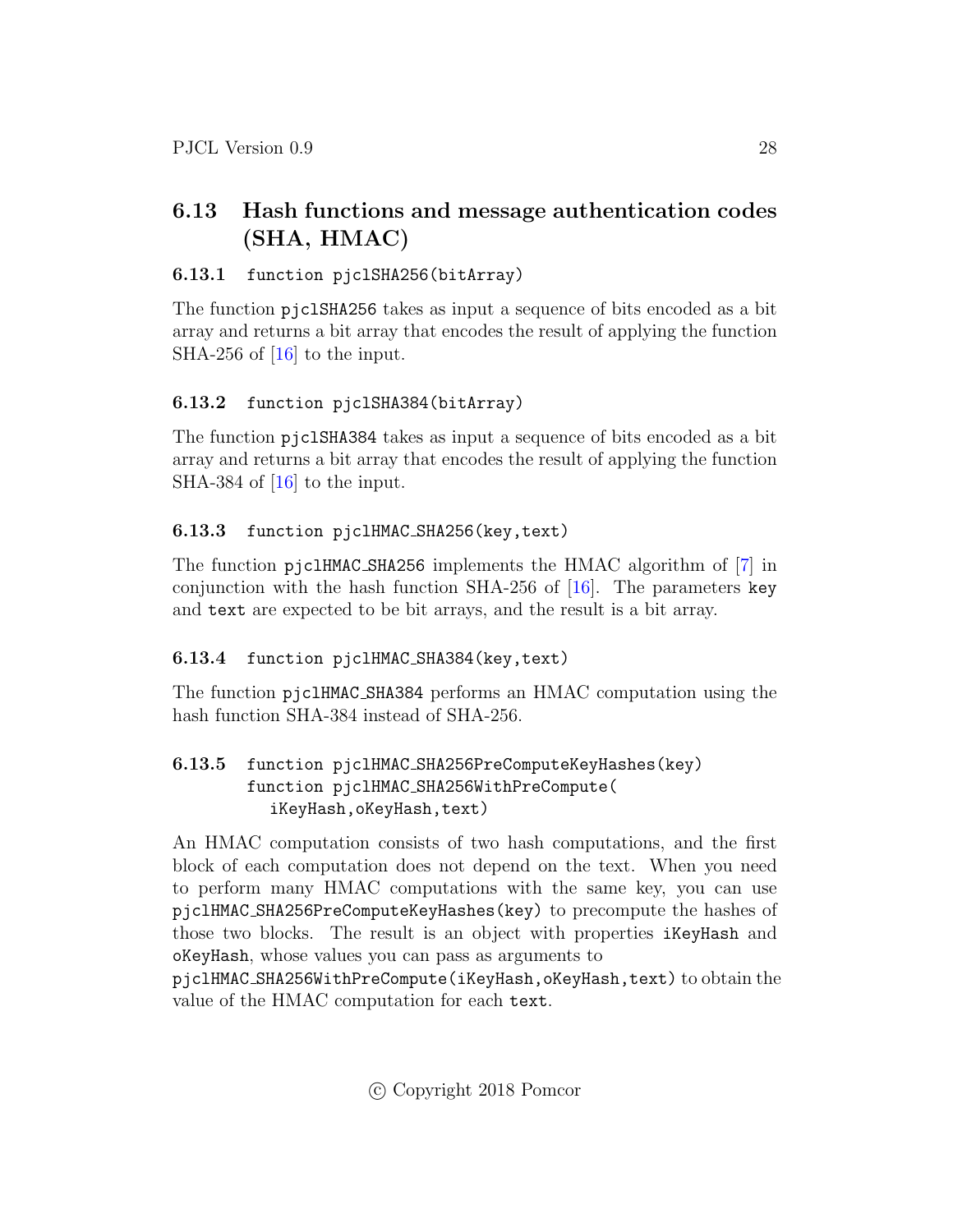## 6.13 Hash functions and message authentication codes (SHA, HMAC)

### 6.13.1 `function pjclSHA256(bitArray)`

The function `pjclSHA256` takes as input a sequence of bits encoded as a bit array and returns a bit array that encodes the result of applying the function SHA-256 of [16] to the input.

### 6.13.2 `function pjclSHA384(bitArray)`

The function `pjclSHA384` takes as input a sequence of bits encoded as a bit array and returns a bit array that encodes the result of applying the function SHA-384 of [16] to the input.

### 6.13.3 `function pjclHMAC_SHA256(key,text)`

The function `pjclHMAC_SHA256` implements the HMAC algorithm of [7] in conjunction with the hash function SHA-256 of [16]. The parameters `key` and `text` are expected to be bit arrays, and the result is a bit array.

### 6.13.4 `function pjclHMAC_SHA384(key,text)`

The function `pjclHMAC_SHA384` performs an HMAC computation using the hash function SHA-384 instead of SHA-256.

### 6.13.5 `function pjclHMAC_SHA256PreComputeKeyHashes(key)` `function pjclHMAC_SHA256WithPreCompute(iKeyHash,oKeyHash,text)`

An HMAC computation consists of two hash computations, and the first block of each computation does not depend on the text. When you need to perform many HMAC computations with the same key, you can use `pjclHMAC_SHA256PreComputeKeyHashes(key)` to precompute the hashes of those two blocks. The result is an object with properties `iKeyHash` and `oKeyHash`, whose values you can pass as arguments to `pjclHMAC_SHA256WithPreCompute(iKeyHash,oKeyHash,text)` to obtain the value of the HMAC computation for each `text`.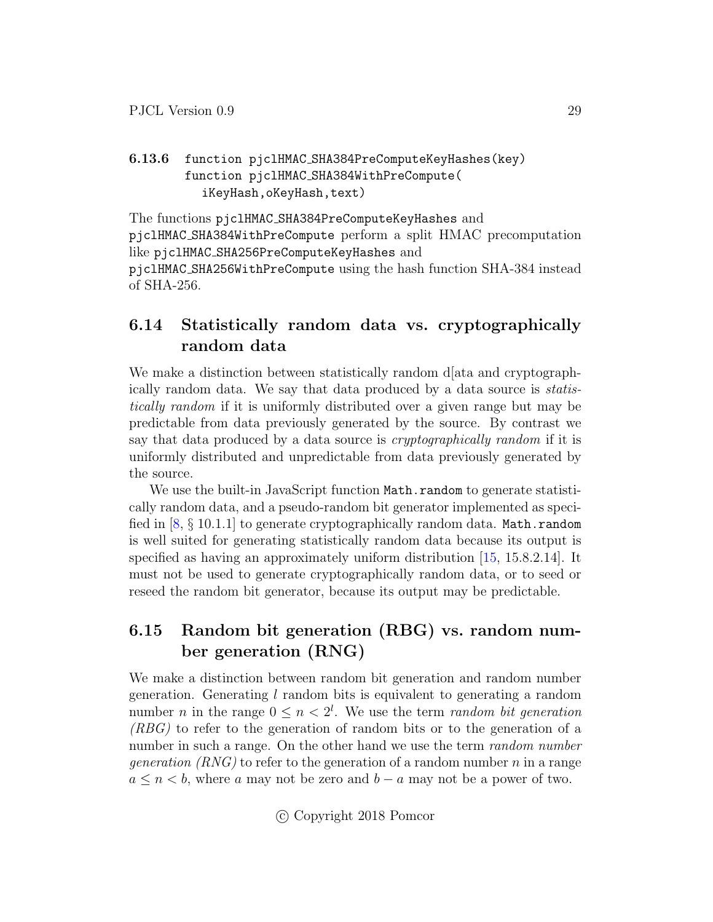#### 6.13.6 `function pjclHMAC_SHA384PreComputeKeyHashes(key)` `function pjclHMAC_SHA384WithPreCompute(iKeyHash,oKeyHash,text)`

The functions `pjclHMAC_SHA384PreComputeKeyHashes` and `pjclHMAC_SHA384WithPreCompute` perform a split HMAC precomputation like `pjclHMAC_SHA256PreComputeKeyHashes` and `pjclHMAC_SHA256WithPreCompute` using the hash function SHA-384 instead of SHA-256.

### 6.14 Statistically random data vs. cryptographically random data

We make a distinction between statistically random d[ata and cryptographically random data. We say that data produced by a data source is *statistically random* if it is uniformly distributed over a given range but may be predictable from data previously generated by the source. By contrast we say that data produced by a data source is *cryptographically random* if it is uniformly distributed and unpredictable from data previously generated by the source.

We use the built-in JavaScript function `Math.random` to generate statistically random data, and a pseudo-random bit generator implemented as specified in [8, § 10.1.1] to generate cryptographically random data. `Math.random` is well suited for generating statistically random data because its output is specified as having an approximately uniform distribution [15, 15.8.2.14]. It must not be used to generate cryptographically random data, or to seed or reseed the random bit generator, because its output may be predictable.

### 6.15 Random bit generation (RBG) vs. random number generation (RNG)

We make a distinction between random bit generation and random number generation. Generating $l$ random bits is equivalent to generating a random number $n$ in the range $0 \leq n < 2^l$. We use the term *random bit generation (RBG)* to refer to the generation of random bits or to the generation of a number in such a range. On the other hand we use the term *random number generation (RNG)* to refer to the generation of a random number $n$ in a range $a \leq n < b$, where $a$ may not be zero and $b - a$ may not be a power of two.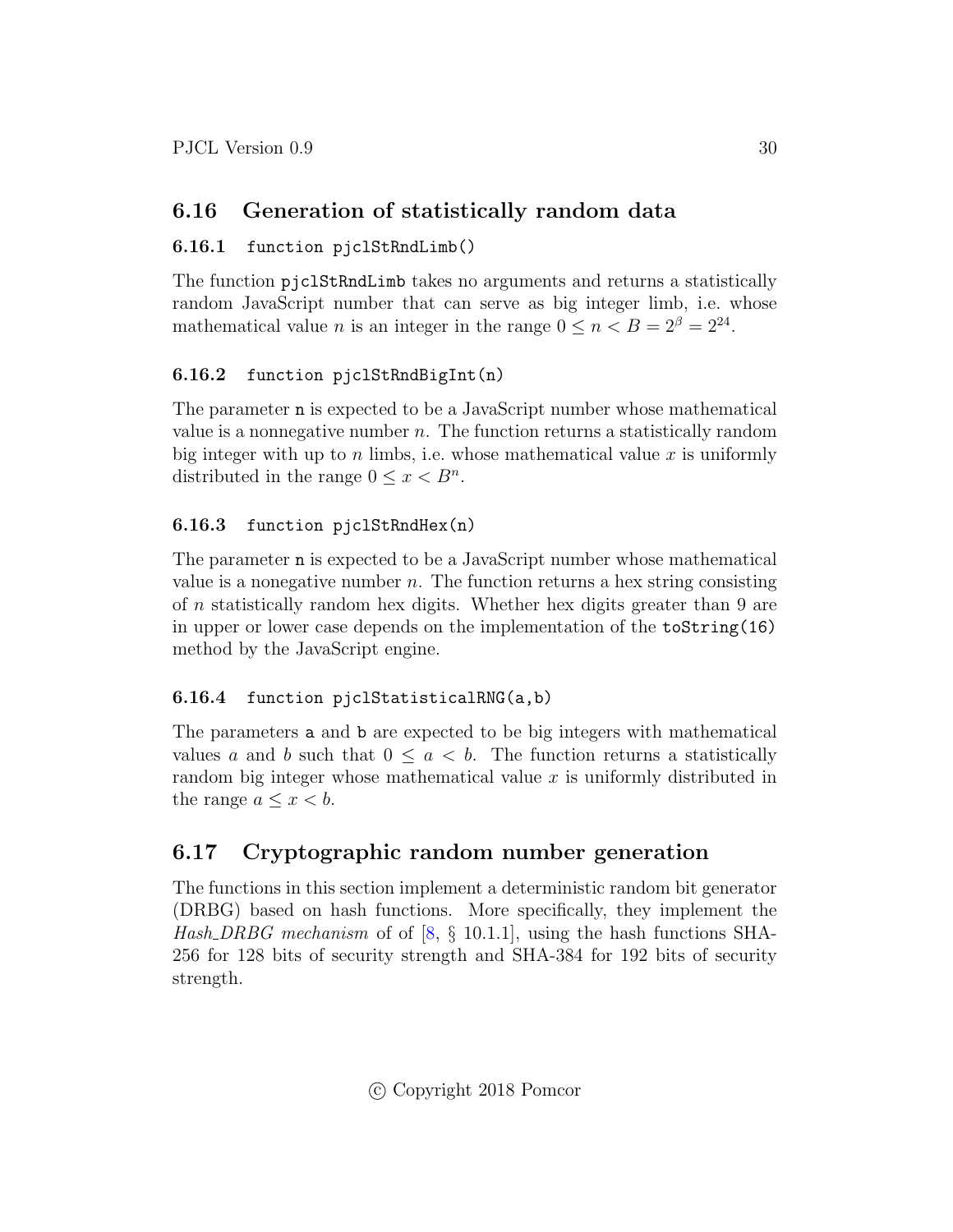## 6.16 Generation of statistically random data

### 6.16.1 function pjclStRndLimb()

The function `pjclStRndLimb` takes no arguments and returns a statistically random JavaScript number that can serve as big integer limb, i.e. whose mathematical value $n$ is an integer in the range $0 \leq n < B = 2^\beta = 2^{24}$.

### 6.16.2 function pjclStRndBigInt(n)

The parameter `n` is expected to be a JavaScript number whose mathematical value is a nonnegative number $n$. The function returns a statistically random big integer with up to $n$ limbs, i.e. whose mathematical value $x$ is uniformly distributed in the range $0 \leq x < B^n$.

### 6.16.3 function pjclStRndHex(n)

The parameter `n` is expected to be a JavaScript number whose mathematical value is a nonegative number $n$. The function returns a hex string consisting of $n$ statistically random hex digits. Whether hex digits greater than 9 are in upper or lower case depends on the implementation of the `toString(16)` method by the JavaScript engine.

### 6.16.4 function pjclStatisticalRNG(a,b)

The parameters `a` and `b` are expected to be big integers with mathematical values $a$ and $b$ such that $0 \leq a < b$. The function returns a statistically random big integer whose mathematical value $x$ is uniformly distributed in the range $a \leq x < b$.

## 6.17 Cryptographic random number generation

The functions in this section implement a deterministic random bit generator (DRBG) based on hash functions. More specifically, they implement the *Hash_DRBG mechanism* of of [8, § 10.1.1], using the hash functions SHA-256 for 128 bits of security strength and SHA-384 for 192 bits of security strength.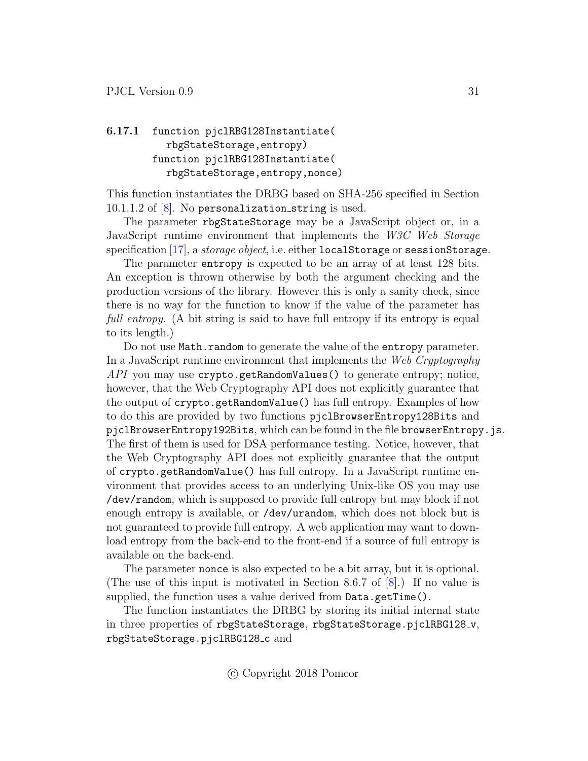#### 6.17.1 `function pjclRBG128Instantiate( rbgStateStorage,entropy)` `function pjclRBG128Instantiate( rbgStateStorage,entropy,nonce)`

This function instantiates the DRBG based on SHA-256 specified in Section 10.1.1.2 of [8]. No `personalization_string` is used.

The parameter `rbgStateStorage` may be a JavaScript object or, in a JavaScript runtime environment that implements the *W3C Web Storage* specification [17], a *storage object*, i.e. either `localStorage` or `sessionStorage`.

The parameter `entropy` is expected to be an array of at least 128 bits. An exception is thrown otherwise by both the argument checking and the production versions of the library. However this is only a sanity check, since there is no way for the function to know if the value of the parameter has *full entropy*. (A bit string is said to have full entropy if its entropy is equal to its length.)

Do not use `Math.random` to generate the value of the `entropy` parameter. In a JavaScript runtime environment that implements the *Web Cryptography API* you may use `crypto.getRandomValues()` to generate entropy; notice, however, that the Web Cryptography API does not explicitly guarantee that the output of `crypto.getRandomValue()` has full entropy. Examples of how to do this are provided by two functions `pjclBrowserEntropy128Bits` and `pjclBrowserEntropy192Bits`, which can be found in the file `browserEntropy.js`. The first of them is used for DSA performance testing. Notice, however, that the Web Cryptography API does not explicitly guarantee that the output of `crypto.getRandomValue()` has full entropy. In a JavaScript runtime environment that provides access to an underlying Unix-like OS you may use `/dev/random`, which is supposed to provide full entropy but may block if not enough entropy is available, or `/dev/urandom`, which does not block but is not guaranteed to provide full entropy. A web application may want to download entropy from the back-end to the front-end if a source of full entropy is available on the back-end.

The parameter `nonce` is also expected to be a bit array, but it is optional. (The use of this input is motivated in Section 8.6.7 of [8].) If no value is supplied, the function uses a value derived from `Data.getTime()`.

The function instantiates the DRBG by storing its initial internal state in three properties of `rbgStateStorage`, `rbgStateStorage.pjclRBG128_v`, `rbgStateStorage.pjclRBG128_c` and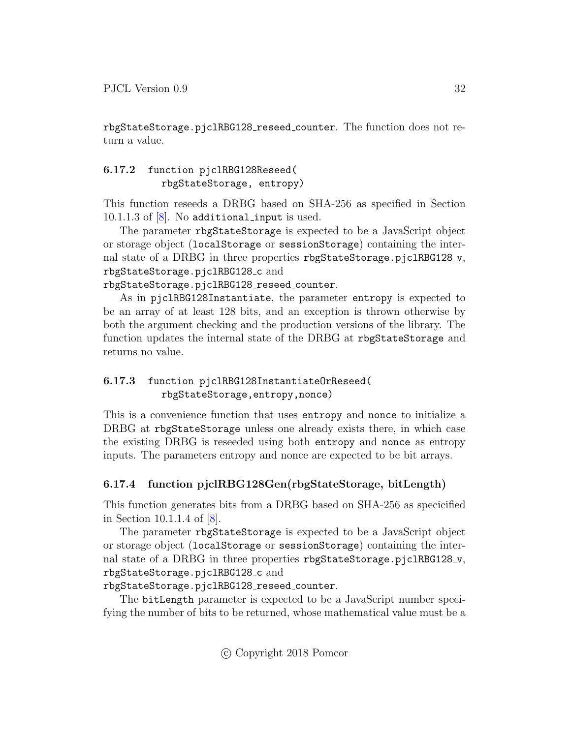rbgStateStorage.pjclRBG128_reseed_counter. The function does not return a value.

### 6.17.2 function pjclRBG128Reseed( rbgStateStorage, entropy)

This function reseeds a DRBG based on SHA-256 as specified in Section 10.1.1.3 of [8]. No additional_input is used.

The parameter rbgStateStorage is expected to be a JavaScript object or storage object (localStorage or sessionStorage) containing the internal state of a DRBG in three properties rbgStateStorage.pjclRBG128_v, rbgStateStorage.pjclRBG128_c and rbgStateStorage.pjclRBG128_reseed_counter.

As in pjclRBG128Instantiate, the parameter entropy is expected to be an array of at least 128 bits, and an exception is thrown otherwise by both the argument checking and the production versions of the library. The function updates the internal state of the DRBG at rbgStateStorage and returns no value.

### 6.17.3 function pjclRBG128InstantiateOrReseed( rbgStateStorage,entropy,nonce)

This is a convenience function that uses entropy and nonce to initialize a DRBG at rbgStateStorage unless one already exists there, in which case the existing DRBG is reseeded using both entropy and nonce as entropy inputs. The parameters entropy and nonce are expected to be bit arrays.

### 6.17.4 function pjclRBG128Gen(rbgStateStorage, bitLength)

This function generates bits from a DRBG based on SHA-256 as specicified in Section 10.1.1.4 of [8].

The parameter rbgStateStorage is expected to be a JavaScript object or storage object (localStorage or sessionStorage) containing the internal state of a DRBG in three properties rbgStateStorage.pjclRBG128_v, rbgStateStorage.pjclRBG128_c and rbgStateStorage.pjclRBG128_reseed_counter.

The bitLength parameter is expected to be a JavaScript number specifying the number of bits to be returned, whose mathematical value must be a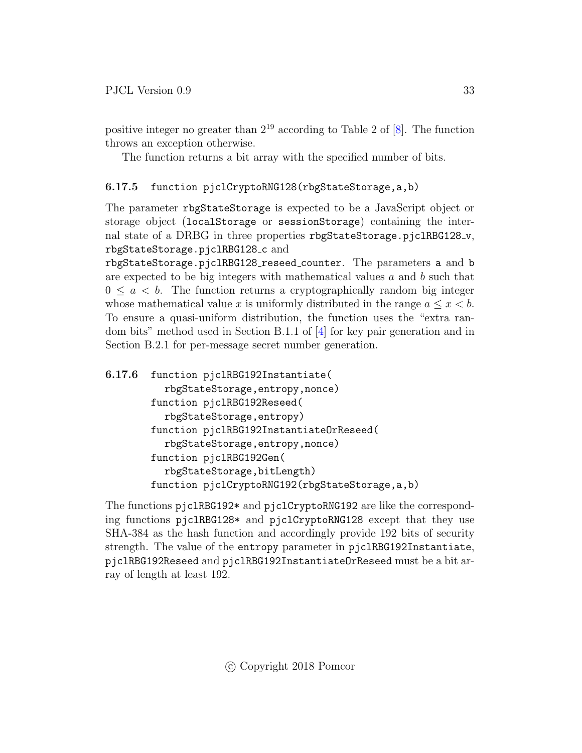positive integer no greater than $2^{19}$ according to Table 2 of [8]. The function throws an exception otherwise.

The function returns a bit array with the specified number of bits.

### 6.17.5 `function pjclCryptoRNG128(rbgStateStorage,a,b)`

The parameter `rbgStateStorage` is expected to be a JavaScript object or storage object (`localStorage` or `sessionStorage`) containing the internal state of a DRBG in three properties `rbgStateStorage.pjclRBG128_v`, `rbgStateStorage.pjclRBG128_c` and `rbgStateStorage.pjclRBG128_reseed_counter`. The parameters `a` and `b` are expected to be big integers with mathematical values $a$ and $b$ such that $0 \leq a < b$. The function returns a cryptographically random big integer whose mathematical value $x$ is uniformly distributed in the range $a \leq x < b$. To ensure a quasi-uniform distribution, the function uses the "extra random bits" method used in Section B.1.1 of [4] for key pair generation and in Section B.2.1 for per-message secret number generation.

### 6.17.6 `function pjclRBG192Instantiate(rbgStateStorage,entropy,nonce)` `function pjclRBG192Reseed(rbgStateStorage,entropy)` `function pjclRBG192InstantiateOrReseed(rbgStateStorage,entropy,nonce)` `function pjclRBG192Gen(rbgStateStorage,bitLength)` `function pjclCryptoRNG192(rbgStateStorage,a,b)`

The functions `pjclRBG192*` and `pjclCryptoRNG192` are like the corresponding functions `pjclRBG128*` and `pjclCryptoRNG128` except that they use SHA-384 as the hash function and accordingly provide 192 bits of security strength. The value of the `entropy` parameter in `pjclRBG192Instantiate`, `pjclRBG192Reseed` and `pjclRBG192InstantiateOrReseed` must be a bit array of length at least 192.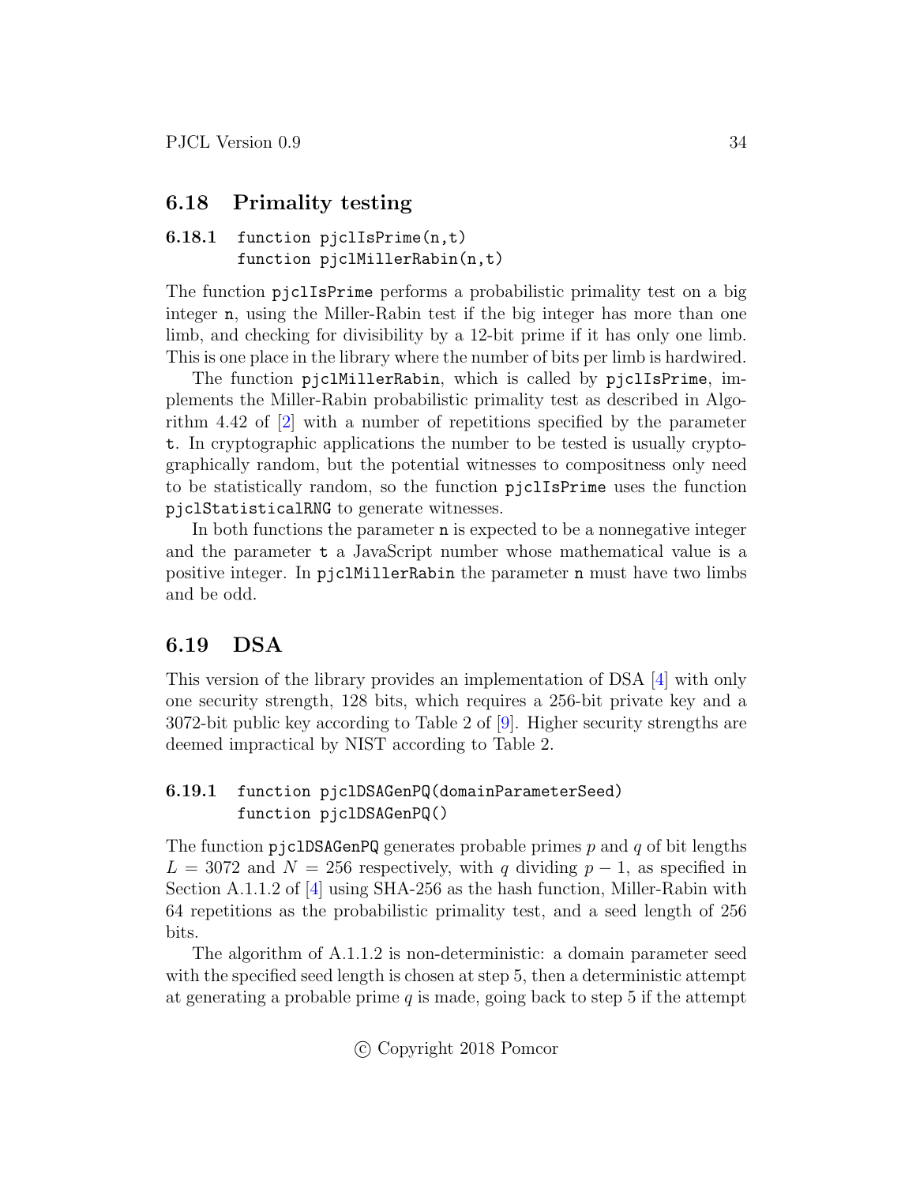## 6.18 Primality testing

### 6.18.1 `function pjclIsPrime(n,t)` `function pjclMillerRabin(n,t)`

The function `pjclIsPrime` performs a probabilistic primality test on a big integer `n`, using the Miller-Rabin test if the big integer has more than one limb, and checking for divisibility by a 12-bit prime if it has only one limb. This is one place in the library where the number of bits per limb is hardwired.

The function `pjclMillerRabin`, which is called by `pjclIsPrime`, implements the Miller-Rabin probabilistic primality test as described in Algorithm 4.42 of [2] with a number of repetitions specified by the parameter `t`. In cryptographic applications the number to be tested is usually cryptographically random, but the potential witnesses to compositness only need to be statistically random, so the function `pjclIsPrime` uses the function `pjclStatisticalRNG` to generate witnesses.

In both functions the parameter `n` is expected to be a nonnegative integer and the parameter `t` a JavaScript number whose mathematical value is a positive integer. In `pjclMillerRabin` the parameter `n` must have two limbs and be odd.

## 6.19 DSA

This version of the library provides an implementation of DSA [4] with only one security strength, 128 bits, which requires a 256-bit private key and a 3072-bit public key according to Table 2 of [9]. Higher security strengths are deemed impractical by NIST according to Table 2.

### 6.19.1 `function pjclDSAGenPQ(domainParameterSeed)` `function pjclDSAGenPQ()`

The function `pjclDSAGenPQ` generates probable primes $p$ and $q$ of bit lengths $L = 3072$ and $N = 256$ respectively, with $q$ dividing $p - 1$, as specified in Section A.1.1.2 of [4] using SHA-256 as the hash function, Miller-Rabin with 64 repetitions as the probabilistic primality test, and a seed length of 256 bits.

The algorithm of A.1.1.2 is non-deterministic: a domain parameter seed with the specified seed length is chosen at step 5, then a deterministic attempt at generating a probable prime $q$ is made, going back to step 5 if the attempt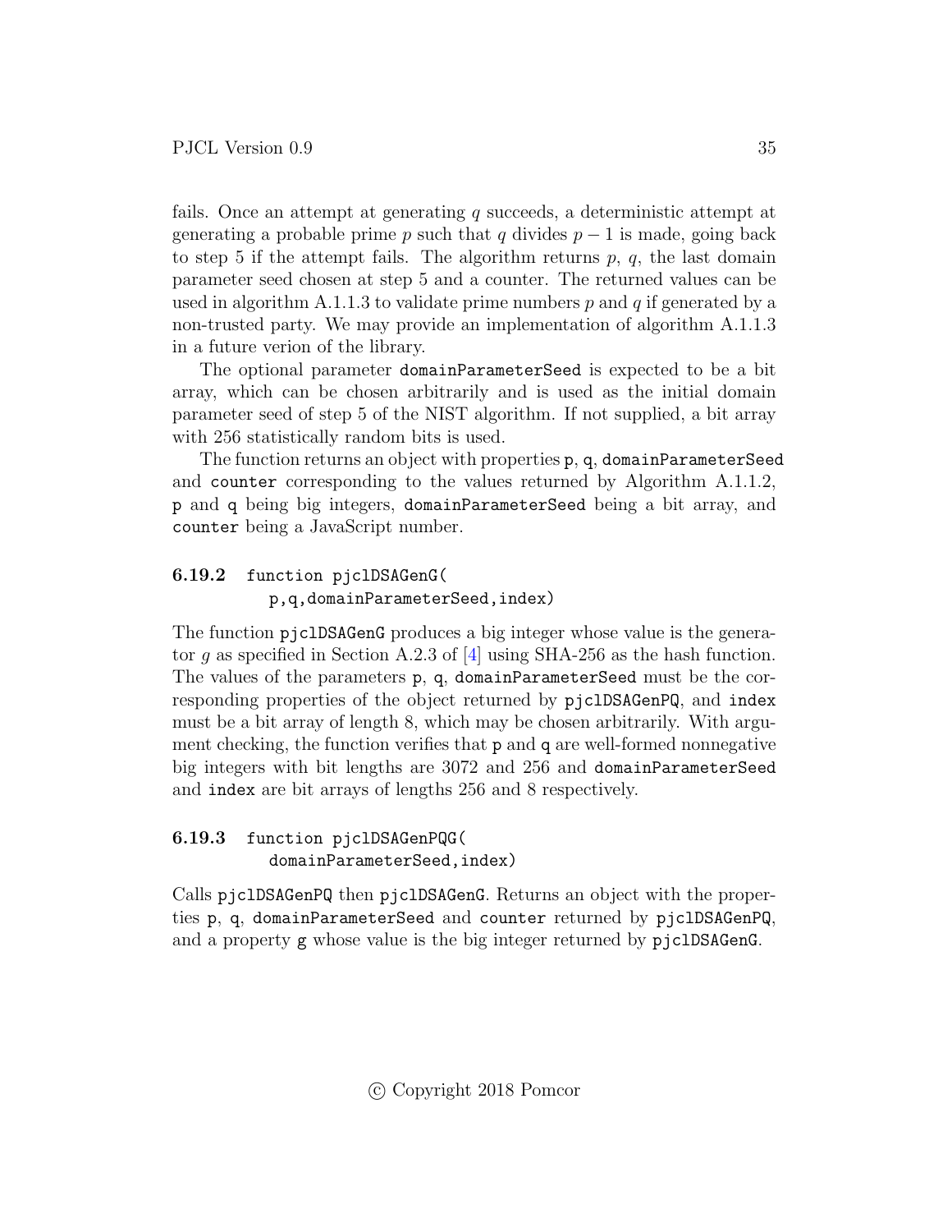fails. Once an attempt at generating $q$ succeeds, a deterministic attempt at generating a probable prime $p$ such that $q$ divides $p - 1$ is made, going back to step 5 if the attempt fails. The algorithm returns $p$, $q$, the last domain parameter seed chosen at step 5 and a counter. The returned values can be used in algorithm A.1.1.3 to validate prime numbers $p$ and $q$ if generated by a non-trusted party. We may provide an implementation of algorithm A.1.1.3 in a future verion of the library.

The optional parameter `domainParameterSeed` is expected to be a bit array, which can be chosen arbitrarily and is used as the initial domain parameter seed of step 5 of the NIST algorithm. If not supplied, a bit array with 256 statistically random bits is used.

The function returns an object with properties `p`, `q`, `domainParameterSeed` and `counter` corresponding to the values returned by Algorithm A.1.1.2, `p` and `q` being big integers, `domainParameterSeed` being a bit array, and `counter` being a JavaScript number.

### 6.19.2 `function pjclDSAGenG(p,q,domainParameterSeed,index)`

The function `pjclDSAGenG` produces a big integer whose value is the generator $g$ as specified in Section A.2.3 of [4] using SHA-256 as the hash function. The values of the parameters `p`, `q`, `domainParameterSeed` must be the corresponding properties of the object returned by `pjclDSAGenPQ`, and `index` must be a bit array of length 8, which may be chosen arbitrarily. With argument checking, the function verifies that `p` and `q` are well-formed nonnegative big integers with bit lengths are 3072 and 256 and `domainParameterSeed` and `index` are bit arrays of lengths 256 and 8 respectively.

### 6.19.3 `function pjclDSAGenPQG(domainParameterSeed,index)`

Calls `pjclDSAGenPQ` then `pjclDSAGenG`. Returns an object with the properties `p`, `q`, `domainParameterSeed` and `counter` returned by `pjclDSAGenPQ`, and a property `g` whose value is the big integer returned by `pjclDSAGenG`.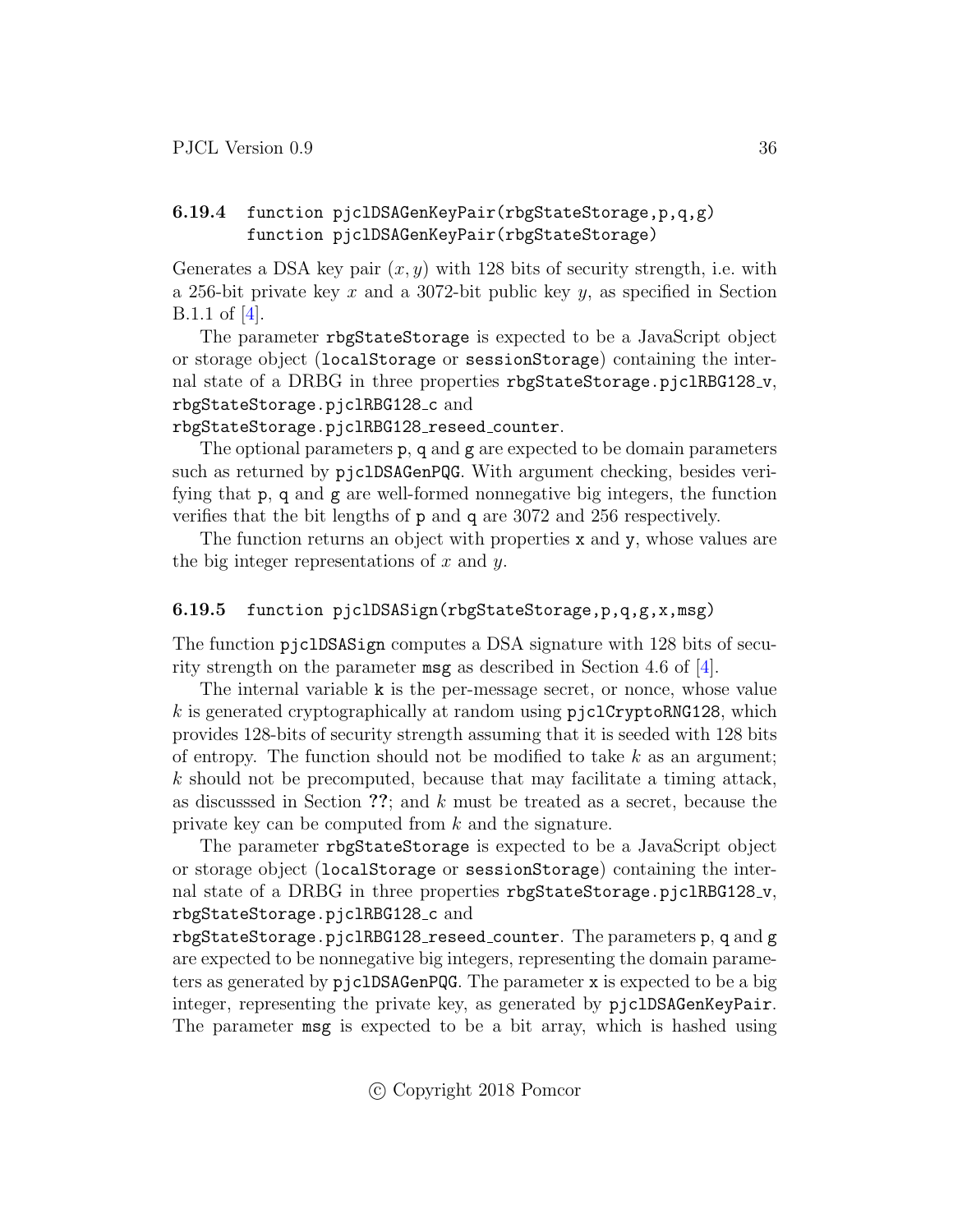### 6.19.4 function pjclDSAGenKeyPair(rbgStateStorage,p,q,g) function pjclDSAGenKeyPair(rbgStateStorage)

Generates a DSA key pair $(x, y)$ with 128 bits of security strength, i.e. with a 256-bit private key $x$ and a 3072-bit public key $y$, as specified in Section B.1.1 of [4].

The parameter `rbgStateStorage` is expected to be a JavaScript object or storage object (`localStorage` or `sessionStorage`) containing the internal state of a DRBG in three properties `rbgStateStorage.pjclRBG128_v`, `rbgStateStorage.pjclRBG128_c` and `rbgStateStorage.pjclRBG128_reseed_counter`.

The optional parameters `p`, `q` and `g` are expected to be domain parameters such as returned by `pjclDSAGenPQG`. With argument checking, besides verifying that `p`, `q` and `g` are well-formed nonnegative big integers, the function verifies that the bit lengths of `p` and `q` are 3072 and 256 respectively.

The function returns an object with properties `x` and `y`, whose values are the big integer representations of $x$ and $y$.

### 6.19.5 function pjclDSASign(rbgStateStorage,p,q,g,x,msg)

The function `pjclDSASign` computes a DSA signature with 128 bits of security strength on the parameter `msg` as described in Section 4.6 of [4].

The internal variable `k` is the per-message secret, or nonce, whose value $k$ is generated cryptographically at random using `pjclCryptoRNG128`, which provides 128-bits of security strength assuming that it is seeded with 128 bits of entropy. The function should not be modified to take $k$ as an argument; $k$ should not be precomputed, because that may facilitate a timing attack, as discusssed in Section **??**; and $k$ must be treated as a secret, because the private key can be computed from $k$ and the signature.

The parameter `rbgStateStorage` is expected to be a JavaScript object or storage object (`localStorage` or `sessionStorage`) containing the internal state of a DRBG in three properties `rbgStateStorage.pjclRBG128_v`, `rbgStateStorage.pjclRBG128_c` and `rbgStateStorage.pjclRBG128_reseed_counter`. The parameters `p`, `q` and `g` are expected to be nonnegative big integers, representing the domain parameters as generated by `pjclDSAGenPQG`. The parameter `x` is expected to be a big integer, representing the private key, as generated by `pjclDSAGenKeyPair`. The parameter `msg` is expected to be a bit array, which is hashed using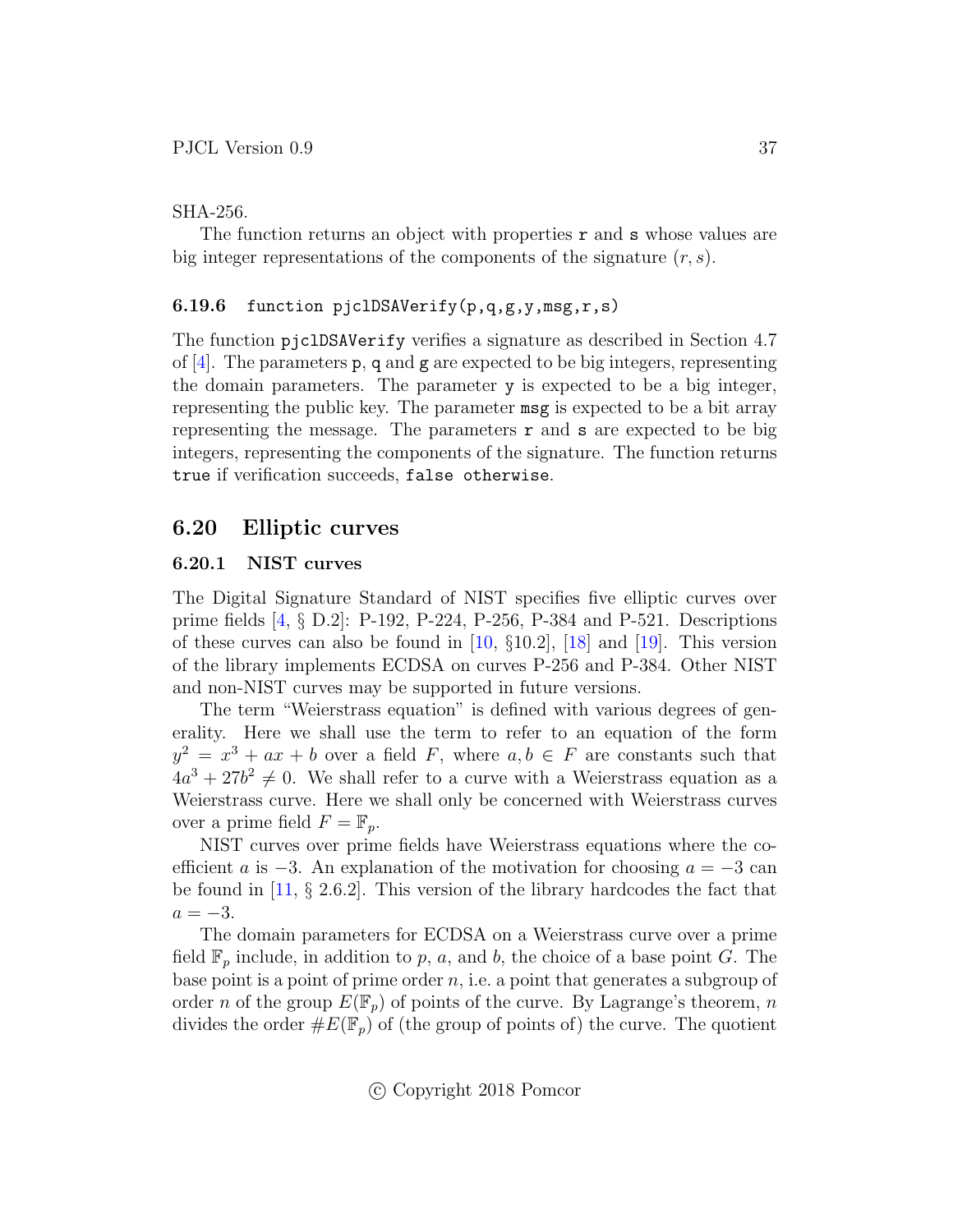SHA-256.

The function returns an object with properties `r` and `s` whose values are big integer representations of the components of the signature $(r, s)$.

### 6.19.6 `function pjclDSAVerify(p,q,g,y,msg,r,s)`

The function `pjclDSAVerify` verifies a signature as described in Section 4.7 of [4]. The parameters `p`, `q` and `g` are expected to be big integers, representing the domain parameters. The parameter `y` is expected to be a big integer, representing the public key. The parameter `msg` is expected to be a bit array representing the message. The parameters `r` and `s` are expected to be big integers, representing the components of the signature. The function returns `true` if verification succeeds, `false otherwise`.

## 6.20 Elliptic curves

### 6.20.1 NIST curves

The Digital Signature Standard of NIST specifies five elliptic curves over prime fields [4, § D.2]: P-192, P-224, P-256, P-384 and P-521. Descriptions of these curves can also be found in [10, §10.2], [18] and [19]. This version of the library implements ECDSA on curves P-256 and P-384. Other NIST and non-NIST curves may be supported in future versions.

The term "Weierstrass equation" is defined with various degrees of generality. Here we shall use the term to refer to an equation of the form $y^2 = x^3 + ax + b$ over a field $F$, where $a, b \in F$ are constants such that $4a^3 + 27b^2 \neq 0$. We shall refer to a curve with a Weierstrass equation as a Weierstrass curve. Here we shall only be concerned with Weierstrass curves over a prime field $F = \mathbb{F}_p$.

NIST curves over prime fields have Weierstrass equations where the coefficient $a$ is $-3$. An explanation of the motivation for choosing $a = -3$ can be found in [11, § 2.6.2]. This version of the library hardcodes the fact that $a = -3$.

The domain parameters for ECDSA on a Weierstrass curve over a prime field $\mathbb{F}_p$ include, in addition to $p$, $a$, and $b$, the choice of a base point $G$. The base point is a point of prime order $n$, i.e. a point that generates a subgroup of order $n$ of the group $E(\mathbb{F}_p)$ of points of the curve. By Lagrange's theorem, $n$ divides the order $\#E(\mathbb{F}_p)$ of (the group of points of) the curve. The quotient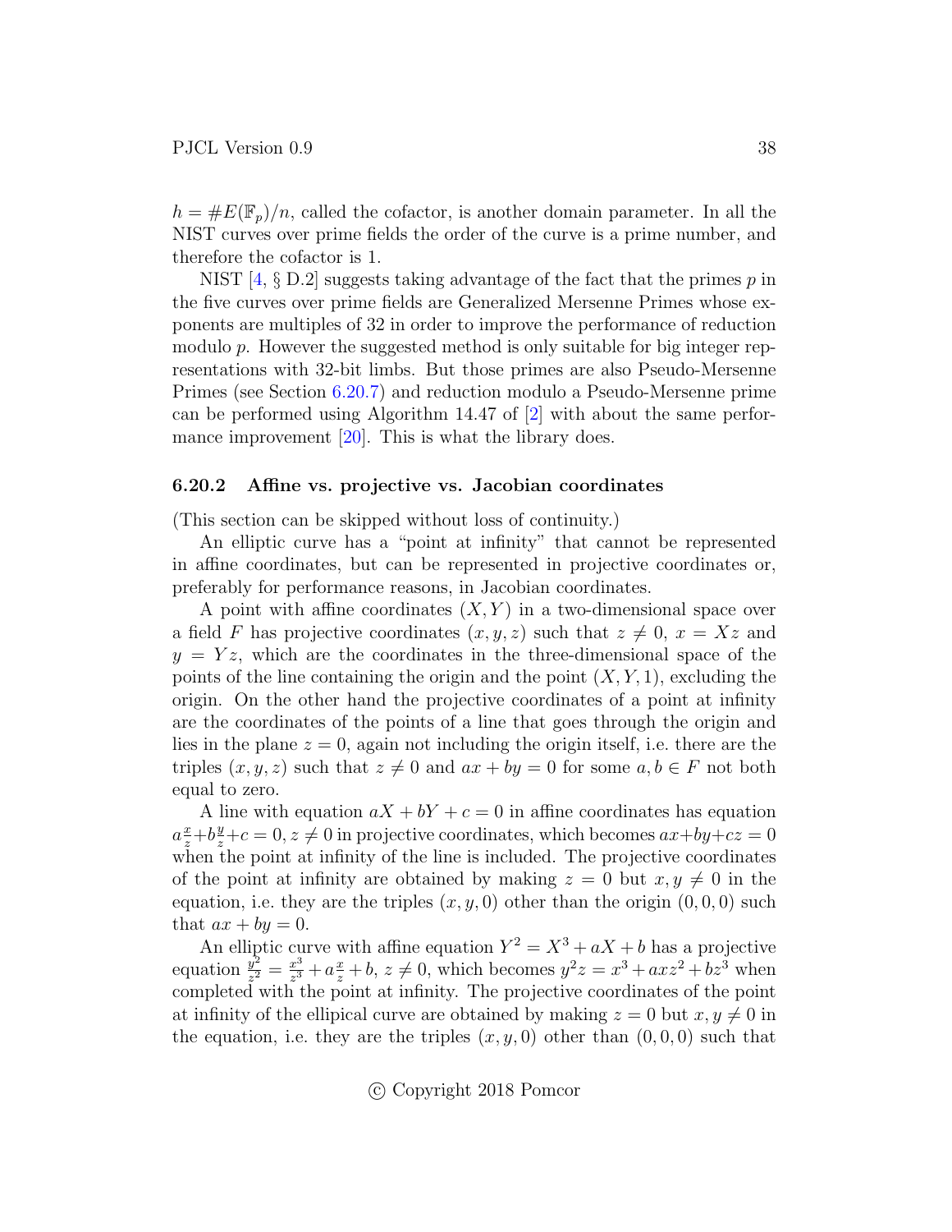$h = \#E(\mathbb{F}_p)/n$, called the cofactor, is another domain parameter. In all the NIST curves over prime fields the order of the curve is a prime number, and therefore the cofactor is 1.

NIST [4, § D.2] suggests taking advantage of the fact that the primes $p$ in the five curves over prime fields are Generalized Mersenne Primes whose exponents are multiples of 32 in order to improve the performance of reduction modulo $p$. However the suggested method is only suitable for big integer representations with 32-bit limbs. But those primes are also Pseudo-Mersenne Primes (see Section 6.20.7) and reduction modulo a Pseudo-Mersenne prime can be performed using Algorithm 14.47 of [2] with about the same performance improvement [20]. This is what the library does.

### 6.20.2 Affine vs. projective vs. Jacobian coordinates

(This section can be skipped without loss of continuity.)

An elliptic curve has a "point at infinity" that cannot be represented in affine coordinates, but can be represented in projective coordinates or, preferably for performance reasons, in Jacobian coordinates.

A point with affine coordinates $(X, Y)$ in a two-dimensional space over a field $F$ has projective coordinates $(x, y, z)$ such that $z \neq 0$, $x = Xz$ and $y = Yz$, which are the coordinates in the three-dimensional space of the points of the line containing the origin and the point $(X, Y, 1)$, excluding the origin. On the other hand the projective coordinates of a point at infinity are the coordinates of the points of a line that goes through the origin and lies in the plane $z = 0$, again not including the origin itself, i.e. there are the triples $(x, y, z)$ such that $z \neq 0$ and $ax + by = 0$ for some $a, b \in F$ not both equal to zero.

A line with equation $aX + bY + c = 0$ in affine coordinates has equation $a\frac{x}{z}+b\frac{y}{z}+c = 0, z \neq 0$ in projective coordinates, which becomes $ax+by+cz = 0$ when the point at infinity of the line is included. The projective coordinates of the point at infinity are obtained by making $z = 0$ but $x, y \neq 0$ in the equation, i.e. they are the triples $(x, y, 0)$ other than the origin $(0, 0, 0)$ such that $ax + by = 0$.

An elliptic curve with affine equation $Y^2 = X^3 + aX + b$ has a projective equation $\frac{y^2}{z^2} = \frac{x^3}{z^3} + a\frac{x}{z} + b$, $z \neq 0$, which becomes $y^2z = x^3 + axz^2 + bz^3$ when completed with the point at infinity. The projective coordinates of the point at infinity of the ellipical curve are obtained by making $z = 0$ but $x, y \neq 0$ in the equation, i.e. they are the triples $(x, y, 0)$ other than $(0, 0, 0)$ such that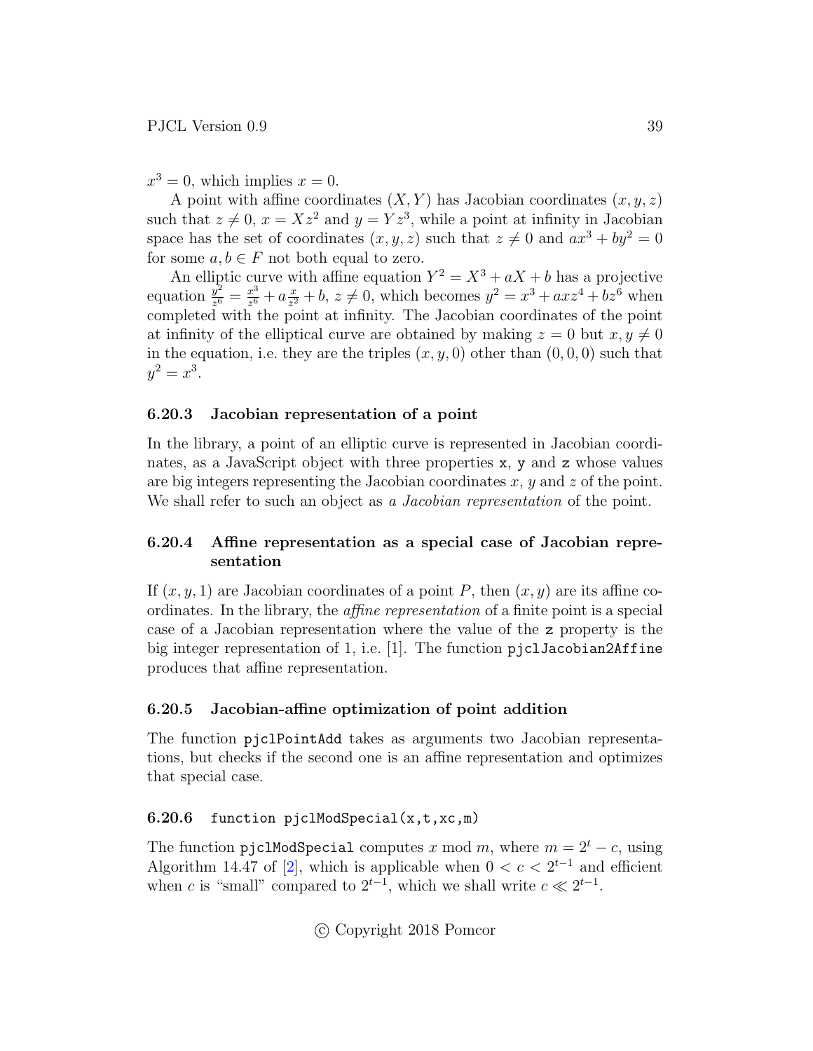$x^3 = 0$, which implies $x = 0$.

A point with affine coordinates $(X, Y)$ has Jacobian coordinates $(x, y, z)$ such that $z \neq 0$, $x = Xz^2$ and $y = Yz^3$, while a point at infinity in Jacobian space has the set of coordinates $(x, y, z)$ such that $z \neq 0$ and $ax^3 + by^2 = 0$ for some $a, b \in F$ not both equal to zero.

An elliptic curve with affine equation $Y^2 = X^3 + aX + b$ has a projective equation $\frac{y^2}{z^6} = \frac{x^3}{z^6} + a\frac{x}{z^2} + b$, $z \neq 0$, which becomes $y^2 = x^3 + axz^4 + bz^6$ when completed with the point at infinity. The Jacobian coordinates of the point at infinity of the elliptical curve are obtained by making $z = 0$ but $x, y \neq 0$ in the equation, i.e. they are the triples $(x, y, 0)$ other than $(0, 0, 0)$ such that $y^2 = x^3$.

### 6.20.3 Jacobian representation of a point

In the library, a point of an elliptic curve is represented in Jacobian coordinates, as a JavaScript object with three properties `x`, `y` and `z` whose values are big integers representing the Jacobian coordinates $x$, $y$ and $z$ of the point. We shall refer to such an object as *a Jacobian representation* of the point.

### 6.20.4 Affine representation as a special case of Jacobian representation

If $(x, y, 1)$ are Jacobian coordinates of a point $P$, then $(x, y)$ are its affine coordinates. In the library, the *affine representation* of a finite point is a special case of a Jacobian representation where the value of the `z` property is the big integer representation of 1, i.e. [1]. The function `pjclJacobian2Affine` produces that affine representation.

### 6.20.5 Jacobian-affine optimization of point addition

The function `pjclPointAdd` takes as arguments two Jacobian representations, but checks if the second one is an affine representation and optimizes that special case.

### 6.20.6 `function pjclModSpecial(x,t,xc,m)`

The function `pjclModSpecial` computes $x \bmod m$, where $m = 2^t - c$, using Algorithm 14.47 of [2], which is applicable when $0 < c < 2^{t-1}$ and efficient when $c$ is "small" compared to $2^{t-1}$, which we shall write $c \ll 2^{t-1}$.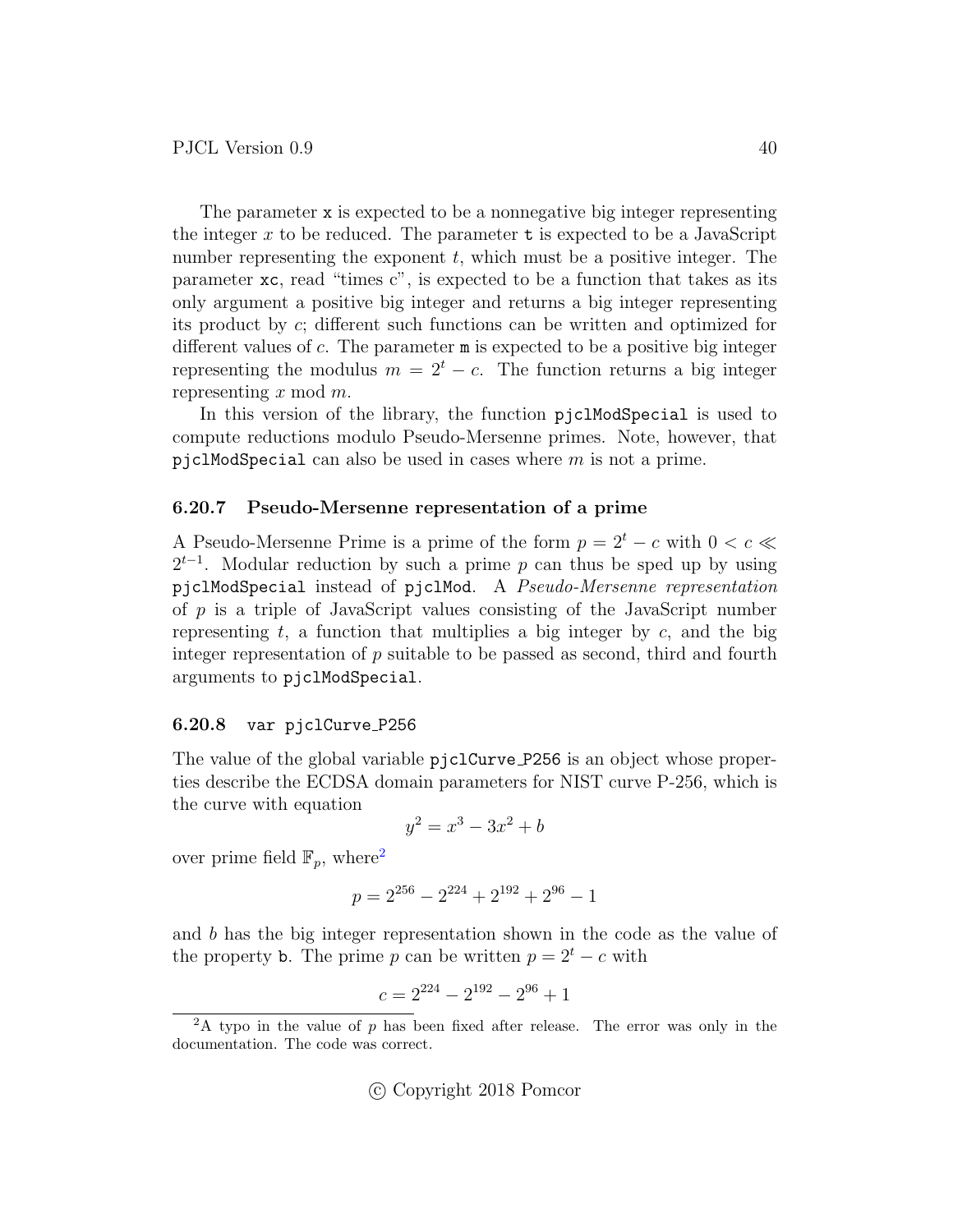The parameter `x` is expected to be a nonnegative big integer representing the integer $x$ to be reduced. The parameter `t` is expected to be a JavaScript number representing the exponent $t$, which must be a positive integer. The parameter `xc`, read "times c", is expected to be a function that takes as its only argument a positive big integer and returns a big integer representing its product by $c$; different such functions can be written and optimized for different values of $c$. The parameter `m` is expected to be a positive big integer representing the modulus $m = 2^t - c$. The function returns a big integer representing $x \bmod m$.

In this version of the library, the function `pjclModSpecial` is used to compute reductions modulo Pseudo-Mersenne primes. Note, however, that `pjclModSpecial` can also be used in cases where $m$ is not a prime.

### 6.20.7 Pseudo-Mersenne representation of a prime

A Pseudo-Mersenne Prime is a prime of the form $p = 2^t - c$ with $0 < c \ll 2^{t-1}$. Modular reduction by such a prime $p$ can thus be sped up by using `pjclModSpecial` instead of `pjclMod`. A *Pseudo-Mersenne representation* of $p$ is a triple of JavaScript values consisting of the JavaScript number representing $t$, a function that multiplies a big integer by $c$, and the big integer representation of $p$ suitable to be passed as second, third and fourth arguments to `pjclModSpecial`.

### 6.20.8 `var pjclCurve_P256`

The value of the global variable `pjclCurve_P256` is an object whose properties describe the ECDSA domain parameters for NIST curve P-256, which is the curve with equation

$$y^2 = x^3 - 3x^2 + b$$

over prime field $\mathbb{F}_p$, where[2]

$$p = 2^{256} - 2^{224} + 2^{192} + 2^{96} - 1$$

and $b$ has the big integer representation shown in the code as the value of the property `b`. The prime $p$ can be written $p = 2^t - c$ with

$$c = 2^{224} - 2^{192} - 2^{96} + 1$$

[2] A typo in the value of $p$ has been fixed after release. The error was only in the documentation. The code was correct.

© Copyright 2018 Pomcor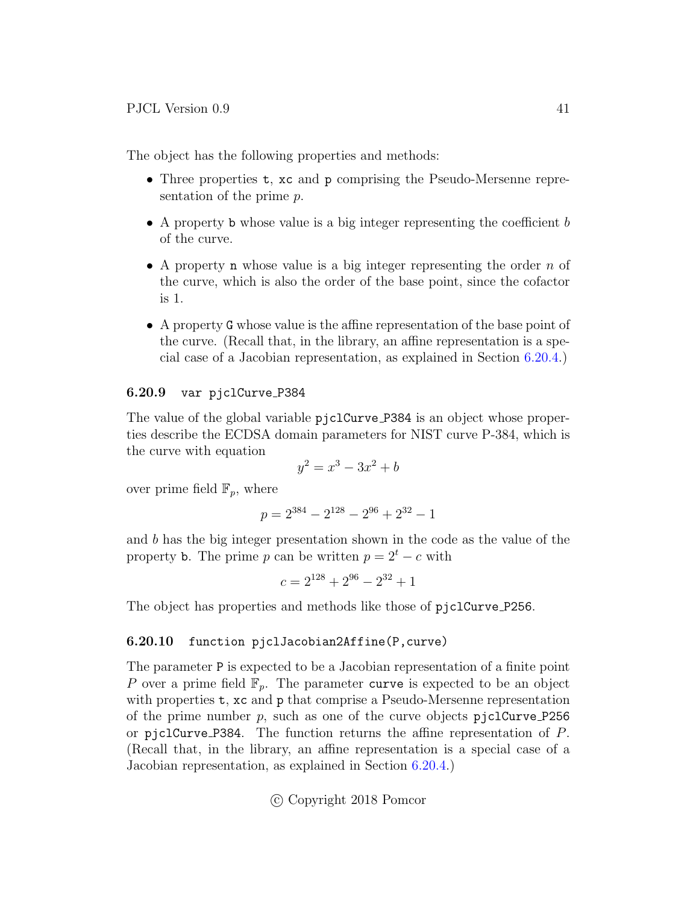The object has the following properties and methods:

- Three properties `t`, `xc` and `p` comprising the Pseudo-Mersenne representation of the prime $p$.
- A property `b` whose value is a big integer representing the coefficient $b$ of the curve.
- A property `n` whose value is a big integer representing the order $n$ of the curve, which is also the order of the base point, since the cofactor is 1.
- A property `G` whose value is the affine representation of the base point of the curve. (Recall that, in the library, an affine representation is a special case of a Jacobian representation, as explained in Section 6.20.4.)

### 6.20.9 `var pjclCurve_P384`

The value of the global variable `pjclCurve_P384` is an object whose properties describe the ECDSA domain parameters for NIST curve P-384, which is the curve with equation

$$y^2 = x^3 - 3x^2 + b$$

over prime field $\mathbb{F}_p$, where

$$p = 2^{384} - 2^{128} - 2^{96} + 2^{32} - 1$$

and $b$ has the big integer presentation shown in the code as the value of the property `b`. The prime $p$ can be written $p = 2^t - c$ with

$$c = 2^{128} + 2^{96} - 2^{32} + 1$$

The object has properties and methods like those of `pjclCurve_P256`.

### 6.20.10 `function pjclJacobian2Affine(P,curve)`

The parameter `P` is expected to be a Jacobian representation of a finite point $P$ over a prime field $\mathbb{F}_p$. The parameter `curve` is expected to be an object with properties `t`, `xc` and `p` that comprise a Pseudo-Mersenne representation of the prime number $p$, such as one of the curve objects `pjclCurve_P256` or `pjclCurve_P384`. The function returns the affine representation of $P$. (Recall that, in the library, an affine representation is a special case of a Jacobian representation, as explained in Section 6.20.4.)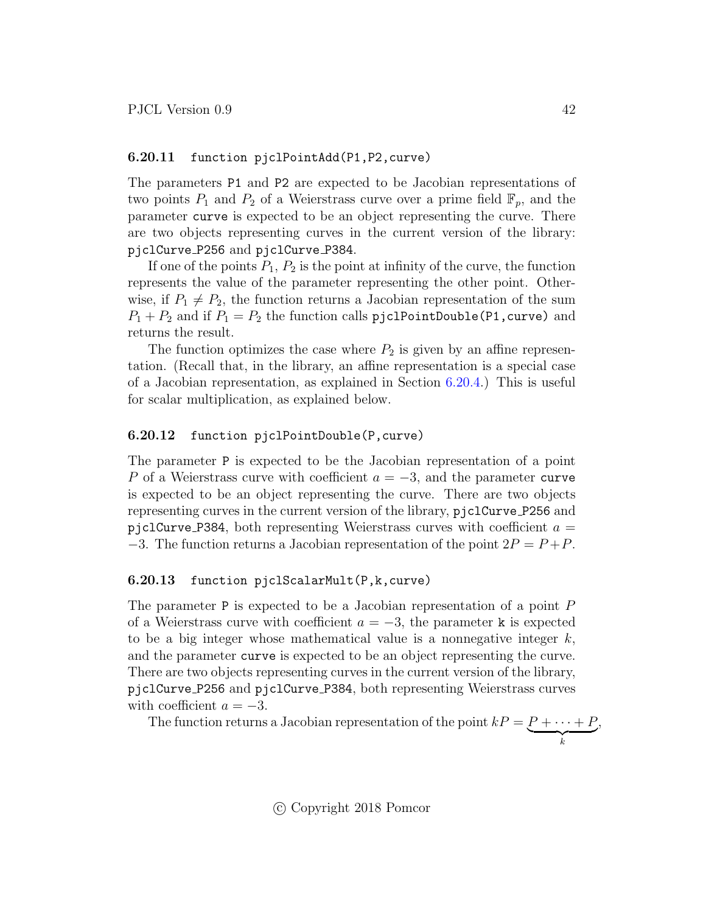### 6.20.11 `function pjclPointAdd(P1,P2,curve)`

The parameters `P1` and `P2` are expected to be Jacobian representations of two points $P_1$ and $P_2$ of a Weierstrass curve over a prime field $\mathbb{F}_p$, and the parameter `curve` is expected to be an object representing the curve. There are two objects representing curves in the current version of the library: `pjclCurve_P256` and `pjclCurve_P384`.

If one of the points $P_1$, $P_2$ is the point at infinity of the curve, the function represents the value of the parameter representing the other point. Otherwise, if $P_1 \neq P_2$, the function returns a Jacobian representation of the sum $P_1 + P_2$ and if $P_1 = P_2$ the function calls `pjclPointDouble(P1,curve)` and returns the result.

The function optimizes the case where $P_2$ is given by an affine representation. (Recall that, in the library, an affine representation is a special case of a Jacobian representation, as explained in Section 6.20.4.) This is useful for scalar multiplication, as explained below.

### 6.20.12 `function pjclPointDouble(P,curve)`

The parameter `P` is expected to be the Jacobian representation of a point $P$ of a Weierstrass curve with coefficient $a = -3$, and the parameter `curve` is expected to be an object representing the curve. There are two objects representing curves in the current version of the library, `pjclCurve_P256` and `pjclCurve_P384`, both representing Weierstrass curves with coefficient $a = -3$. The function returns a Jacobian representation of the point $2P = P + P$.

### 6.20.13 `function pjclScalarMult(P,k,curve)`

The parameter `P` is expected to be a Jacobian representation of a point $P$ of a Weierstrass curve with coefficient $a = -3$, the parameter `k` is expected to be a big integer whose mathematical value is a nonnegative integer $k$, and the parameter `curve` is expected to be an object representing the curve. There are two objects representing curves in the current version of the library, `pjclCurve_P256` and `pjclCurve_P384`, both representing Weierstrass curves with coefficient $a = -3$.

The function returns a Jacobian representation of the point $kP = \underbrace{P + \cdots + P}_{k}$,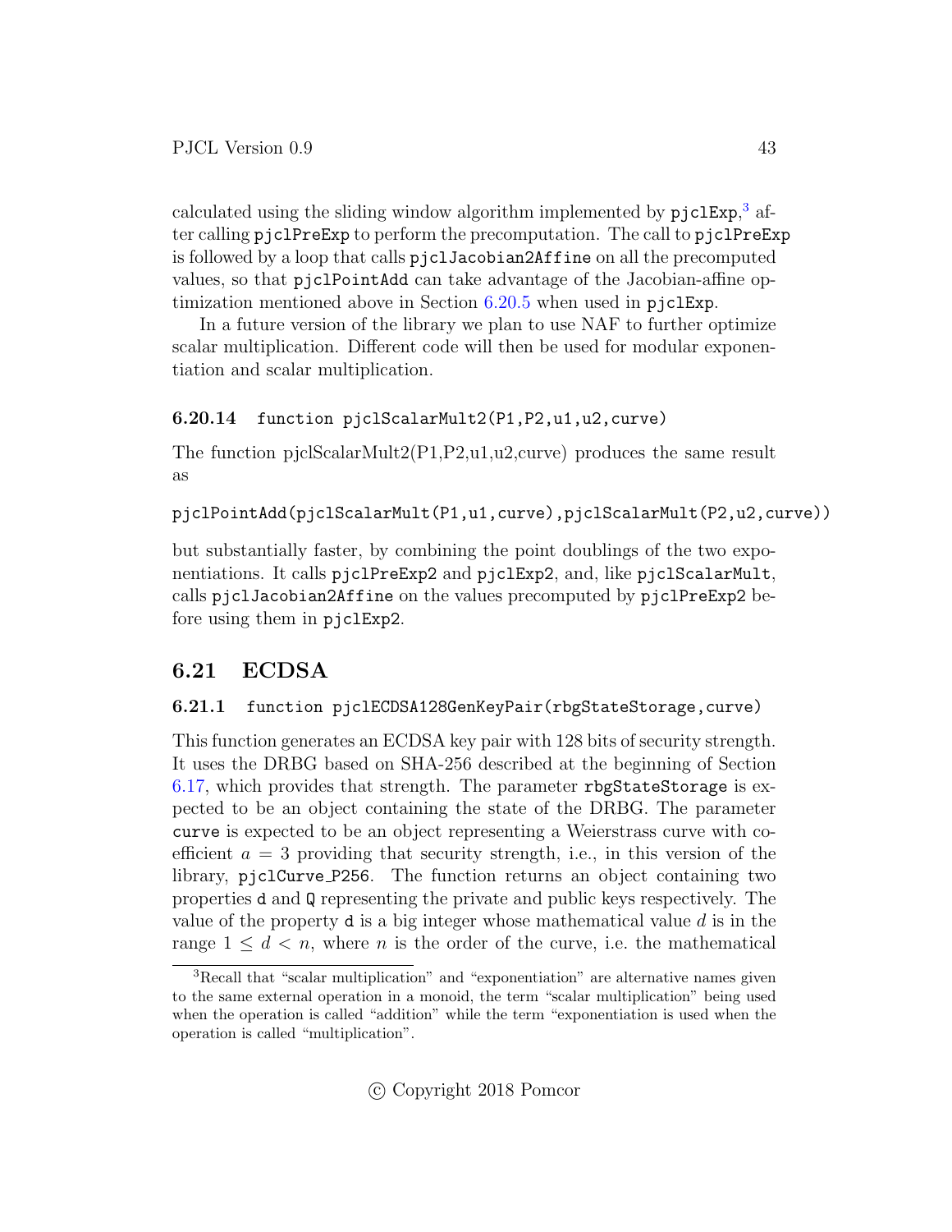calculated using the sliding window algorithm implemented by `pjclExp`,[3] after calling `pjclPreExp` to perform the precomputation. The call to `pjclPreExp` is followed by a loop that calls `pjclJacobian2Affine` on all the precomputed values, so that `pjclPointAdd` can take advantage of the Jacobian-affine optimization mentioned above in Section 6.20.5 when used in `pjclExp`.

In a future version of the library we plan to use NAF to further optimize scalar multiplication. Different code will then be used for modular exponentiation and scalar multiplication.

#### 6.20.14 `function pjclScalarMult2(P1,P2,u1,u2,curve)`

The function pjclScalarMult2(P1,P2,u1,u2,curve) produces the same result as

```
pjclPointAdd(pjclScalarMult(P1,u1,curve),pjclScalarMult(P2,u2,curve))
```

but substantially faster, by combining the point doublings of the two exponentiations. It calls `pjclPreExp2` and `pjclExp2`, and, like `pjclScalarMult`, calls `pjclJacobian2Affine` on the values precomputed by `pjclPreExp2` before using them in `pjclExp2`.

### 6.21 ECDSA

#### 6.21.1 `function pjclECDSA128GenKeyPair(rbgStateStorage,curve)`

This function generates an ECDSA key pair with 128 bits of security strength. It uses the DRBG based on SHA-256 described at the beginning of Section 6.17, which provides that strength. The parameter `rbgStateStorage` is expected to be an object containing the state of the DRBG. The parameter `curve` is expected to be an object representing a Weierstrass curve with coefficient $a = 3$ providing that security strength, i.e., in this version of the library, `pjclCurve_P256`. The function returns an object containing two properties `d` and `Q` representing the private and public keys respectively. The value of the property `d` is a big integer whose mathematical value $d$ is in the range $1 \leq d < n$, where $n$ is the order of the curve, i.e. the mathematical

[3] Recall that "scalar multiplication" and "exponentiation" are alternative names given to the same external operation in a monoid, the term "scalar multiplication" being used when the operation is called "addition" while the term "exponentiation is used when the operation is called "multiplication".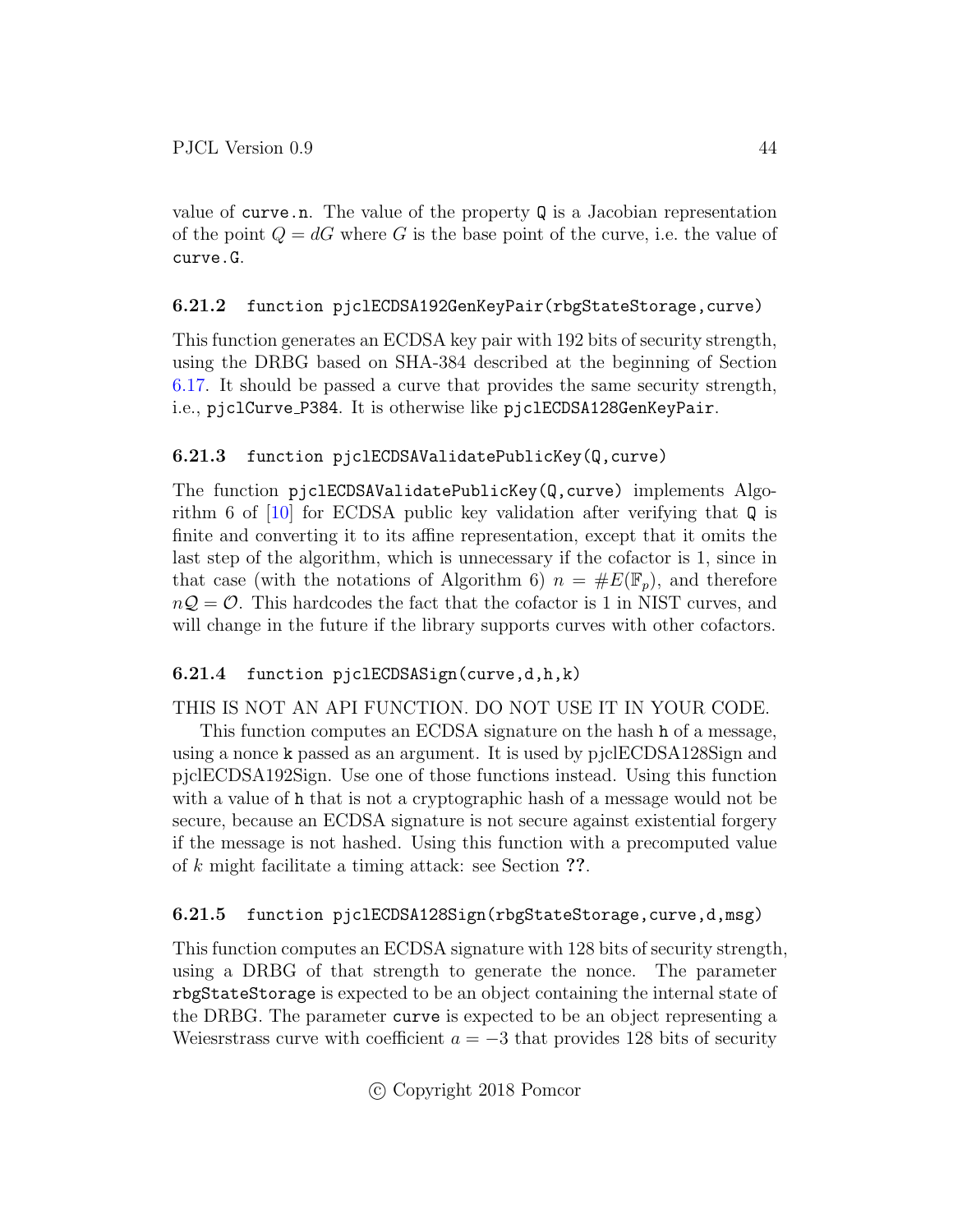value of `curve.n`. The value of the property `Q` is a Jacobian representation of the point $Q = dG$ where $G$ is the base point of the curve, i.e. the value of `curve.G`.

### 6.21.2 function pjclECDSA192GenKeyPair(rbgStateStorage,curve)

This function generates an ECDSA key pair with 192 bits of security strength, using the DRBG based on SHA-384 described at the beginning of Section 6.17. It should be passed a curve that provides the same security strength, i.e., `pjclCurve_P384`. It is otherwise like `pjclECDSA128GenKeyPair`.

### 6.21.3 function pjclECDSAValidatePublicKey(Q,curve)

The function `pjclECDSAValidatePublicKey(Q,curve)` implements Algorithm 6 of [10] for ECDSA public key validation after verifying that `Q` is finite and converting it to its affine representation, except that it omits the last step of the algorithm, which is unnecessary if the cofactor is 1, since in that case (with the notations of Algorithm 6) $n = \#E(\mathbb{F}_p)$, and therefore $n\mathcal{Q} = \mathcal{O}$. This hardcodes the fact that the cofactor is 1 in NIST curves, and will change in the future if the library supports curves with other cofactors.

### 6.21.4 function pjclECDSASign(curve,d,h,k)

THIS IS NOT AN API FUNCTION. DO NOT USE IT IN YOUR CODE.

This function computes an ECDSA signature on the hash `h` of a message, using a nonce `k` passed as an argument. It is used by pjclECDSA128Sign and pjclECDSA192Sign. Use one of those functions instead. Using this function with a value of `h` that is not a cryptographic hash of a message would not be secure, because an ECDSA signature is not secure against existential forgery if the message is not hashed. Using this function with a precomputed value of $k$ might facilitate a timing attack: see Section **??**.

### 6.21.5 function pjclECDSA128Sign(rbgStateStorage,curve,d,msg)

This function computes an ECDSA signature with 128 bits of security strength, using a DRBG of that strength to generate the nonce. The parameter `rbgStateStorage` is expected to be an object containing the internal state of the DRBG. The parameter `curve` is expected to be an object representing a Weiesrstrass curve with coefficient $a = -3$ that provides 128 bits of security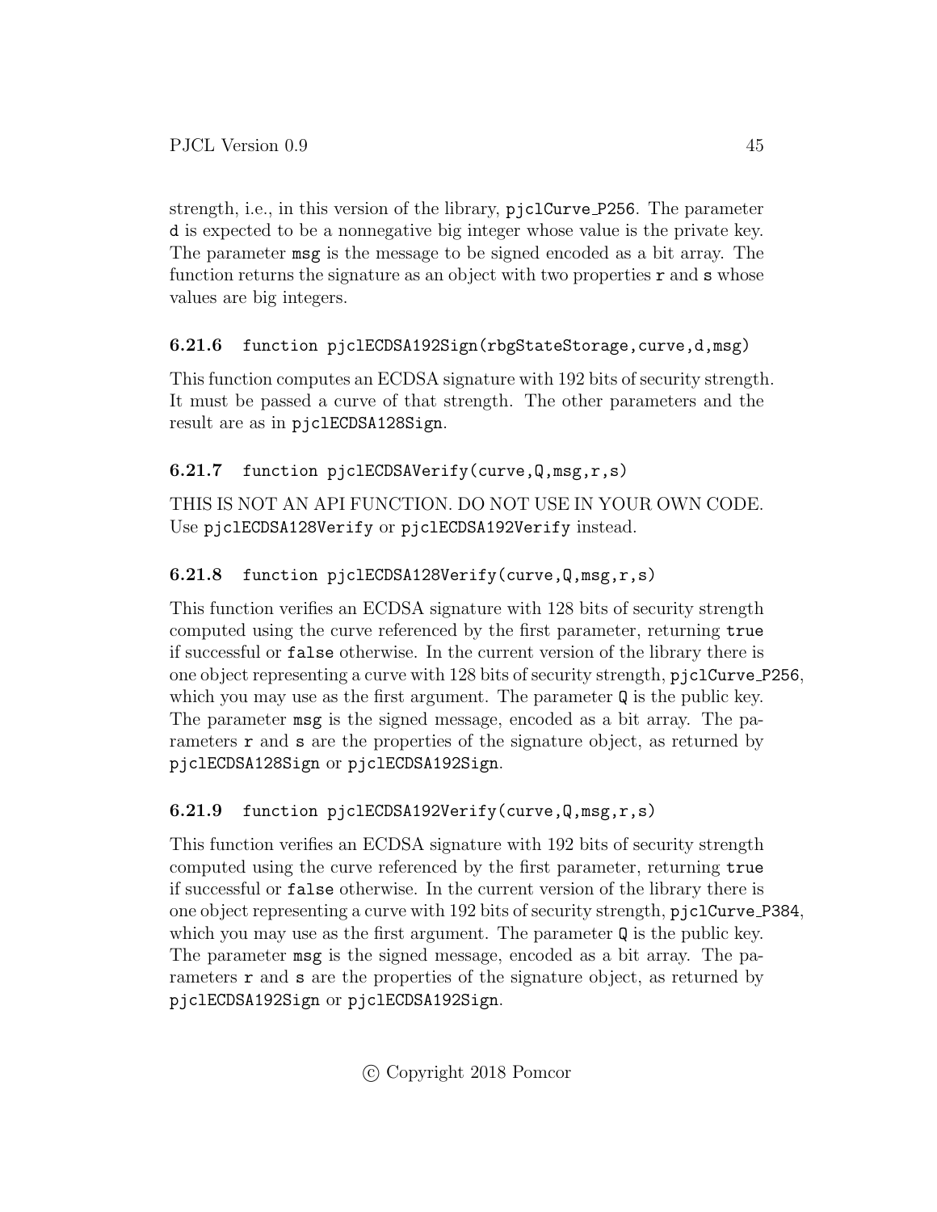strength, i.e., in this version of the library, `pjclCurve_P256`. The parameter `d` is expected to be a nonnegative big integer whose value is the private key. The parameter `msg` is the message to be signed encoded as a bit array. The function returns the signature as an object with two properties `r` and `s` whose values are big integers.

### 6.21.6 function pjclECDSA192Sign(rbgStateStorage,curve,d,msg)

This function computes an ECDSA signature with 192 bits of security strength. It must be passed a curve of that strength. The other parameters and the result are as in `pjclECDSA128Sign`.

### 6.21.7 function pjclECDSAVerify(curve,Q,msg,r,s)

THIS IS NOT AN API FUNCTION. DO NOT USE IN YOUR OWN CODE. Use `pjclECDSA128Verify` or `pjclECDSA192Verify` instead.

### 6.21.8 function pjclECDSA128Verify(curve,Q,msg,r,s)

This function verifies an ECDSA signature with 128 bits of security strength computed using the curve referenced by the first parameter, returning `true` if successful or `false` otherwise. In the current version of the library there is one object representing a curve with 128 bits of security strength, `pjclCurve_P256`, which you may use as the first argument. The parameter `Q` is the public key. The parameter `msg` is the signed message, encoded as a bit array. The parameters `r` and `s` are the properties of the signature object, as returned by `pjclECDSA128Sign` or `pjclECDSA192Sign`.

### 6.21.9 function pjclECDSA192Verify(curve,Q,msg,r,s)

This function verifies an ECDSA signature with 192 bits of security strength computed using the curve referenced by the first parameter, returning `true` if successful or `false` otherwise. In the current version of the library there is one object representing a curve with 192 bits of security strength, `pjclCurve_P384`, which you may use as the first argument. The parameter `Q` is the public key. The parameter `msg` is the signed message, encoded as a bit array. The parameters `r` and `s` are the properties of the signature object, as returned by `pjclECDSA192Sign` or `pjclECDSA192Sign`.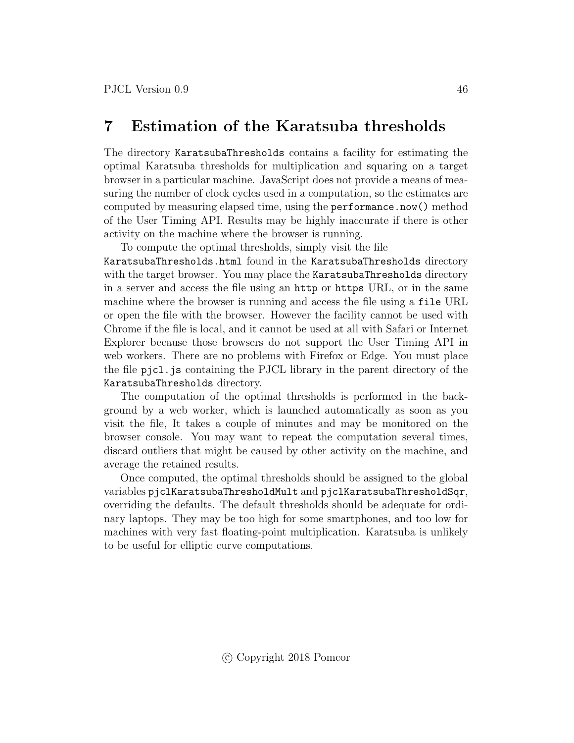# 7 Estimation of the Karatsuba thresholds

The directory `KaratsubaThresholds` contains a facility for estimating the optimal Karatsuba thresholds for multiplication and squaring on a target browser in a particular machine. JavaScript does not provide a means of measuring the number of clock cycles used in a computation, so the estimates are computed by measuring elapsed time, using the `performance.now()` method of the User Timing API. Results may be highly inaccurate if there is other activity on the machine where the browser is running.

To compute the optimal thresholds, simply visit the file `KaratsubaThresholds.html` found in the `KaratsubaThresholds` directory with the target browser. You may place the `KaratsubaThresholds` directory in a server and access the file using an `http` or `https` URL, or in the same machine where the browser is running and access the file using a `file` URL or open the file with the browser. However the facility cannot be used with Chrome if the file is local, and it cannot be used at all with Safari or Internet Explorer because those browsers do not support the User Timing API in web workers. There are no problems with Firefox or Edge. You must place the file `pjcl.js` containing the PJCL library in the parent directory of the `KaratsubaThresholds` directory.

The computation of the optimal thresholds is performed in the background by a web worker, which is launched automatically as soon as you visit the file, It takes a couple of minutes and may be monitored on the browser console. You may want to repeat the computation several times, discard outliers that might be caused by other activity on the machine, and average the retained results.

Once computed, the optimal thresholds should be assigned to the global variables `pjclKaratsubaThresholdMult` and `pjclKaratsubaThresholdSqr`, overriding the defaults. The default thresholds should be adequate for ordinary laptops. They may be too high for some smartphones, and too low for machines with very fast floating-point multiplication. Karatsuba is unlikely to be useful for elliptic curve computations.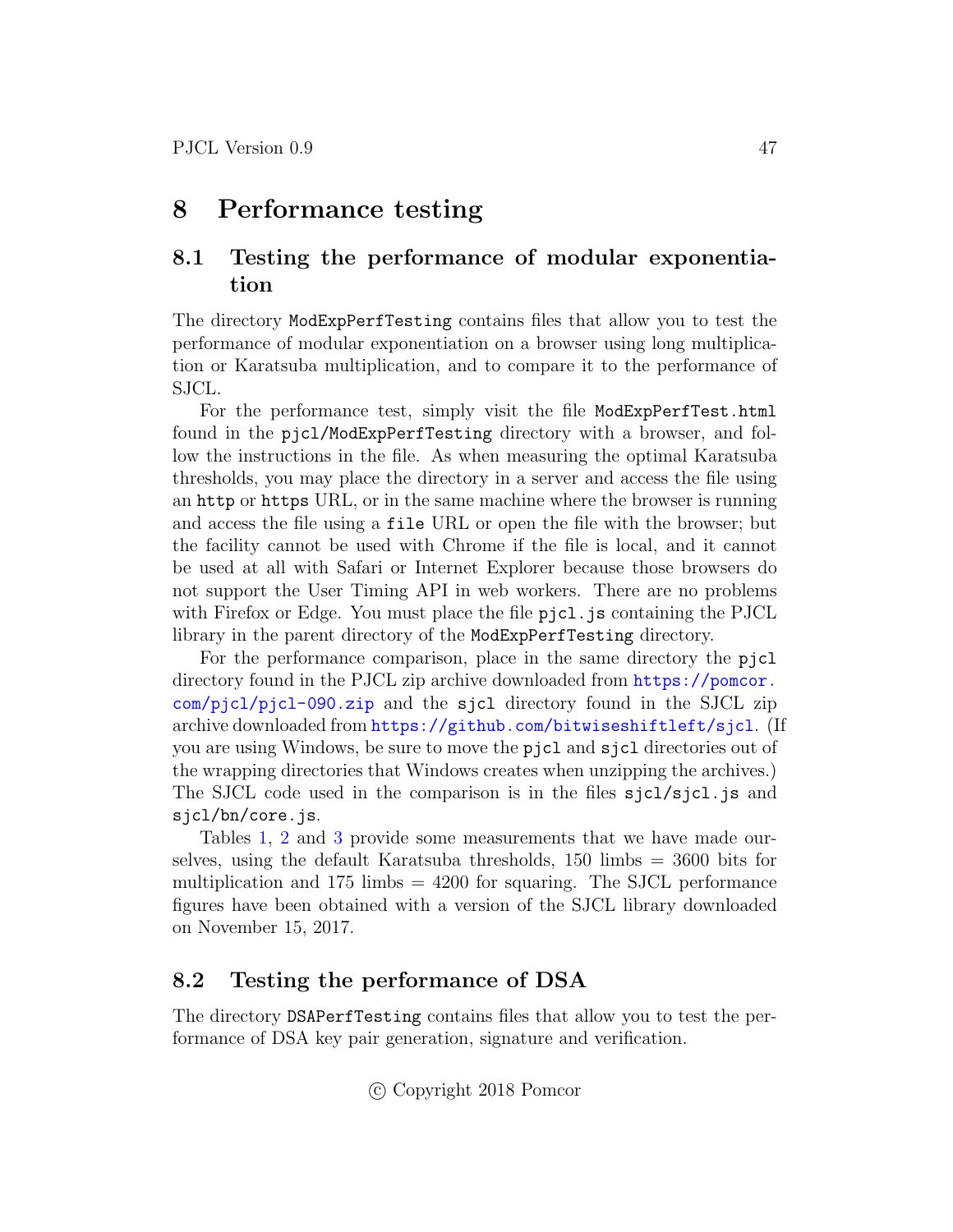# 8 Performance testing

## 8.1 Testing the performance of modular exponentiation

The directory `ModExpPerfTesting` contains files that allow you to test the performance of modular exponentiation on a browser using long multiplication or Karatsuba multiplication, and to compare it to the performance of SJCL.

For the performance test, simply visit the file `ModExpPerfTest.html` found in the `pjcl/ModExpPerfTesting` directory with a browser, and follow the instructions in the file. As when measuring the optimal Karatsuba thresholds, you may place the directory in a server and access the file using an `http` or `https` URL, or in the same machine where the browser is running and access the file using a `file` URL or open the file with the browser; but the facility cannot be used with Chrome if the file is local, and it cannot be used at all with Safari or Internet Explorer because those browsers do not support the User Timing API in web workers. There are no problems with Firefox or Edge. You must place the file `pjcl.js` containing the PJCL library in the parent directory of the `ModExpPerfTesting` directory.

For the performance comparison, place in the same directory the `pjcl` directory found in the PJCL zip archive downloaded from https://pomcor.com/pjcl/pjcl-090.zip and the `sjcl` directory found in the SJCL zip archive downloaded from https://github.com/bitwiseshiftleft/sjcl. (If you are using Windows, be sure to move the `pjcl` and `sjcl` directories out of the wrapping directories that Windows creates when unzipping the archives.) The SJCL code used in the comparison is in the files `sjcl/sjcl.js` and `sjcl/bn/core.js`.

Tables 1, 2 and 3 provide some measurements that we have made ourselves, using the default Karatsuba thresholds, 150 limbs = 3600 bits for multiplication and 175 limbs = 4200 for squaring. The SJCL performance figures have been obtained with a version of the SJCL library downloaded on November 15, 2017.

## 8.2 Testing the performance of DSA

The directory `DSAPerfTesting` contains files that allow you to test the performance of DSA key pair generation, signature and verification.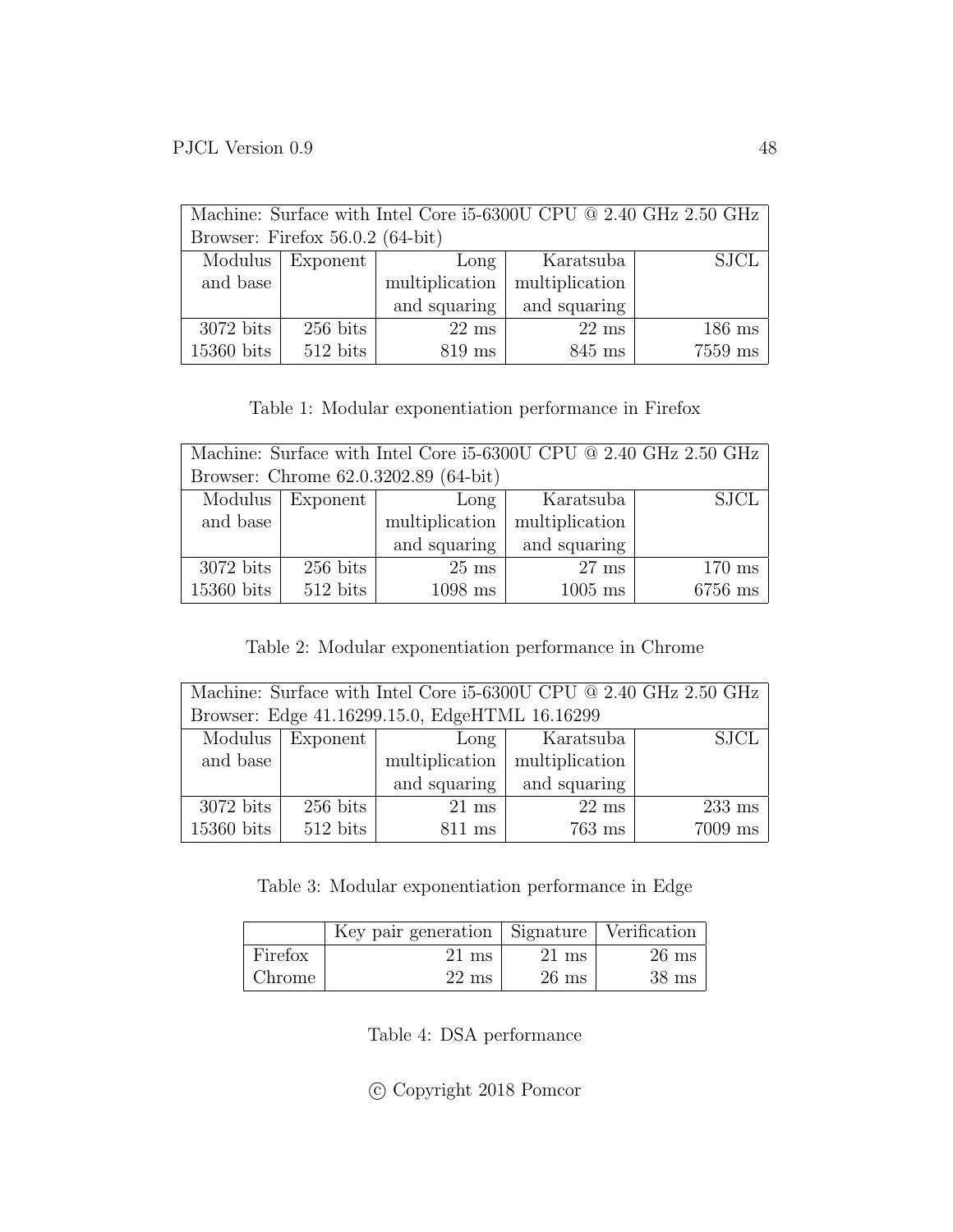| Machine: Surface with Intel Core i5-6300U CPU @ 2.40 GHz 2.50 GHz<br>Browser: Firefox 56.0.2 (64-bit) | | | | |
|---|---|---|---|---|
| Modulus and base | Exponent | Long multiplication and squaring | Karatsuba multiplication and squaring | SJCL |
| 3072 bits | 256 bits | 22 ms | 22 ms | 186 ms |
| 15360 bits | 512 bits | 819 ms | 845 ms | 7559 ms |

Table 1: Modular exponentiation performance in Firefox

| Machine: Surface with Intel Core i5-6300U CPU @ 2.40 GHz 2.50 GHz<br>Browser: Chrome 62.0.3202.89 (64-bit) | | | | |
|---|---|---|---|---|
| Modulus and base | Exponent | Long multiplication and squaring | Karatsuba multiplication and squaring | SJCL |
| 3072 bits | 256 bits | 25 ms | 27 ms | 170 ms |
| 15360 bits | 512 bits | 1098 ms | 1005 ms | 6756 ms |

Table 2: Modular exponentiation performance in Chrome

| Machine: Surface with Intel Core i5-6300U CPU @ 2.40 GHz 2.50 GHz<br>Browser: Edge 41.16299.15.0, EdgeHTML 16.16299 | | | | |
|---|---|---|---|---|
| Modulus and base | Exponent | Long multiplication and squaring | Karatsuba multiplication and squaring | SJCL |
| 3072 bits | 256 bits | 21 ms | 22 ms | 233 ms |
| 15360 bits | 512 bits | 811 ms | 763 ms | 7009 ms |

Table 3: Modular exponentiation performance in Edge

| | Key pair generation | Signature | Verification |
|---|---|---|---|
| Firefox | 21 ms | 21 ms | 26 ms |
| Chrome | 22 ms | 26 ms | 38 ms |

Table 4: DSA performance

© Copyright 2018 Pomcor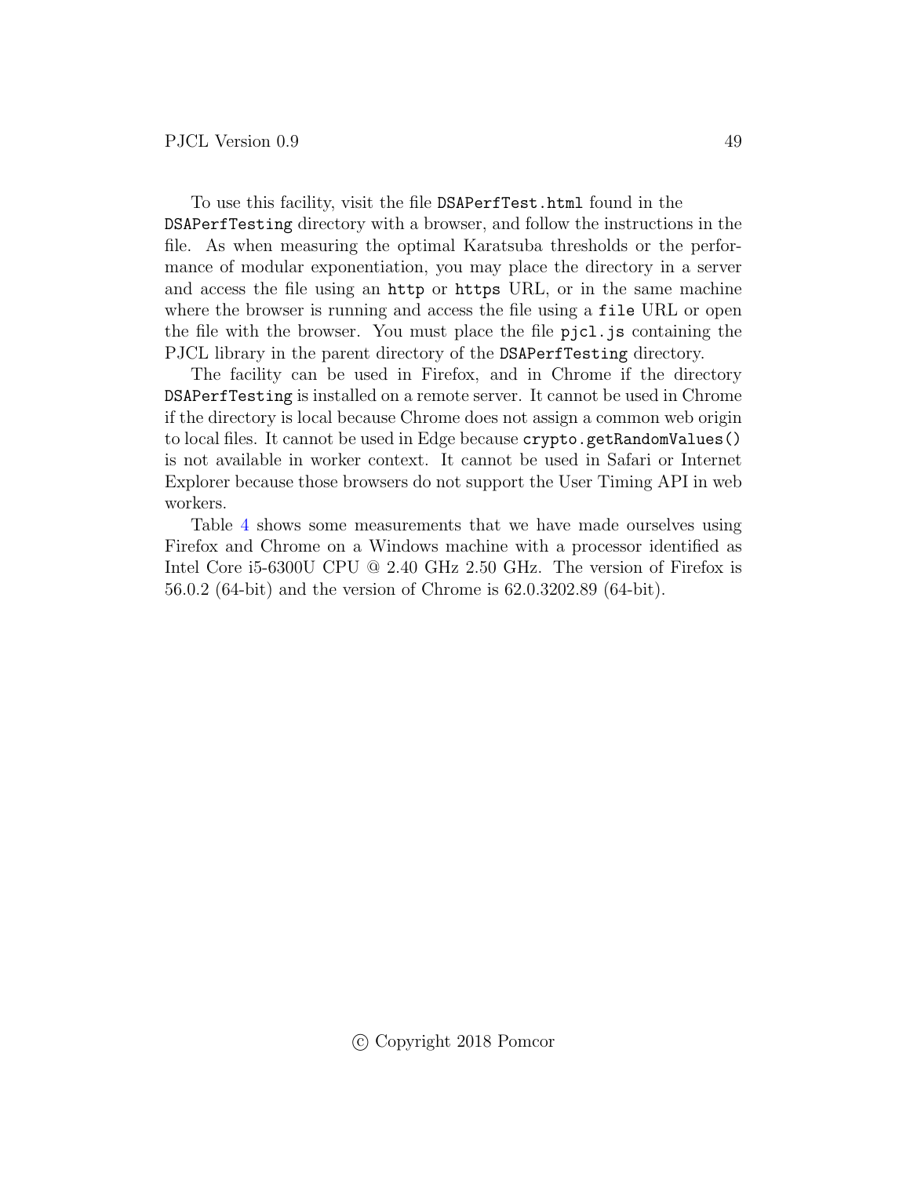To use this facility, visit the file `DSAPerfTest.html` found in the `DSAPerfTesting` directory with a browser, and follow the instructions in the file. As when measuring the optimal Karatsuba thresholds or the performance of modular exponentiation, you may place the directory in a server and access the file using an `http` or `https` URL, or in the same machine where the browser is running and access the file using a `file` URL or open the file with the browser. You must place the file `pjcl.js` containing the PJCL library in the parent directory of the `DSAPerfTesting` directory.

The facility can be used in Firefox, and in Chrome if the directory `DSAPerfTesting` is installed on a remote server. It cannot be used in Chrome if the directory is local because Chrome does not assign a common web origin to local files. It cannot be used in Edge because `crypto.getRandomValues()` is not available in worker context. It cannot be used in Safari or Internet Explorer because those browsers do not support the User Timing API in web workers.

Table 4 shows some measurements that we have made ourselves using Firefox and Chrome on a Windows machine with a processor identified as Intel Core i5-6300U CPU @ 2.40 GHz 2.50 GHz. The version of Firefox is 56.0.2 (64-bit) and the version of Chrome is 62.0.3202.89 (64-bit).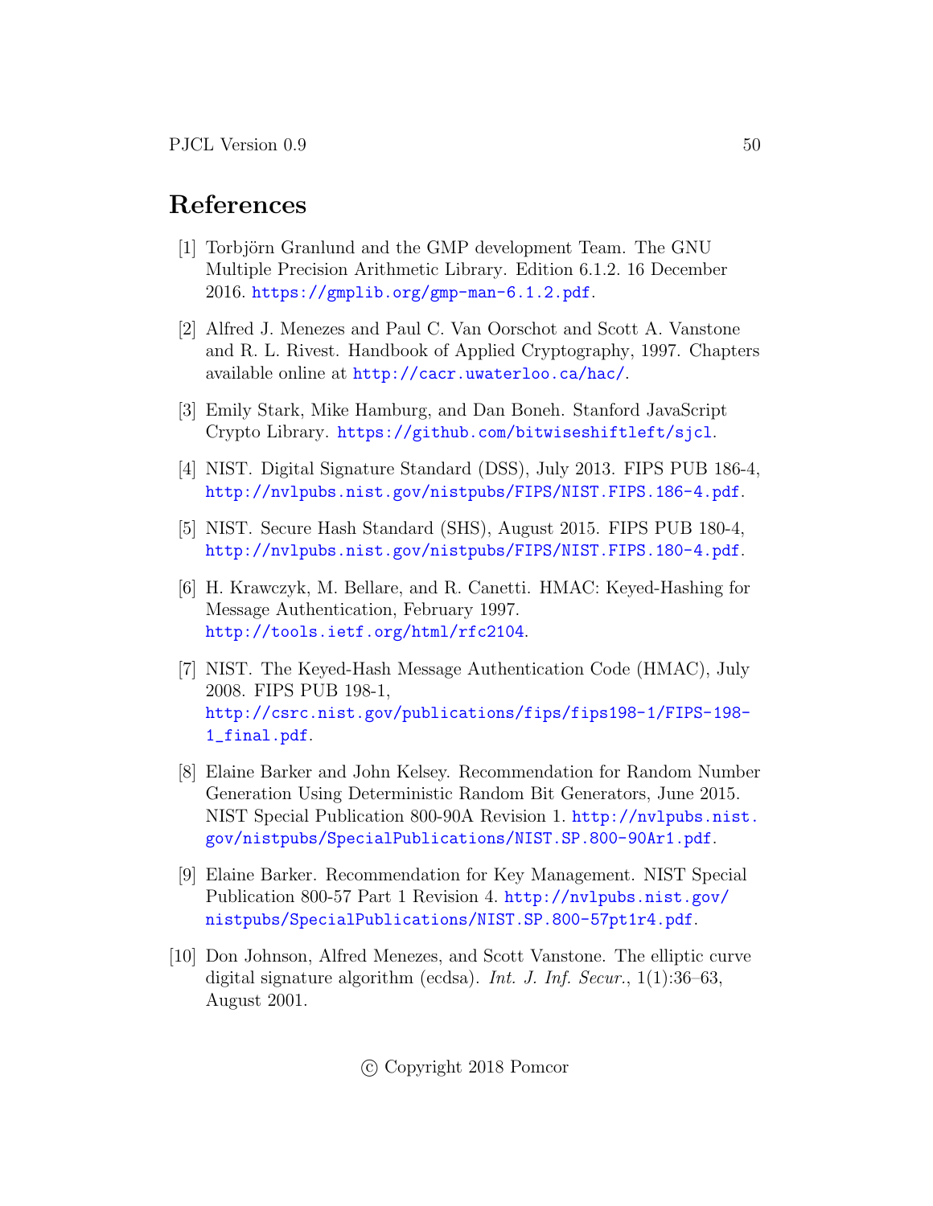# References

[1] Torbjörn Granlund and the GMP development Team. The GNU Multiple Precision Arithmetic Library. Edition 6.1.2. 16 December 2016. https://gmplib.org/gmp-man-6.1.2.pdf.

[2] Alfred J. Menezes and Paul C. Van Oorschot and Scott A. Vanstone and R. L. Rivest. Handbook of Applied Cryptography, 1997. Chapters available online at http://cacr.uwaterloo.ca/hac/.

[3] Emily Stark, Mike Hamburg, and Dan Boneh. Stanford JavaScript Crypto Library. https://github.com/bitwiseshiftleft/sjcl.

[4] NIST. Digital Signature Standard (DSS), July 2013. FIPS PUB 186-4, http://nvlpubs.nist.gov/nistpubs/FIPS/NIST.FIPS.186-4.pdf.

[5] NIST. Secure Hash Standard (SHS), August 2015. FIPS PUB 180-4, http://nvlpubs.nist.gov/nistpubs/FIPS/NIST.FIPS.180-4.pdf.

[6] H. Krawczyk, M. Bellare, and R. Canetti. HMAC: Keyed-Hashing for Message Authentication, February 1997. http://tools.ietf.org/html/rfc2104.

[7] NIST. The Keyed-Hash Message Authentication Code (HMAC), July 2008. FIPS PUB 198-1, http://csrc.nist.gov/publications/fips/fips198-1/FIPS-198-1_final.pdf.

[8] Elaine Barker and John Kelsey. Recommendation for Random Number Generation Using Deterministic Random Bit Generators, June 2015. NIST Special Publication 800-90A Revision 1. http://nvlpubs.nist.gov/nistpubs/SpecialPublications/NIST.SP.800-90Ar1.pdf.

[9] Elaine Barker. Recommendation for Key Management. NIST Special Publication 800-57 Part 1 Revision 4. http://nvlpubs.nist.gov/nistpubs/SpecialPublications/NIST.SP.800-57pt1r4.pdf.

[10] Don Johnson, Alfred Menezes, and Scott Vanstone. The elliptic curve digital signature algorithm (ecdsa). *Int. J. Inf. Secur.*, 1(1):36–63, August 2001.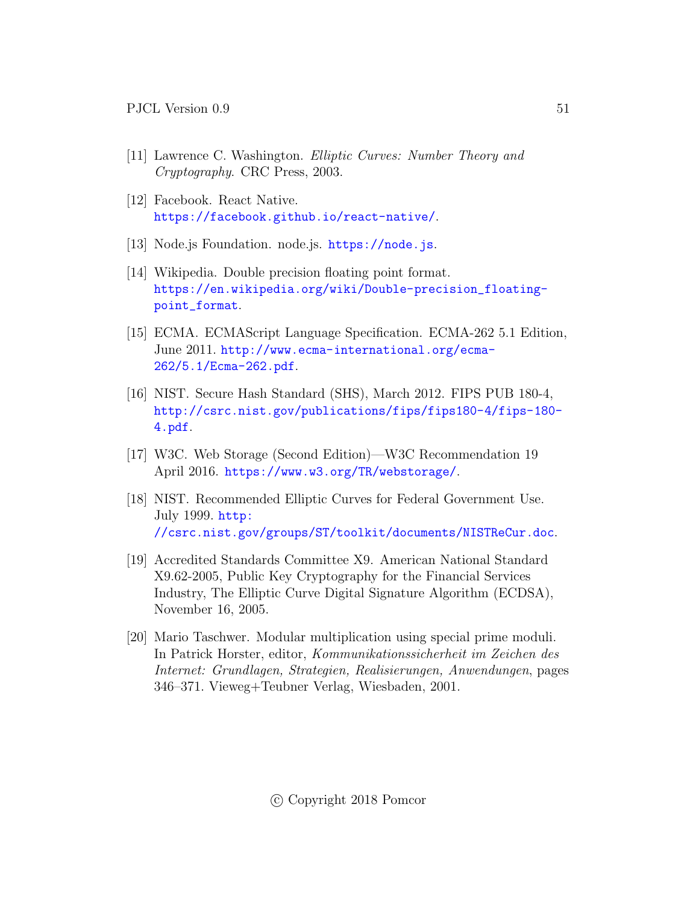[11] Lawrence C. Washington. *Elliptic Curves: Number Theory and Cryptography*. CRC Press, 2003.

[12] Facebook. React Native. https://facebook.github.io/react-native/.

[13] Node.js Foundation. node.js. https://node.js.

[14] Wikipedia. Double precision floating point format. https://en.wikipedia.org/wiki/Double-precision_floating-point_format.

[15] ECMA. ECMAScript Language Specification. ECMA-262 5.1 Edition, June 2011. http://www.ecma-international.org/ecma-262/5.1/Ecma-262.pdf.

[16] NIST. Secure Hash Standard (SHS), March 2012. FIPS PUB 180-4, http://csrc.nist.gov/publications/fips/fips180-4/fips-180-4.pdf.

[17] W3C. Web Storage (Second Edition)—W3C Recommendation 19 April 2016. https://www.w3.org/TR/webstorage/.

[18] NIST. Recommended Elliptic Curves for Federal Government Use. July 1999. http://csrc.nist.gov/groups/ST/toolkit/documents/NISTReCur.doc.

[19] Accredited Standards Committee X9. American National Standard X9.62-2005, Public Key Cryptography for the Financial Services Industry, The Elliptic Curve Digital Signature Algorithm (ECDSA), November 16, 2005.

[20] Mario Taschwer. Modular multiplication using special prime moduli. In Patrick Horster, editor, *Kommunikationssicherheit im Zeichen des Internet: Grundlagen, Strategien, Realisierungen, Anwendungen*, pages 346–371. Vieweg+Teubner Verlag, Wiesbaden, 2001.